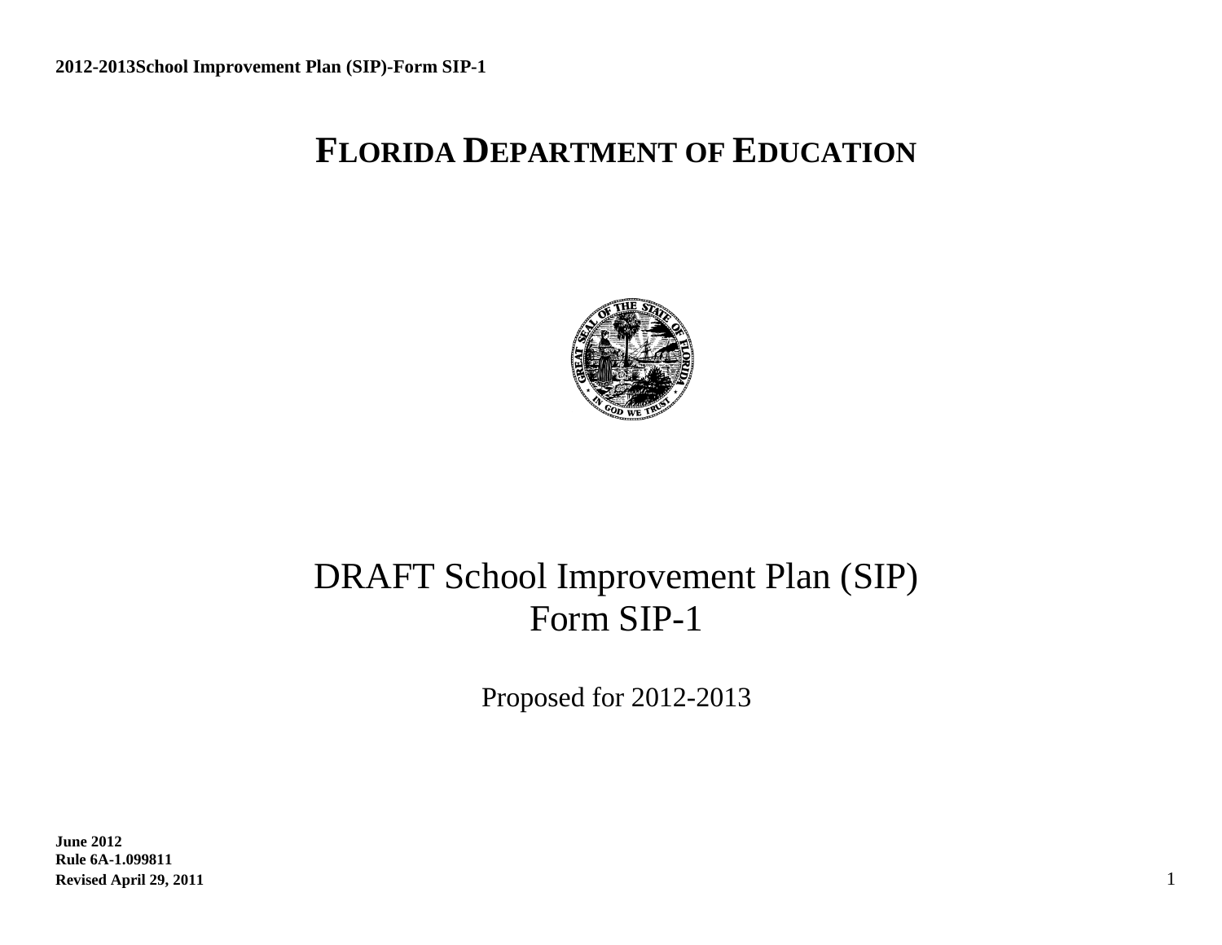# FLORIDA DEPARTMENT OF EDUCATION

# DRAFT School Improvement Plan (SIP)
# Form SIP-1

Proposed for 2012-2013

**June 2012**
**Rule 6A-1.099811**
**Revised April 29, 2011**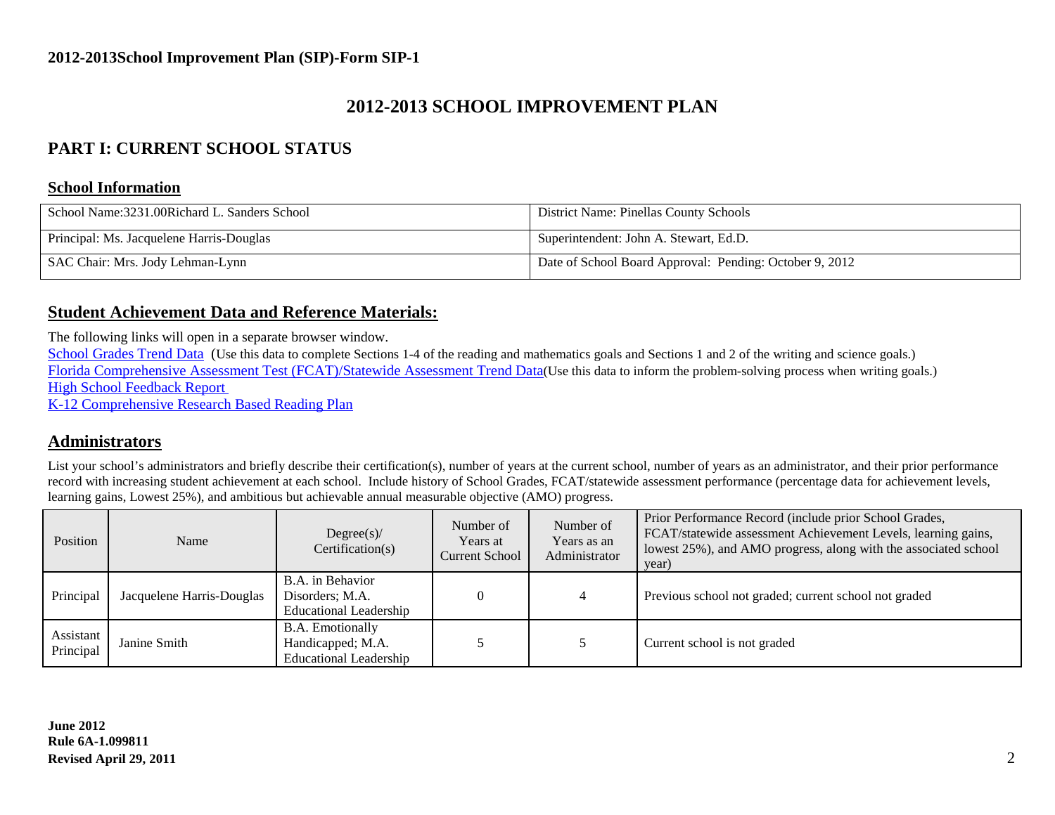**2012-2013School Improvement Plan (SIP)-Form SIP-1**

# 2012-2013 SCHOOL IMPROVEMENT PLAN

## PART I: CURRENT SCHOOL STATUS

### School Information

| School Name:3231.00Richard L. Sanders School | District Name: Pinellas County Schools |
|---|---|
| Principal: Ms. Jacquelene Harris-Douglas | Superintendent: John A. Stewart, Ed.D. |
| SAC Chair: Mrs. Jody Lehman-Lynn | Date of School Board Approval: Pending: October 9, 2012 |

## Student Achievement Data and Reference Materials:

The following links will open in a separate browser window.

School Grades Trend Data (Use this data to complete Sections 1-4 of the reading and mathematics goals and Sections 1 and 2 of the writing and science goals.)
Florida Comprehensive Assessment Test (FCAT)/Statewide Assessment Trend Data(Use this data to inform the problem-solving process when writing goals.)
High School Feedback Report
K-12 Comprehensive Research Based Reading Plan

## Administrators

List your school's administrators and briefly describe their certification(s), number of years at the current school, number of years as an administrator, and their prior performance record with increasing student achievement at each school. Include history of School Grades, FCAT/statewide assessment performance (percentage data for achievement levels, learning gains, Lowest 25%), and ambitious but achievable annual measurable objective (AMO) progress.

| Position | Name | Degree(s)/ Certification(s) | Number of Years at Current School | Number of Years as an Administrator | Prior Performance Record (include prior School Grades, FCAT/statewide assessment Achievement Levels, learning gains, lowest 25%), and AMO progress, along with the associated school year) |
|---|---|---|---|---|---|
| Principal | Jacquelene Harris-Douglas | B.A. in Behavior Disorders; M.A. Educational Leadership | 0 | 4 | Previous school not graded; current school not graded |
| Assistant Principal | Janine Smith | B.A. Emotionally Handicapped; M.A. Educational Leadership | 5 | 5 | Current school is not graded |

**June 2012**
**Rule 6A-1.099811**
**Revised April 29, 2011**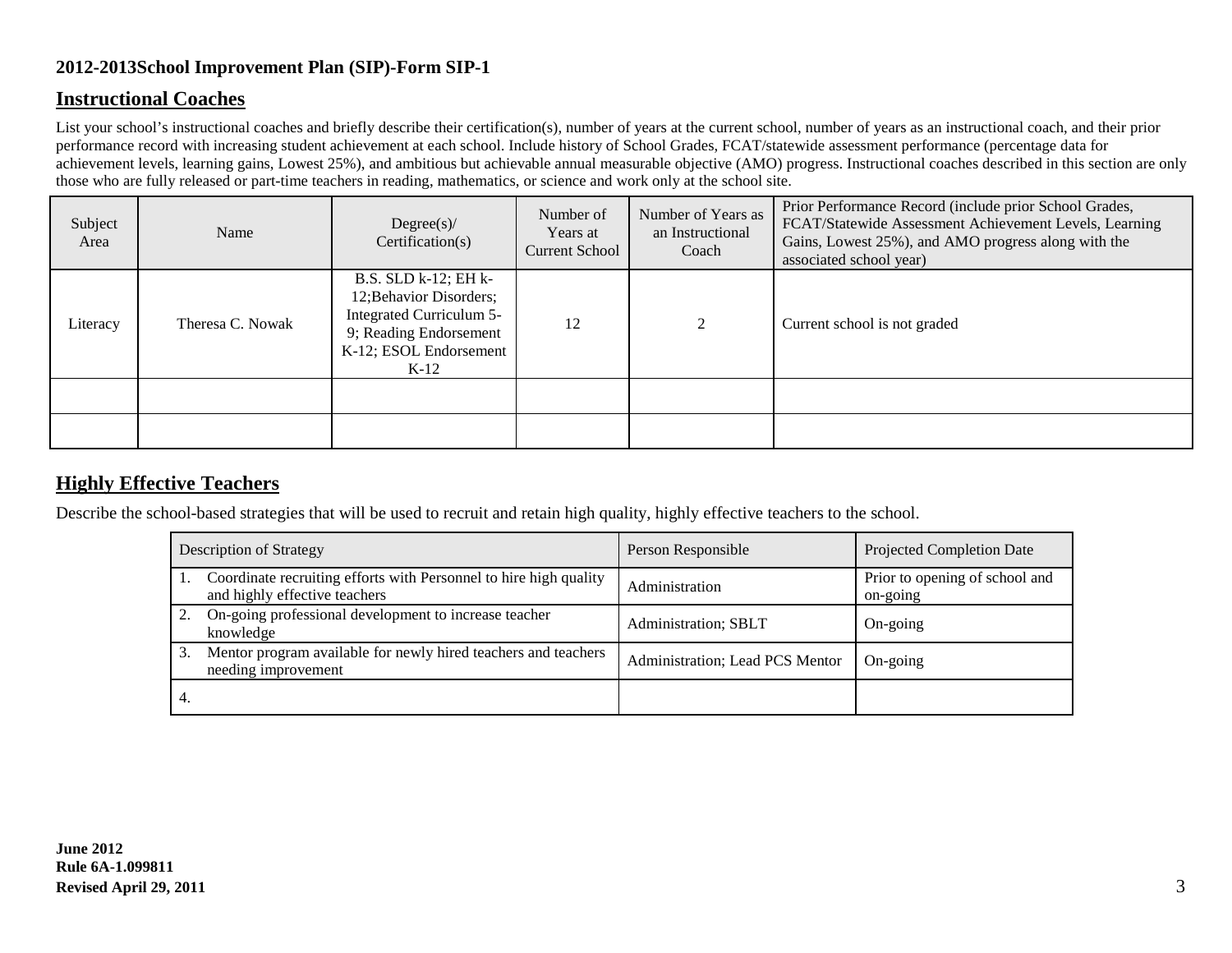**2012-2013School Improvement Plan (SIP)-Form SIP-1**

## Instructional Coaches

List your school's instructional coaches and briefly describe their certification(s), number of years at the current school, number of years as an instructional coach, and their prior performance record with increasing student achievement at each school. Include history of School Grades, FCAT/statewide assessment performance (percentage data for achievement levels, learning gains, Lowest 25%), and ambitious but achievable annual measurable objective (AMO) progress. Instructional coaches described in this section are only those who are fully released or part-time teachers in reading, mathematics, or science and work only at the school site.

| Subject Area | Name | Degree(s)/ Certification(s) | Number of Years at Current School | Number of Years as an Instructional Coach | Prior Performance Record (include prior School Grades, FCAT/Statewide Assessment Achievement Levels, Learning Gains, Lowest 25%), and AMO progress along with the associated school year) |
|---|---|---|---|---|---|
| Literacy | Theresa C. Nowak | B.S. SLD k-12; EH k-12;Behavior Disorders; Integrated Curriculum 5-9; Reading Endorsement K-12; ESOL Endorsement K-12 | 12 | 2 | Current school is not graded |
| | | | | | |
| | | | | | |

## Highly Effective Teachers

Describe the school-based strategies that will be used to recruit and retain high quality, highly effective teachers to the school.

| Description of Strategy | Person Responsible | Projected Completion Date |
|---|---|---|
| 1. Coordinate recruiting efforts with Personnel to hire high quality and highly effective teachers | Administration | Prior to opening of school and on-going |
| 2. On-going professional development to increase teacher knowledge | Administration; SBLT | On-going |
| 3. Mentor program available for newly hired teachers and teachers needing improvement | Administration; Lead PCS Mentor | On-going |
| 4. | | |

**June 2012**
**Rule 6A-1.099811**
**Revised April 29, 2011**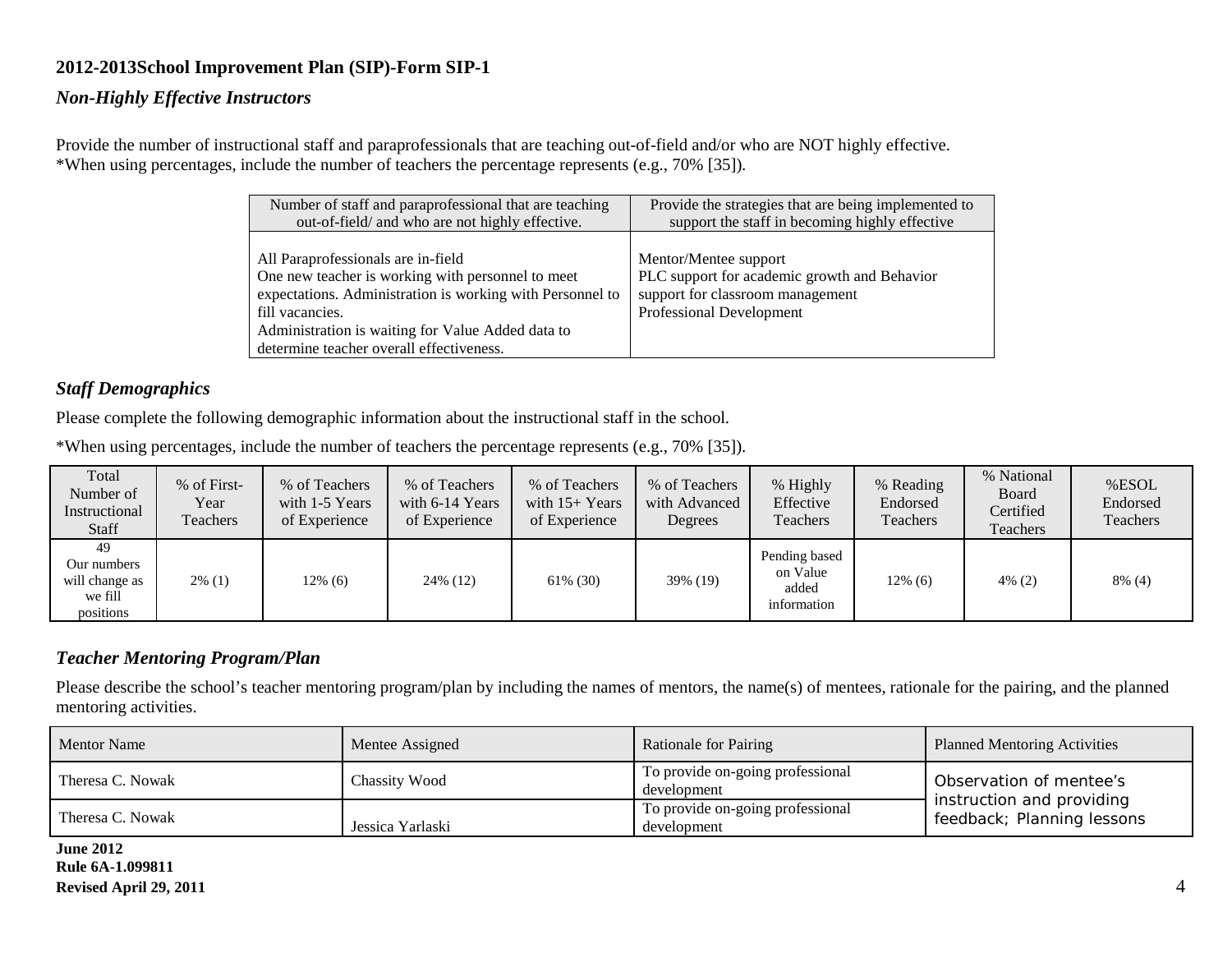## 2012-2013School Improvement Plan (SIP)-Form SIP-1

### *Non-Highly Effective Instructors*

Provide the number of instructional staff and paraprofessionals that are teaching out-of-field and/or who are NOT highly effective.
*When using percentages, include the number of teachers the percentage represents (e.g., 70% [35]).

| Number of staff and paraprofessional that are teaching out-of-field/ and who are not highly effective. | Provide the strategies that are being implemented to support the staff in becoming highly effective |
|---|---|
| All Paraprofessionals are in-field<br>One new teacher is working with personnel to meet expectations. Administration is working with Personnel to fill vacancies.<br>Administration is waiting for Value Added data to determine teacher overall effectiveness. | Mentor/Mentee support<br>PLC support for academic growth and Behavior support for classroom management<br>Professional Development |

### *Staff Demographics*

Please complete the following demographic information about the instructional staff in the school.

*When using percentages, include the number of teachers the percentage represents (e.g., 70% [35]).

| Total Number of Instructional Staff | % of First-Year Teachers | % of Teachers with 1-5 Years of Experience | % of Teachers with 6-14 Years of Experience | % of Teachers with 15+ Years of Experience | % of Teachers with Advanced Degrees | % Highly Effective Teachers | % Reading Endorsed Teachers | % National Board Certified Teachers | %ESOL Endorsed Teachers |
|---|---|---|---|---|---|---|---|---|---|
| 49<br>Our numbers will change as we fill positions | 2% (1) | 12% (6) | 24% (12) | 61% (30) | 39% (19) | Pending based on Value added information | 12% (6) | 4% (2) | 8% (4) |

### *Teacher Mentoring Program/Plan*

Please describe the school's teacher mentoring program/plan by including the names of mentors, the name(s) of mentees, rationale for the pairing, and the planned mentoring activities.

| Mentor Name | Mentee Assigned | Rationale for Pairing | Planned Mentoring Activities |
|---|---|---|---|
| Theresa C. Nowak | Chassity Wood | To provide on-going professional development | Observation of mentee's instruction and providing feedback; Planning lessons |
| Theresa C. Nowak | Jessica Yarlaski | To provide on-going professional development | |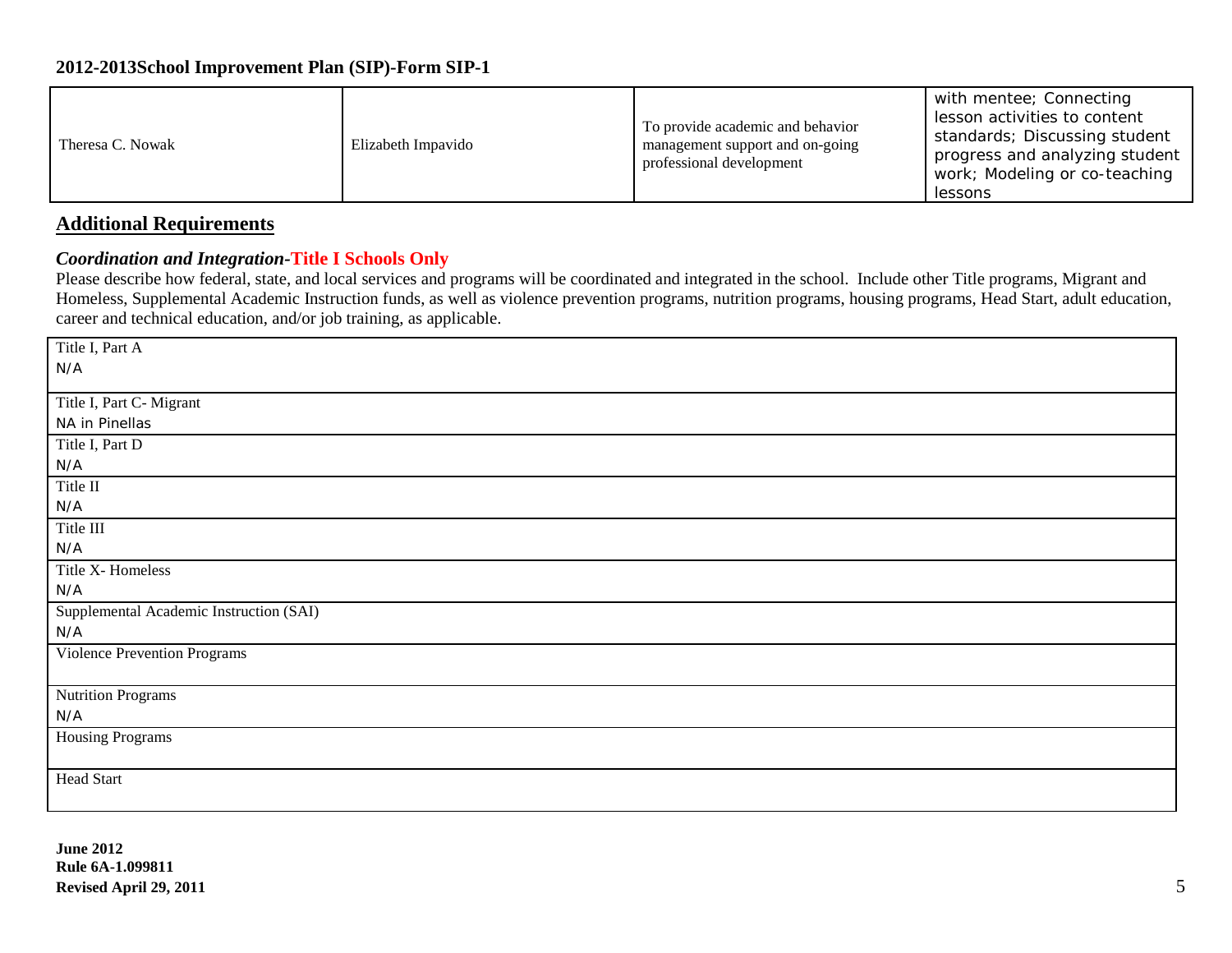| Theresa C. Nowak | Elizabeth Impavido | To provide academic and behavior management support and on-going professional development | with mentee; Connecting lesson activities to content standards; Discussing student progress and analyzing student work; Modeling or co-teaching lessons |
|---|---|---|---|

## Additional Requirements

### *Coordination and Integration*-Title I Schools Only

Please describe how federal, state, and local services and programs will be coordinated and integrated in the school. Include other Title programs, Migrant and Homeless, Supplemental Academic Instruction funds, as well as violence prevention programs, nutrition programs, housing programs, Head Start, adult education, career and technical education, and/or job training, as applicable.

| Title I, Part A |
|---|
| N/A |
| Title I, Part C- Migrant |
| NA in Pinellas |
| Title I, Part D |
| N/A |
| Title II |
| N/A |
| Title III |
| N/A |
| Title X- Homeless |
| N/A |
| Supplemental Academic Instruction (SAI) |
| N/A |
| Violence Prevention Programs |
| |
| Nutrition Programs |
| N/A |
| Housing Programs |
| |
| Head Start |
| |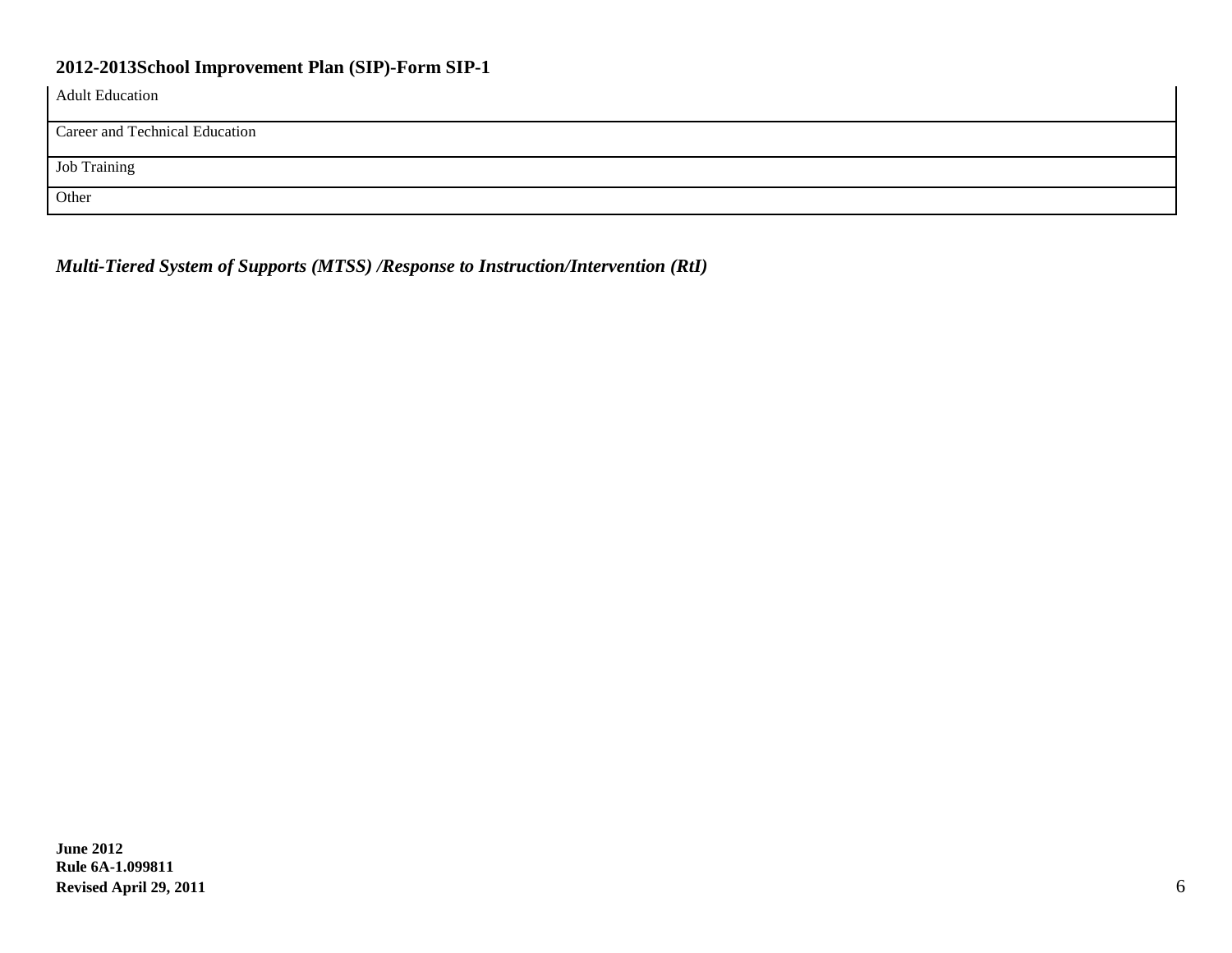| Adult Education |
| --- |
| Career and Technical Education |
| Job Training |
| Other |

***Multi-Tiered System of Supports (MTSS) /Response to Instruction/Intervention (RtI)***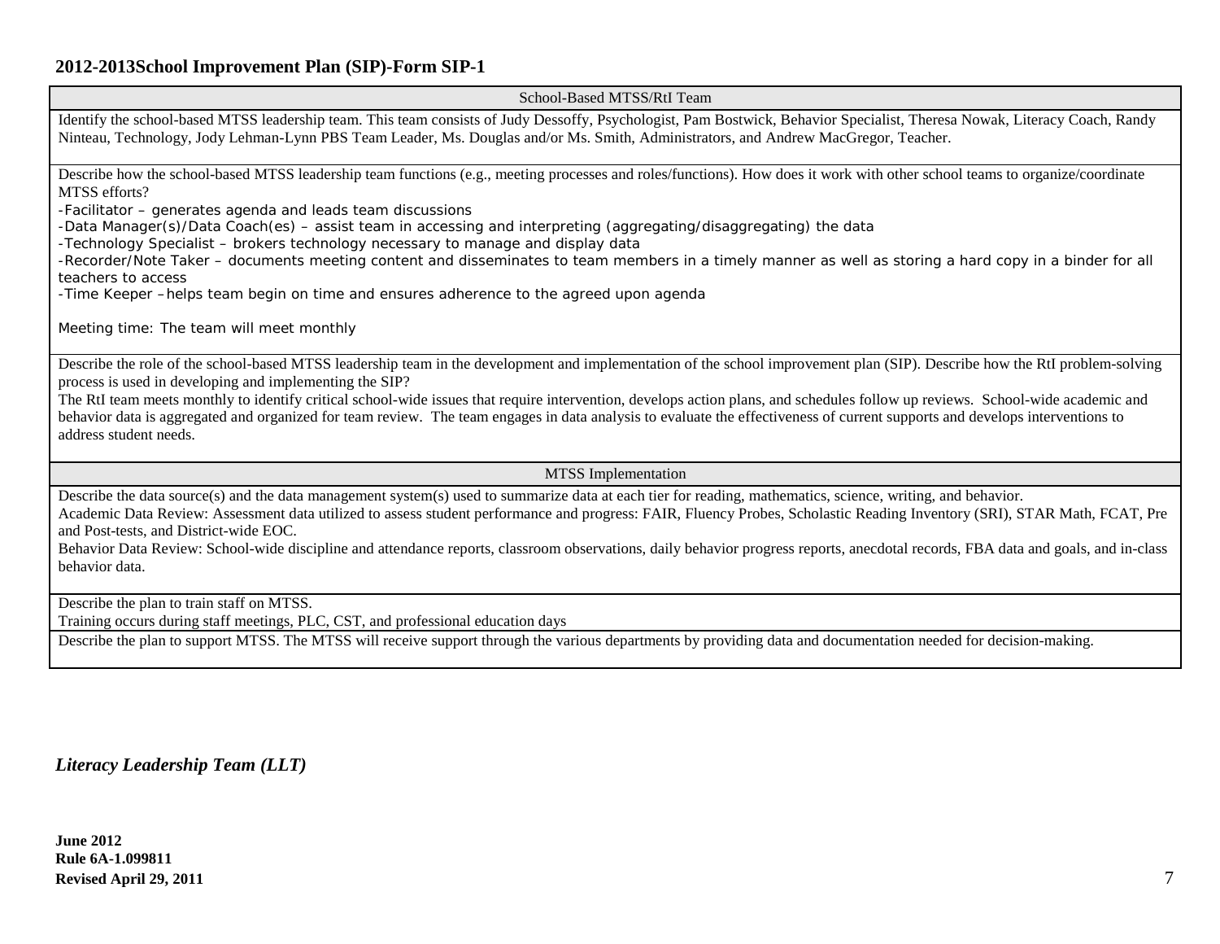## 2012-2013School Improvement Plan (SIP)-Form SIP-1

| School-Based MTSS/RtI Team |
|---|
| Identify the school-based MTSS leadership team. This team consists of Judy Dessoffy, Psychologist, Pam Bostwick, Behavior Specialist, Theresa Nowak, Literacy Coach, Randy Ninteau, Technology, Jody Lehman-Lynn PBS Team Leader, Ms. Douglas and/or Ms. Smith, Administrators, and Andrew MacGregor, Teacher. |
| Describe how the school-based MTSS leadership team functions (e.g., meeting processes and roles/functions). How does it work with other school teams to organize/coordinate MTSS efforts?<br>-Facilitator – generates agenda and leads team discussions<br>-Data Manager(s)/Data Coach(es) – assist team in accessing and interpreting (aggregating/disaggregating) the data<br>-Technology Specialist – brokers technology necessary to manage and display data<br>-Recorder/Note Taker – documents meeting content and disseminates to team members in a timely manner as well as storing a hard copy in a binder for all teachers to access<br>-Time Keeper –helps team begin on time and ensures adherence to the agreed upon agenda<br><br>Meeting time: The team will meet monthly |
| Describe the role of the school-based MTSS leadership team in the development and implementation of the school improvement plan (SIP). Describe how the RtI problem-solving process is used in developing and implementing the SIP?<br>The RtI team meets monthly to identify critical school-wide issues that require intervention, develops action plans, and schedules follow up reviews. School-wide academic and behavior data is aggregated and organized for team review. The team engages in data analysis to evaluate the effectiveness of current supports and develops interventions to address student needs. |

| MTSS Implementation |
|---|
| Describe the data source(s) and the data management system(s) used to summarize data at each tier for reading, mathematics, science, writing, and behavior.<br>Academic Data Review: Assessment data utilized to assess student performance and progress: FAIR, Fluency Probes, Scholastic Reading Inventory (SRI), STAR Math, FCAT, Pre and Post-tests, and District-wide EOC.<br>Behavior Data Review: School-wide discipline and attendance reports, classroom observations, daily behavior progress reports, anecdotal records, FBA data and goals, and in-class behavior data. |
| Describe the plan to train staff on MTSS.<br>Training occurs during staff meetings, PLC, CST, and professional education days |
| Describe the plan to support MTSS. The MTSS will receive support through the various departments by providing data and documentation needed for decision-making. |

***Literacy Leadership Team (LLT)***

**June 2012**
**Rule 6A-1.099811**
**Revised April 29, 2011**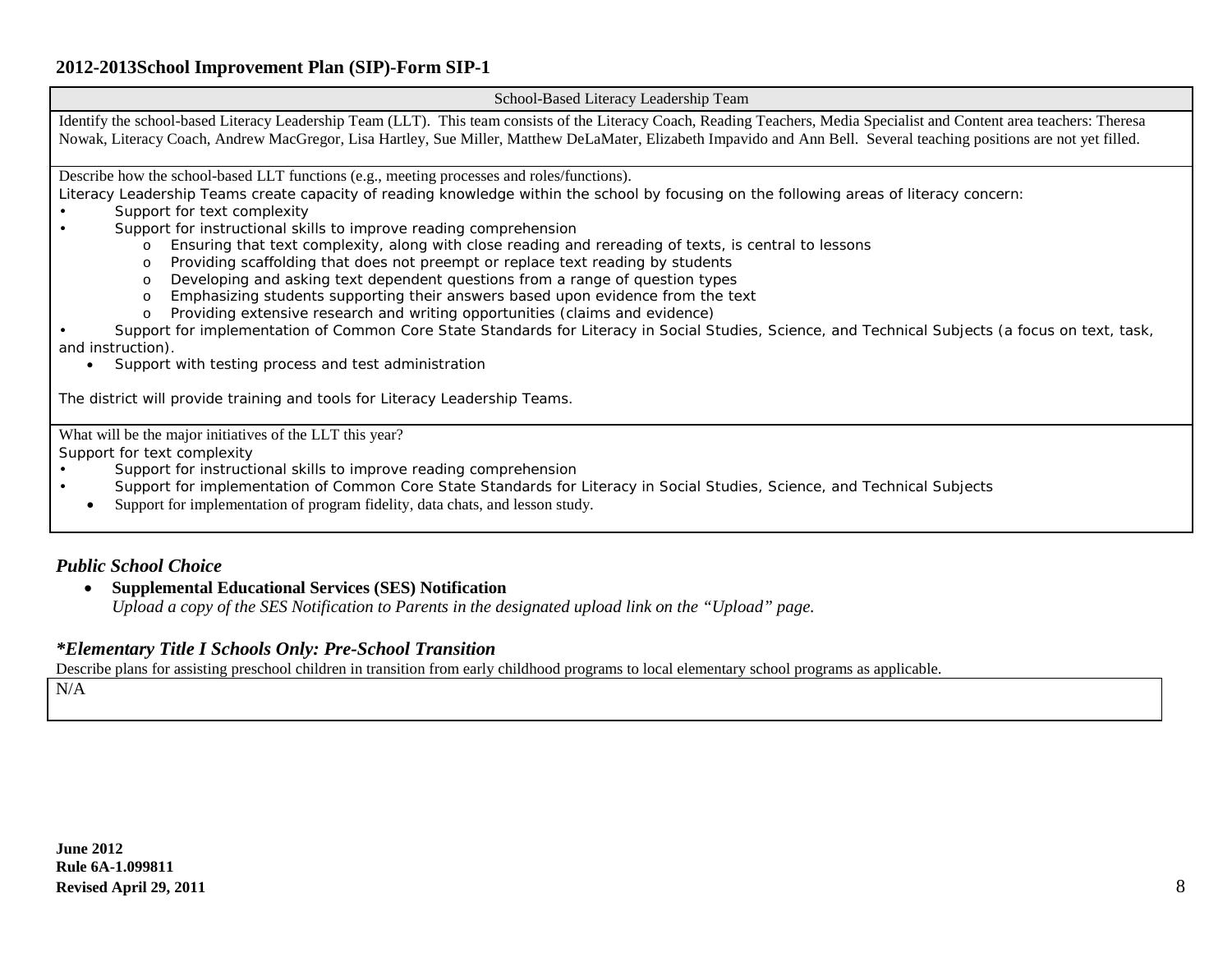## 2012-2013School Improvement Plan (SIP)-Form SIP-1

| School-Based Literacy Leadership Team |
| --- |
| Identify the school-based Literacy Leadership Team (LLT). This team consists of the Literacy Coach, Reading Teachers, Media Specialist and Content area teachers: Theresa Nowak, Literacy Coach, Andrew MacGregor, Lisa Hartley, Sue Miller, Matthew DeLaMater, Elizabeth Impavido and Ann Bell. Several teaching positions are not yet filled. |
| Describe how the school-based LLT functions (e.g., meeting processes and roles/functions).<br>Literacy Leadership Teams create capacity of reading knowledge within the school by focusing on the following areas of literacy concern:<br>• Support for text complexity<br>• Support for instructional skills to improve reading comprehension<br>&nbsp;&nbsp;&nbsp;&nbsp;o Ensuring that text complexity, along with close reading and rereading of texts, is central to lessons<br>&nbsp;&nbsp;&nbsp;&nbsp;o Providing scaffolding that does not preempt or replace text reading by students<br>&nbsp;&nbsp;&nbsp;&nbsp;o Developing and asking text dependent questions from a range of question types<br>&nbsp;&nbsp;&nbsp;&nbsp;o Emphasizing students supporting their answers based upon evidence from the text<br>&nbsp;&nbsp;&nbsp;&nbsp;o Providing extensive research and writing opportunities (claims and evidence)<br>• Support for implementation of Common Core State Standards for Literacy in Social Studies, Science, and Technical Subjects (a focus on text, task, and instruction).<br>• Support with testing process and test administration<br><br>The district will provide training and tools for Literacy Leadership Teams. |
| What will be the major initiatives of the LLT this year?<br>Support for text complexity<br>• Support for instructional skills to improve reading comprehension<br>• Support for implementation of Common Core State Standards for Literacy in Social Studies, Science, and Technical Subjects<br>• Support for implementation of program fidelity, data chats, and lesson study. |

### *Public School Choice*

- **Supplemental Educational Services (SES) Notification**
  *Upload a copy of the SES Notification to Parents in the designated upload link on the "Upload" page.*

### *\*Elementary Title I Schools Only: Pre-School Transition*

Describe plans for assisting preschool children in transition from early childhood programs to local elementary school programs as applicable.

| N/A |
| --- |

**June 2012**
**Rule 6A-1.099811**
**Revised April 29, 2011**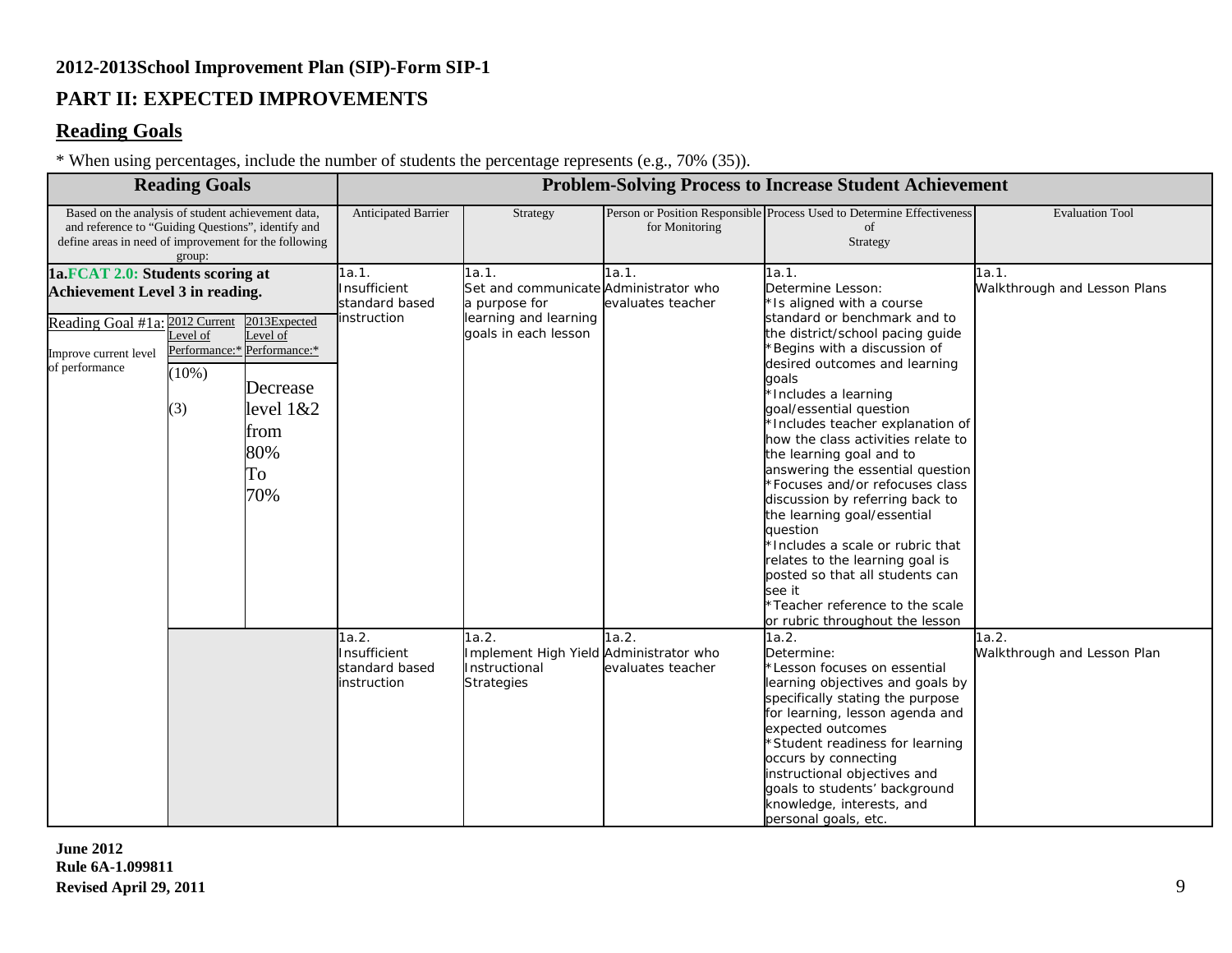## 2012-2013School Improvement Plan (SIP)-Form SIP-1

## PART II: EXPECTED IMPROVEMENTS

## Reading Goals

* When using percentages, include the number of students the percentage represents (e.g., 70% (35)).

| Reading Goals | | | Problem-Solving Process to Increase Student Achievement | | | | |
|---|---|---|---|---|---|---|---|
| Based on the analysis of student achievement data, and reference to "Guiding Questions", identify and define areas in need of improvement for the following group: | | | Anticipated Barrier | Strategy | Person or Position Responsible for Monitoring | Process Used to Determine Effectiveness of Strategy | Evaluation Tool |
| **1a.FCAT 2.0: Students scoring at Achievement Level 3 in reading.** | | | 1a.1. Insufficient standard based instruction | 1a.1. Set and communicate a purpose for learning and learning goals in each lesson | 1a.1. Administrator who evaluates teacher | 1a.1. Determine Lesson: *Is aligned with a course standard or benchmark and to the district/school pacing guide *Begins with a discussion of desired outcomes and learning goals *Includes a learning goal/essential question *Includes teacher explanation of how the class activities relate to the learning goal and to answering the essential question *Focuses and/or refocuses class discussion by referring back to the learning goal/essential question *Includes a scale or rubric that relates to the learning goal is posted so that all students can see it *Teacher reference to the scale or rubric throughout the lesson | 1a.1. Walkthrough and Lesson Plans |
| Reading Goal #1a: Improve current level of performance | 2012 Current Level of Performance:* (10%) (3) | 2013Expected Level of Performance:* Decrease level 1&2 from 80% To 70% | | | | | |
| | | | 1a.2. Insufficient standard based instruction | 1a.2. Implement High Yield Instructional Strategies | 1a.2. Administrator who evaluates teacher | 1a.2. Determine: *Lesson focuses on essential learning objectives and goals by specifically stating the purpose for learning, lesson agenda and expected outcomes *Student readiness for learning occurs by connecting instructional objectives and goals to students' background knowledge, interests, and personal goals, etc. | 1a.2. Walkthrough and Lesson Plan |

**June 2012**
**Rule 6A-1.099811**
**Revised April 29, 2011**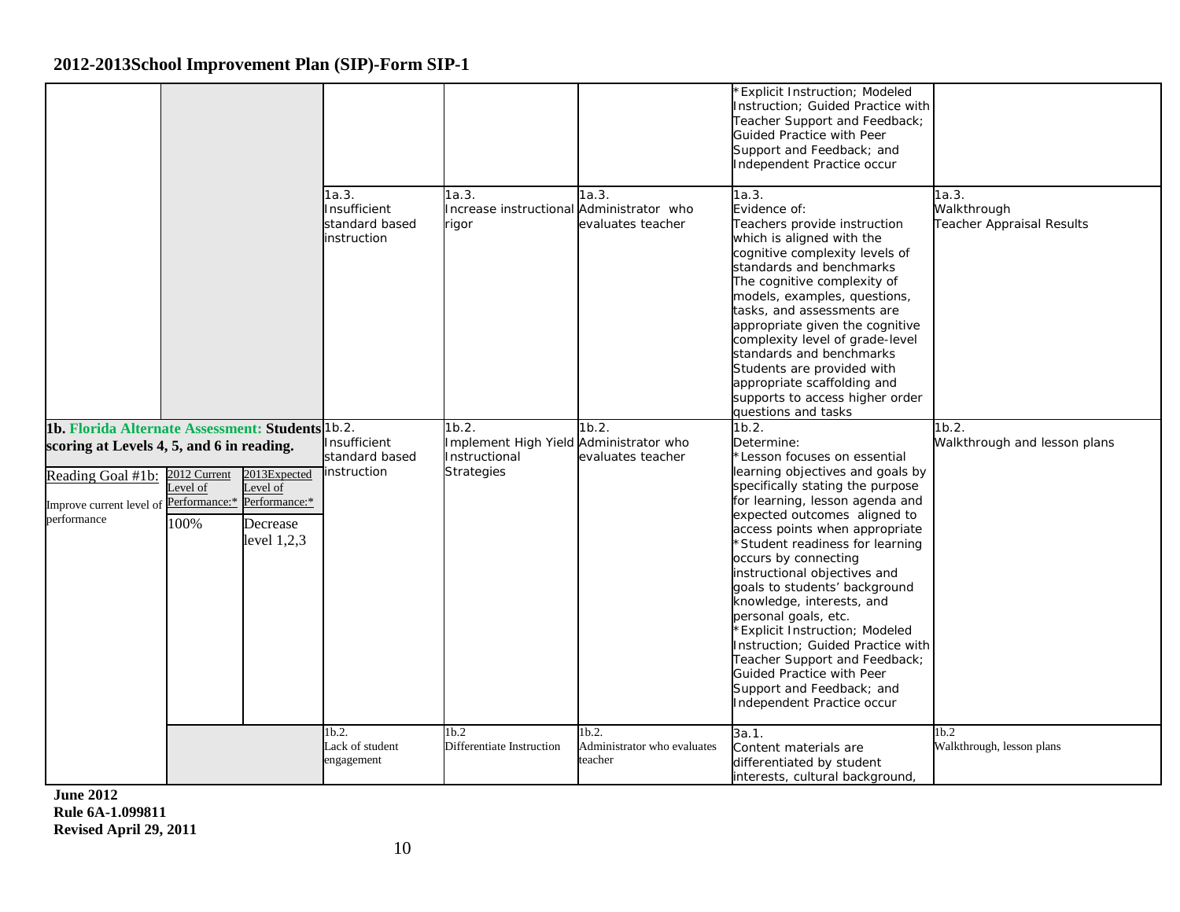## 2012-2013School Improvement Plan (SIP)-Form SIP-1

| Goal | 2012 Current Level of Performance | 2013 Expected Level of Performance | Anticipated Barrier | Strategy | Person or Position Responsible for Monitoring | Process Used to Determine Effectiveness of Strategy | Evaluation Tool |
|---|---|---|---|---|---|---|---|
| | | | | | | *Explicit Instruction; Modeled Instruction; Guided Practice with Teacher Support and Feedback; Guided Practice with Peer Support and Feedback; and Independent Practice occur | |
| | | | 1a.3. Insufficient standard based instruction | 1a.3. Increase instructional rigor | 1a.3. Administrator who evaluates teacher | 1a.3. Evidence of: Teachers provide instruction which is aligned with the cognitive complexity levels of standards and benchmarks The cognitive complexity of models, examples, questions, tasks, and assessments are appropriate given the cognitive complexity level of grade-level standards and benchmarks Students are provided with appropriate scaffolding and supports to access higher order questions and tasks | 1a.3. Walkthrough Teacher Appraisal Results |
| **1b. Florida Alternate Assessment: Students scoring at Levels 4, 5, and 6 in reading.** Reading Goal #1b: Improve current level of performance | 100% | Decrease level 1,2,3 | 1b.2. Insufficient standard based instruction | 1b.2. Implement High Yield Instructional Strategies | 1b.2. Administrator who evaluates teacher | 1b.2. Determine: *Lesson focuses on essential learning objectives and goals by specifically stating the purpose for learning, lesson agenda and expected outcomes aligned to access points when appropriate *Student readiness for learning occurs by connecting instructional objectives and goals to students' background knowledge, interests, and personal goals, etc. *Explicit Instruction; Modeled Instruction; Guided Practice with Teacher Support and Feedback; Guided Practice with Peer Support and Feedback; and Independent Practice occur | 1b.2. Walkthrough and lesson plans |
| | | | 1b.2. Lack of student engagement | 1b.2 Differentiate Instruction | 1b.2. Administrator who evaluates teacher | 3a.1. Content materials are differentiated by student interests, cultural background, | 1b.2 Walkthrough, lesson plans |

**June 2012**
**Rule 6A-1.099811**
**Revised April 29, 2011**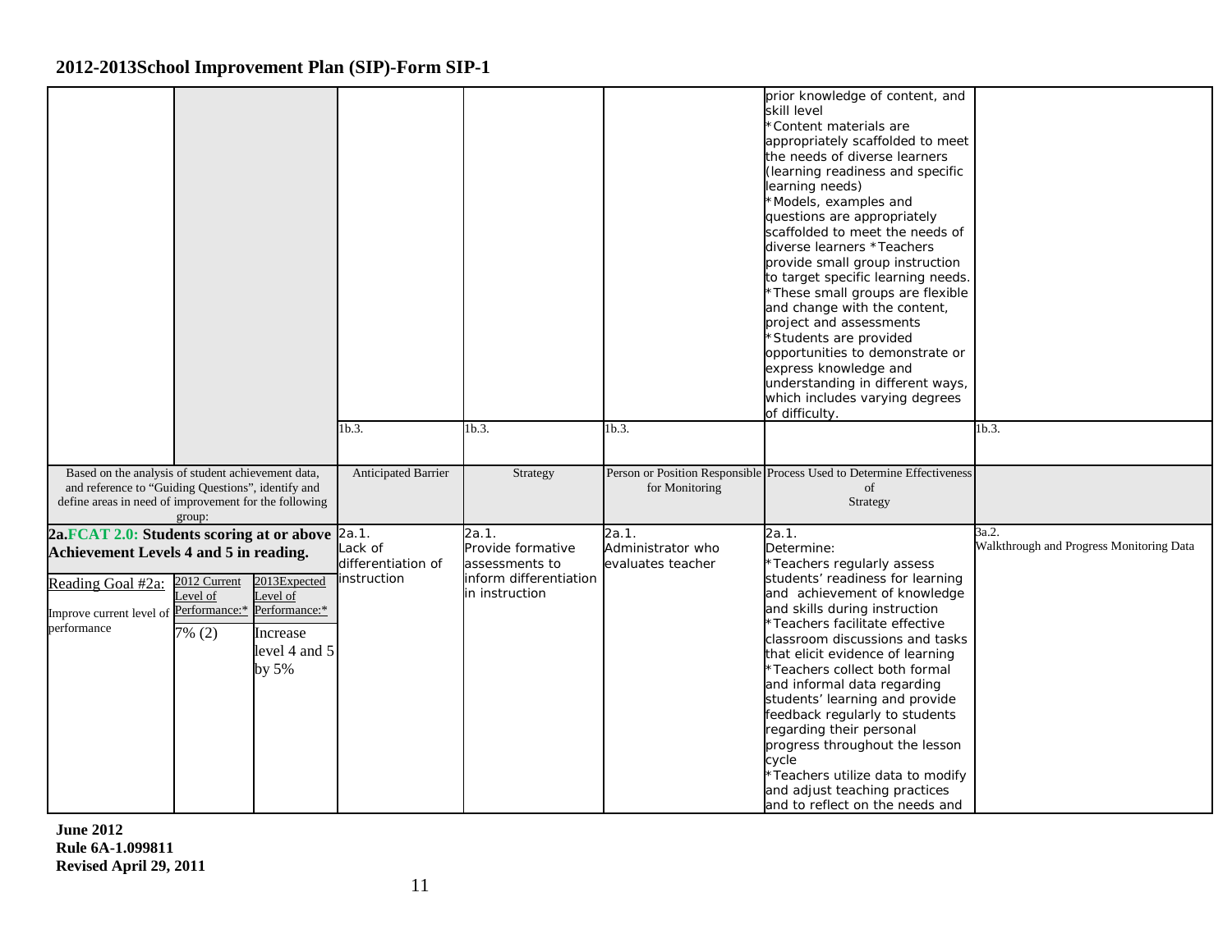## 2012-2013School Improvement Plan (SIP)-Form SIP-1

| | | | | | | | |
|---|---|---|---|---|---|---|---|
| | | | | | | prior knowledge of content, and skill level<br>*Content materials are appropriately scaffolded to meet the needs of diverse learners (learning readiness and specific learning needs)<br>*Models, examples and questions are appropriately scaffolded to meet the needs of diverse learners *Teachers provide small group instruction to target specific learning needs.<br>*These small groups are flexible and change with the content, project and assessments<br>*Students are provided opportunities to demonstrate or express knowledge and understanding in different ways, which includes varying degrees of difficulty. | |
| | | | 1b.3. | 1b.3. | 1b.3. | | 1b.3. |
| Based on the analysis of student achievement data, and reference to "Guiding Questions", identify and define areas in need of improvement for the following group: | | | Anticipated Barrier | Strategy | Person or Position Responsible for Monitoring | Process Used to Determine Effectiveness of Strategy | |
| **2a.FCAT 2.0: Students scoring at or above Achievement Levels 4 and 5 in reading.** | | | 2a.1.<br>Lack of differentiation of instruction | 2a.1.<br>Provide formative assessments to inform differentiation in instruction | 2a.1.<br>Administrator who evaluates teacher | 2a.1.<br>Determine:<br>*Teachers regularly assess students' readiness for learning and achievement of knowledge and skills during instruction<br>*Teachers facilitate effective classroom discussions and tasks that elicit evidence of learning<br>*Teachers collect both formal and informal data regarding students' learning and provide feedback regularly to students regarding their personal progress throughout the lesson cycle<br>*Teachers utilize data to modify and adjust teaching practices and to reflect on the needs and | 3a.2.<br>Walkthrough and Progress Monitoring Data |
| Reading Goal #2a:<br>Improve current level of performance | 2012 Current Level of Performance:*<br>7% (2) | 2013Expected Level of Performance:*<br>Increase level 4 and 5 by 5% | | | | | |

**June 2012**
**Rule 6A-1.099811**
**Revised April 29, 2011**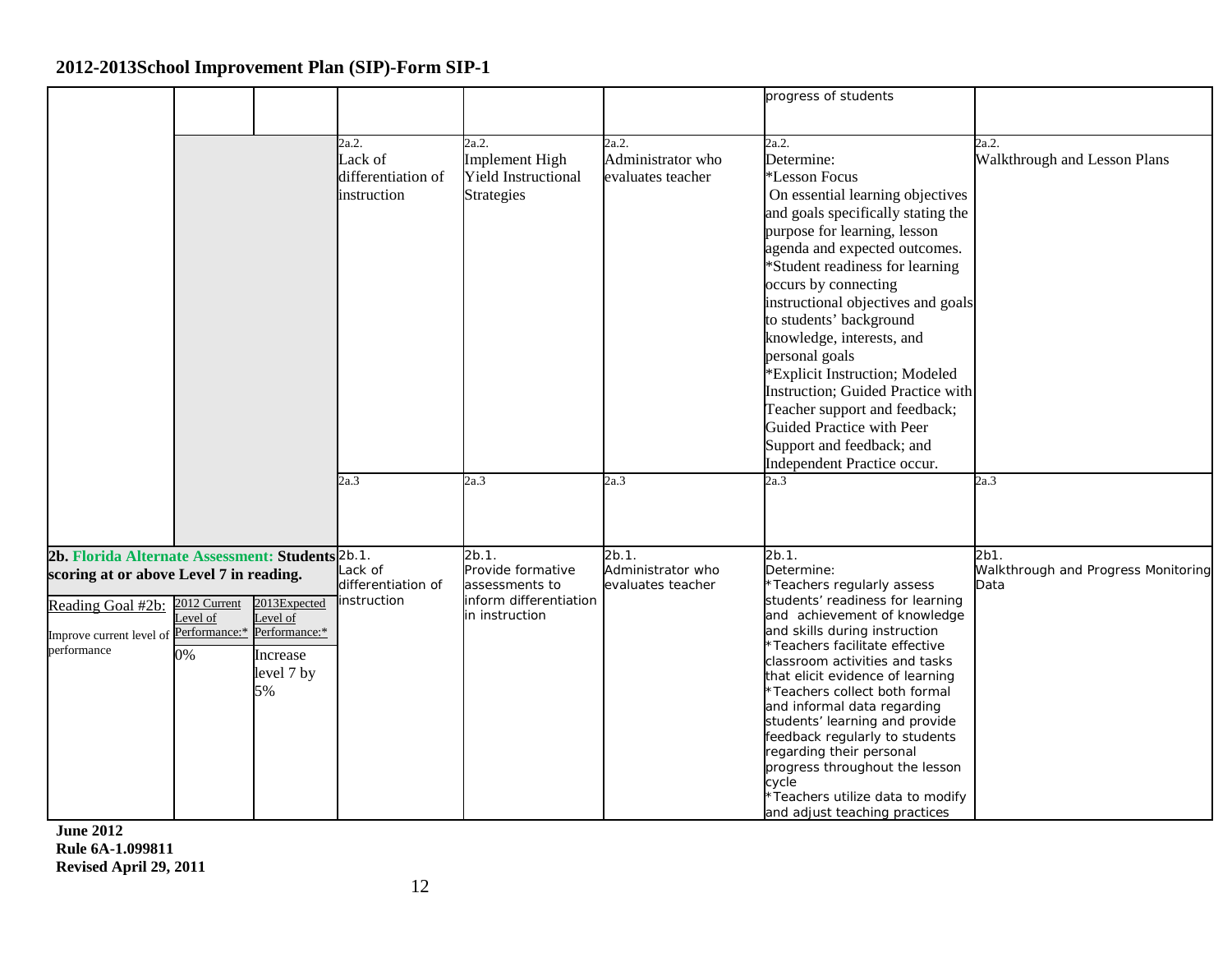## 2012-2013School Improvement Plan (SIP)-Form SIP-1

| | | | | | | | |
|---|---|---|---|---|---|---|---|
| | | | | | | progress of students | |
| | | | 2a.2.<br>Lack of differentiation of instruction | 2a.2.<br>Implement High Yield Instructional Strategies | 2a.2.<br>Administrator who evaluates teacher | 2a.2.<br>Determine:<br>*Lesson Focus<br>On essential learning objectives and goals specifically stating the purpose for learning, lesson agenda and expected outcomes.<br>*Student readiness for learning occurs by connecting instructional objectives and goals to students' background knowledge, interests, and personal goals<br>*Explicit Instruction; Modeled Instruction; Guided Practice with Teacher support and feedback; Guided Practice with Peer Support and feedback; and Independent Practice occur. | 2a.2.<br>Walkthrough and Lesson Plans |
| | | | 2a.3 | 2a.3 | 2a.3 | 2a.3 | 2a.3 |
| **2b. Florida Alternate Assessment: Students scoring at or above Level 7 in reading.** | | | 2b.1.<br>Lack of differentiation of instruction | 2b.1.<br>Provide formative assessments to inform differentiation in instruction | 2b.1.<br>Administrator who evaluates teacher | 2b.1.<br>Determine:<br>*Teachers regularly assess students' readiness for learning and achievement of knowledge and skills during instruction<br>*Teachers facilitate effective classroom activities and tasks that elicit evidence of learning<br>*Teachers collect both formal and informal data regarding students' learning and provide feedback regularly to students regarding their personal progress throughout the lesson cycle<br>*Teachers utilize data to modify and adjust teaching practices | 2b1.<br>Walkthrough and Progress Monitoring Data |
| Reading Goal #2b:<br>Improve current level of performance | 2012 Current Level of Performance:*<br>0% | 2013Expected Level of Performance:*<br>Increase level 7 by 5% | | | | | |

June 2012
Rule 6A-1.099811
Revised April 29, 2011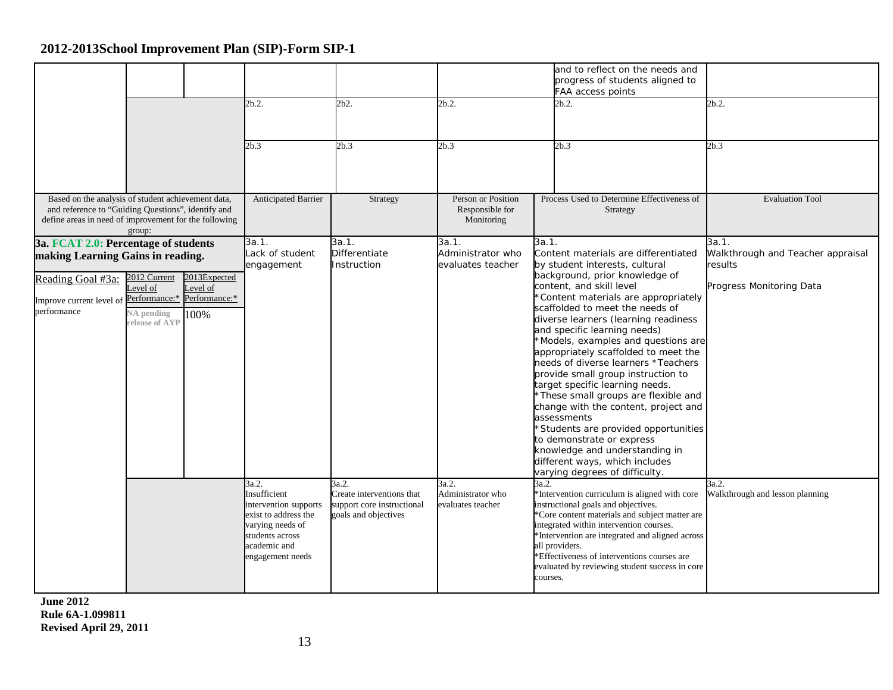## 2012-2013School Improvement Plan (SIP)-Form SIP-1

| | | | | | | | |
|---|---|---|---|---|---|---|---|
| | | | | | | and to reflect on the needs and progress of students aligned to FAA access points | |
| | | | 2b.2. | 2b2. | 2b.2. | 2b.2. | 2b.2. |
| | | | 2b.3 | 2b.3 | 2b.3 | 2b.3 | 2b.3 |
| Based on the analysis of student achievement data, and reference to "Guiding Questions", identify and define areas in need of improvement for the following group: | | | Anticipated Barrier | Strategy | Person or Position Responsible for Monitoring | Process Used to Determine Effectiveness of Strategy | Evaluation Tool |
| **3a. FCAT 2.0: Percentage of students making Learning Gains in reading.** Reading Goal #3a: Improve current level of performance | 2012 Current Level of Performance:* NA pending release of AYP | 2013Expected Level of Performance:* 100% | 3a.1. Lack of student engagement | 3a.1. Differentiate Instruction | 3a.1. Administrator who evaluates teacher | 3a.1. Content materials are differentiated by student interests, cultural background, prior knowledge of content, and skill level *Content materials are appropriately scaffolded to meet the needs of diverse learners (learning readiness and specific learning needs) *Models, examples and questions are appropriately scaffolded to meet the needs of diverse learners *Teachers provide small group instruction to target specific learning needs. *These small groups are flexible and change with the content, project and assessments *Students are provided opportunities to demonstrate or express knowledge and understanding in different ways, which includes varying degrees of difficulty. | 3a.1. Walkthrough and Teacher appraisal results<br><br>Progress Monitoring Data |
| | | | 3a.2. Insufficient intervention supports exist to address the varying needs of students across academic and engagement needs | 3a.2. Create interventions that support core instructional goals and objectives | 3a.2. Administrator who evaluates teacher | 3a.2. *Intervention curriculum is aligned with core instructional goals and objectives. *Core content materials and subject matter are integrated within intervention courses. *Intervention are integrated and aligned across all providers. *Effectiveness of interventions courses are evaluated by reviewing student success in core courses. | 3a.2. Walkthrough and lesson planning |

**June 2012**
**Rule 6A-1.099811**
**Revised April 29, 2011**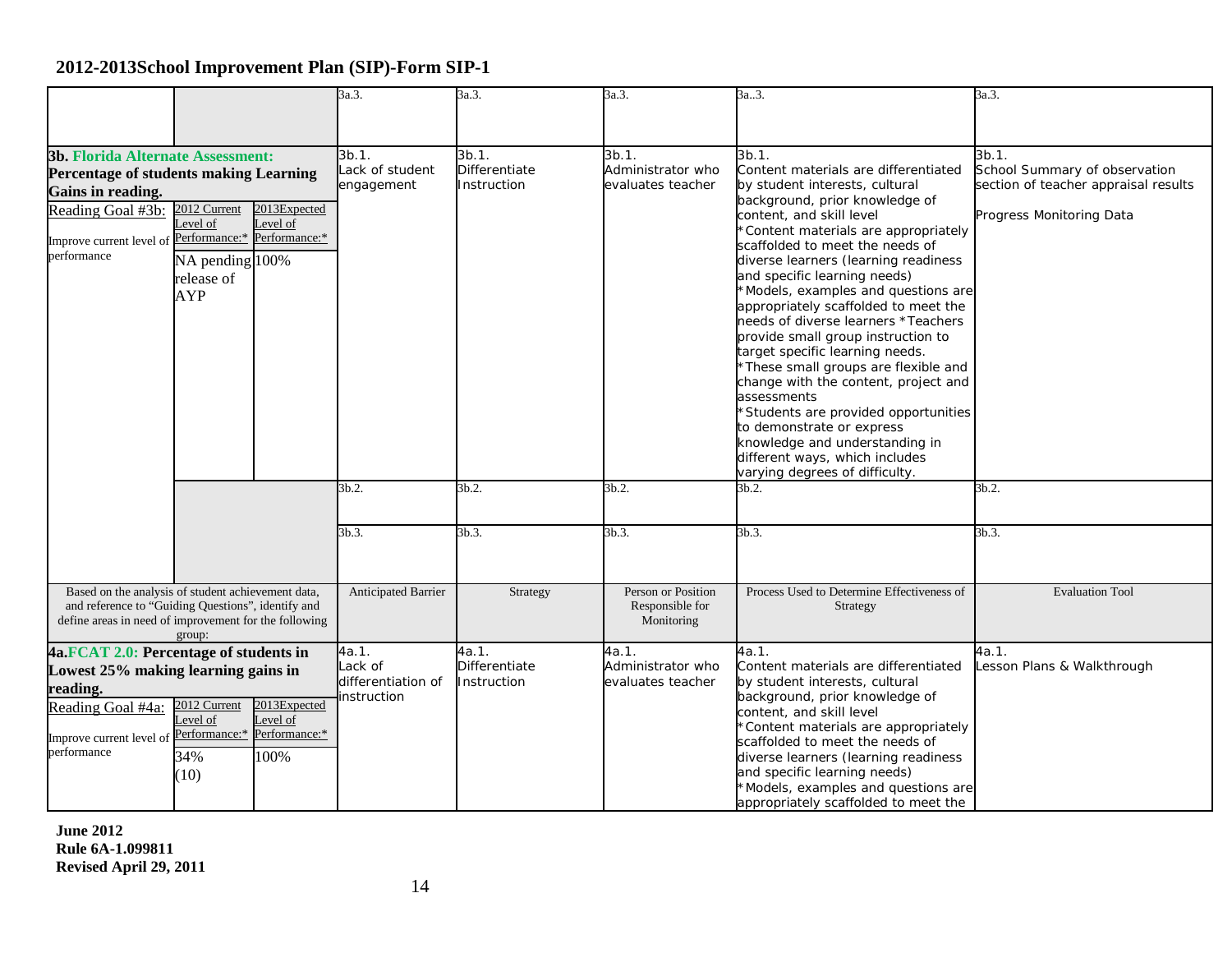## 2012-2013School Improvement Plan (SIP)-Form SIP-1

| | | | | | | | |
|---|---|---|---|---|---|---|---|
| | | | 3a.3. | 3a.3. | 3a.3. | 3a..3. | 3a.3. |
| **3b. Florida Alternate Assessment: Percentage of students making Learning Gains in reading.** Reading Goal #3b: Improve current level of performance | 2012 Current Level of Performance:* NA pending release of AYP | 2013Expected Level of Performance:* 100% | 3b.1. Lack of student engagement | 3b.1. Differentiate Instruction | 3b.1. Administrator who evaluates teacher | 3b.1. Content materials are differentiated by student interests, cultural background, prior knowledge of content, and skill level *Content materials are appropriately scaffolded to meet the needs of diverse learners (learning readiness and specific learning needs) *Models, examples and questions are appropriately scaffolded to meet the needs of diverse learners *Teachers provide small group instruction to target specific learning needs. *These small groups are flexible and change with the content, project and assessments *Students are provided opportunities to demonstrate or express knowledge and understanding in different ways, which includes varying degrees of difficulty. | 3b.1. School Summary of observation section of teacher appraisal results Progress Monitoring Data |
| | | | 3b.2. | 3b.2. | 3b.2. | 3b.2. | 3b.2. |
| | | | 3b.3. | 3b.3. | 3b.3. | 3b.3. | 3b.3. |
| Based on the analysis of student achievement data, and reference to "Guiding Questions", identify and define areas in need of improvement for the following group: | | | Anticipated Barrier | Strategy | Person or Position Responsible for Monitoring | Process Used to Determine Effectiveness of Strategy | Evaluation Tool |
| **4a.FCAT 2.0: Percentage of students in Lowest 25% making learning gains in reading.** Reading Goal #4a: Improve current level of performance | 2012 Current Level of Performance:* 34% (10) | 2013Expected Level of Performance:* 100% | 4a.1. Lack of differentiation of instruction | 4a.1. Differentiate Instruction | 4a.1. Administrator who evaluates teacher | 4a.1. Content materials are differentiated by student interests, cultural background, prior knowledge of content, and skill level *Content materials are appropriately scaffolded to meet the needs of diverse learners (learning readiness and specific learning needs) *Models, examples and questions are appropriately scaffolded to meet the | 4a.1. Lesson Plans & Walkthrough |

**June 2012**
**Rule 6A-1.099811**
**Revised April 29, 2011**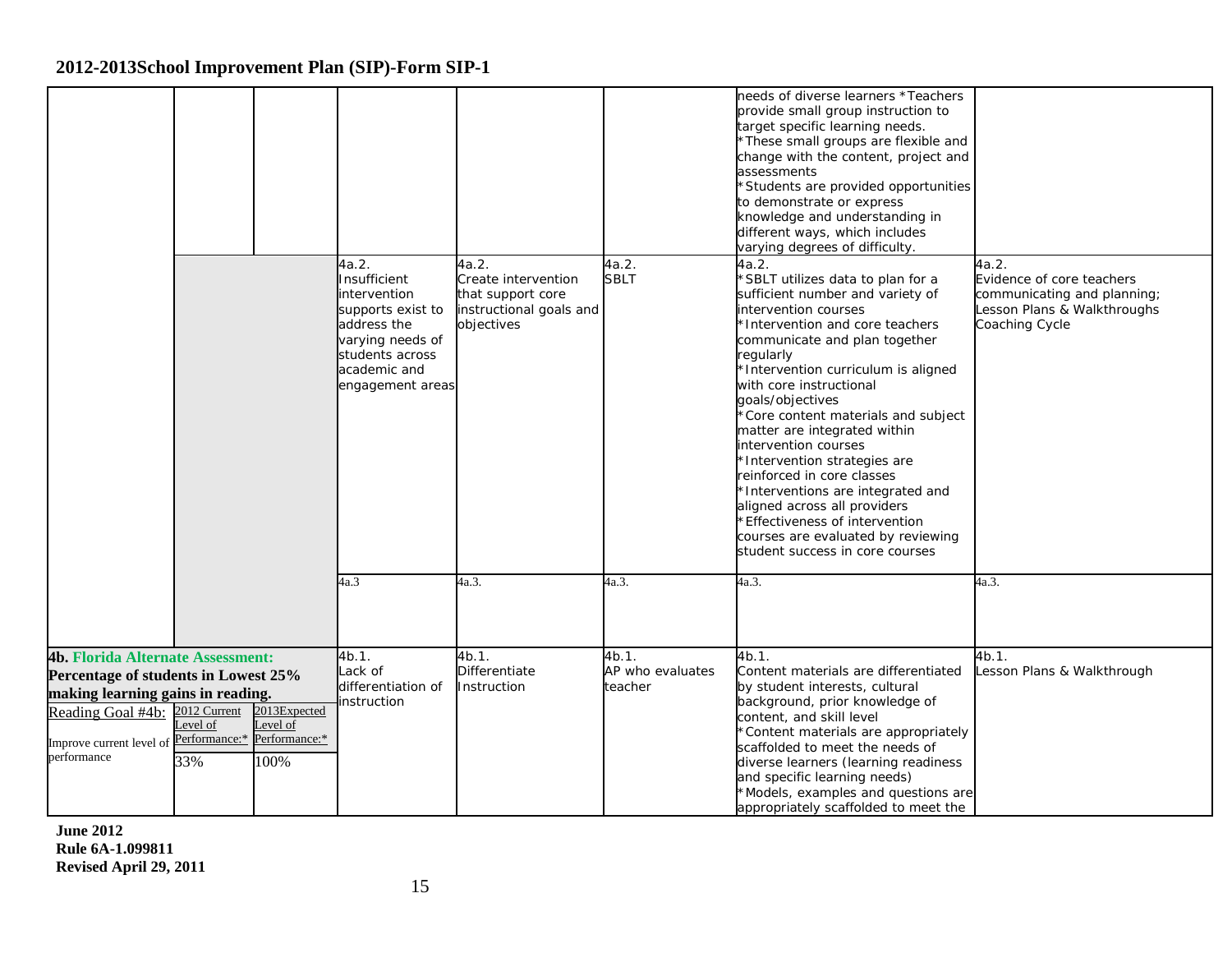## 2012-2013School Improvement Plan (SIP)-Form SIP-1

| | | | | | | | |
|---|---|---|---|---|---|---|---|
| | | | | | | needs of diverse learners *Teachers provide small group instruction to target specific learning needs.<br>*These small groups are flexible and change with the content, project and assessments<br>*Students are provided opportunities to demonstrate or express knowledge and understanding in different ways, which includes varying degrees of difficulty. | |
| | | | 4a.2.<br>Insufficient intervention supports exist to address the varying needs of students across academic and engagement areas | 4a.2.<br>Create intervention that support core instructional goals and objectives | 4a.2.<br>SBLT | 4a.2.<br>*SBLT utilizes data to plan for a sufficient number and variety of intervention courses<br>*Intervention and core teachers communicate and plan together regularly<br>*Intervention curriculum is aligned with core instructional goals/objectives<br>*Core content materials and subject matter are integrated within intervention courses<br>*Intervention strategies are reinforced in core classes<br>*Interventions are integrated and aligned across all providers<br>*Effectiveness of intervention courses are evaluated by reviewing student success in core courses | 4a.2.<br>Evidence of core teachers communicating and planning; Lesson Plans & Walkthroughs Coaching Cycle |
| | | | 4a.3 | 4a.3. | 4a.3. | 4a.3. | 4a.3. |
| **4b. Florida Alternate Assessment: Percentage of students in Lowest 25% making learning gains in reading.**<br>Reading Goal #4b:<br>Improve current level of performance | 2012 Current Level of Performance:*<br>33% | 2013Expected Level of Performance:*<br>100% | 4b.1.<br>Lack of differentiation of instruction | 4b.1.<br>Differentiate Instruction | 4b.1.<br>AP who evaluates teacher | 4b.1.<br>Content materials are differentiated by student interests, cultural background, prior knowledge of content, and skill level<br>*Content materials are appropriately scaffolded to meet the needs of diverse learners (learning readiness and specific learning needs)<br>*Models, examples and questions are appropriately scaffolded to meet the | 4b.1.<br>Lesson Plans & Walkthrough |

**June 2012**
**Rule 6A-1.099811**
**Revised April 29, 2011**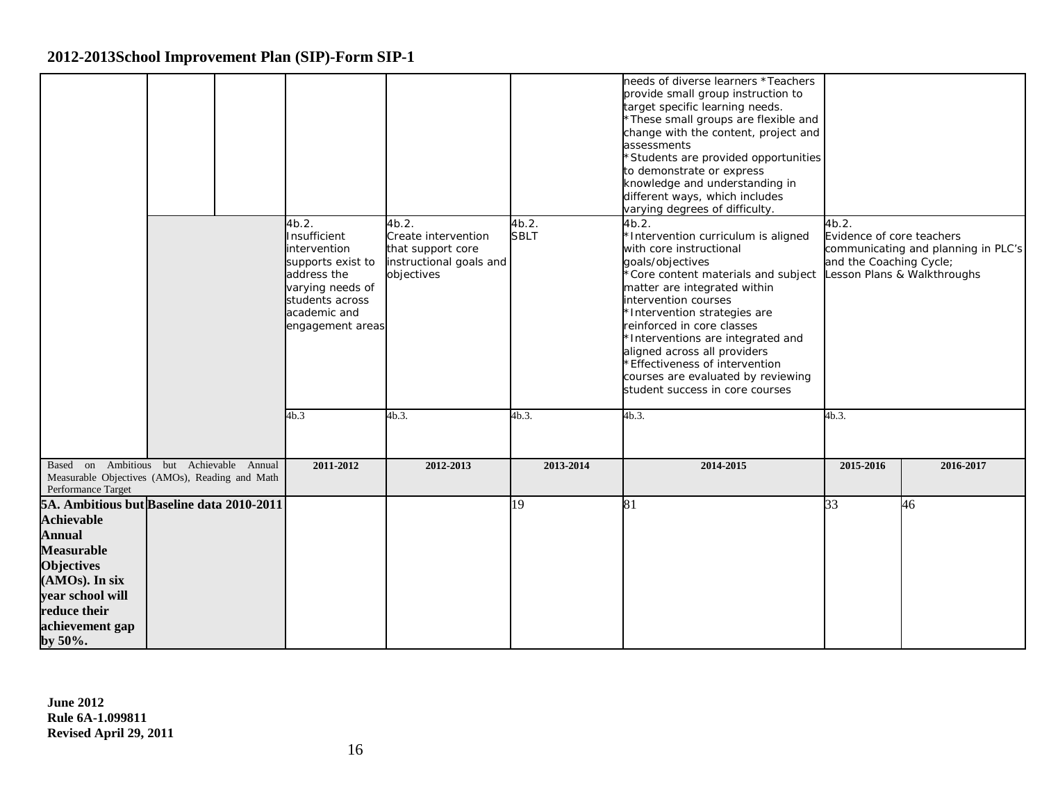## 2012-2013School Improvement Plan (SIP)-Form SIP-1

| | | | | | | | |
|---|---|---|---|---|---|---|---|
| | | | | | | needs of diverse learners *Teachers provide small group instruction to target specific learning needs. *These small groups are flexible and change with the content, project and assessments *Students are provided opportunities to demonstrate or express knowledge and understanding in different ways, which includes varying degrees of difficulty. | |
| | | | 4b.2. Insufficient intervention supports exist to address the varying needs of students across academic and engagement areas | 4b.2. Create intervention that support core instructional goals and objectives | 4b.2. SBLT | 4b.2. *Intervention curriculum is aligned with core instructional goals/objectives *Core content materials and subject matter are integrated within intervention courses *Intervention strategies are reinforced in core classes *Interventions are integrated and aligned across all providers *Effectiveness of intervention courses are evaluated by reviewing student success in core courses | 4b.2. Evidence of core teachers communicating and planning in PLC's and the Coaching Cycle; Lesson Plans & Walkthroughs |
| | | | 4b.3 | 4b.3. | 4b.3. | 4b.3. | 4b.3. |

| Based on Ambitious but Achievable Annual Measurable Objectives (AMOs), Reading and Math Performance Target | | 2011-2012 | 2012-2013 | 2013-2014 | 2014-2015 | 2015-2016 | 2016-2017 |
|---|---|---|---|---|---|---|---|
| **5A. Ambitious but Achievable Annual Measurable Objectives (AMOs). In six year school will reduce their achievement gap by 50%.** | **Baseline data 2010-2011** | | | 19 | 81 | 33 | 46 |

**June 2012**
**Rule 6A-1.099811**
**Revised April 29, 2011**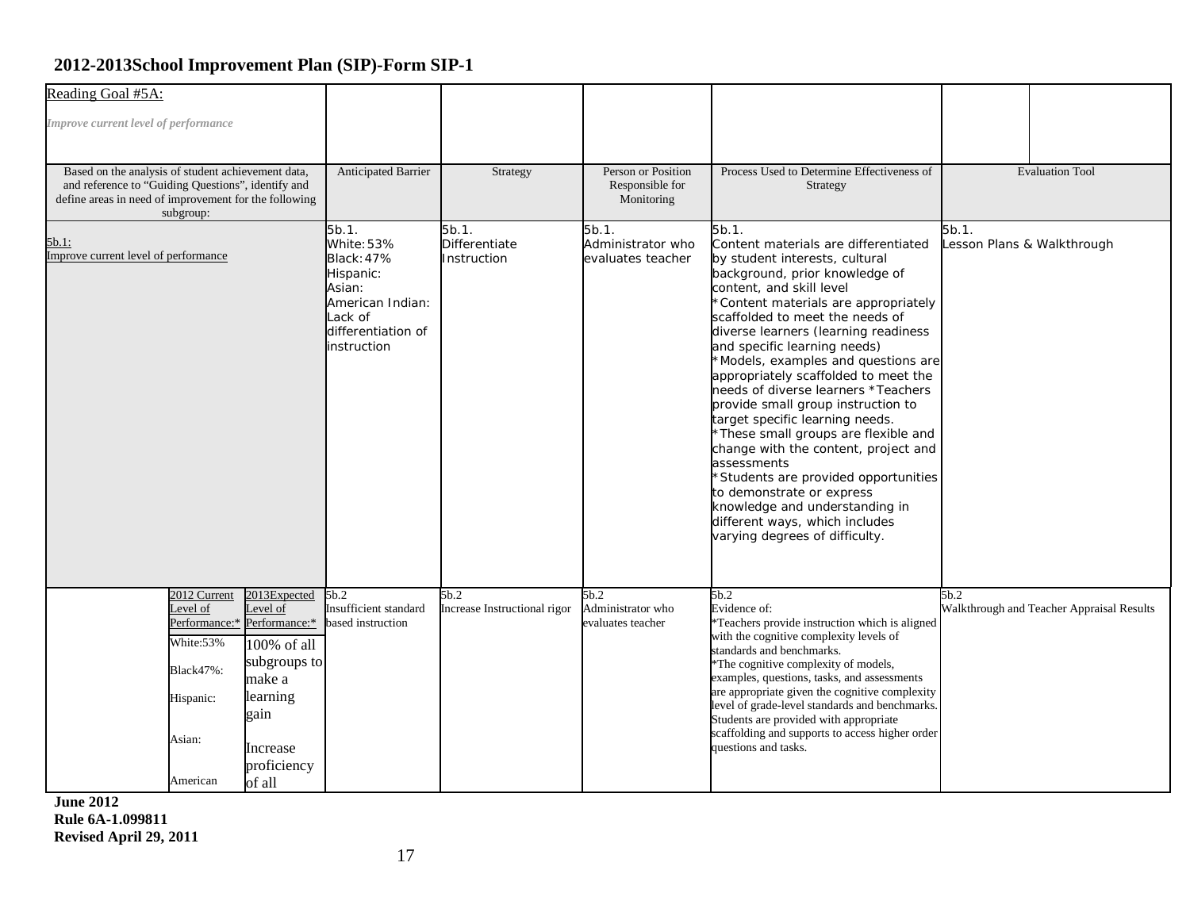## 2012-2013School Improvement Plan (SIP)-Form SIP-1

| Reading Goal #5A:<br>*Improve current level of performance* | | | | | | | |
|---|---|---|---|---|---|---|---|
| Based on the analysis of student achievement data, and reference to "Guiding Questions", identify and define areas in need of improvement for the following subgroup: | | | Anticipated Barrier | Strategy | Person or Position Responsible for Monitoring | Process Used to Determine Effectiveness of Strategy | Evaluation Tool |
| 5b.1:<br>Improve current level of performance | | | 5b.1.<br>White:53%<br>Black:47%<br>Hispanic:<br>Asian:<br>American Indian:<br>Lack of differentiation of instruction | 5b.1.<br>Differentiate Instruction | 5b.1.<br>Administrator who evaluates teacher | 5b.1.<br>Content materials are differentiated by student interests, cultural background, prior knowledge of content, and skill level<br>*Content materials are appropriately scaffolded to meet the needs of diverse learners (learning readiness and specific learning needs)<br>*Models, examples and questions are appropriately scaffolded to meet the needs of diverse learners *Teachers provide small group instruction to target specific learning needs.<br>*These small groups are flexible and change with the content, project and assessments<br>*Students are provided opportunities to demonstrate or express knowledge and understanding in different ways, which includes varying degrees of difficulty. | 5b.1.<br>Lesson Plans & Walkthrough |
| | 2012 Current Level of Performance:*<br>White:53%<br>Black47%:<br>Hispanic:<br>Asian:<br>American | 2013Expected Level of Performance:*<br>100% of all subgroups to make a learning gain<br>Increase proficiency of all | 5b.2<br>Insufficient standard based instruction | 5b.2<br>Increase Instructional rigor | 5b.2<br>Administrator who evaluates teacher | 5b.2<br>Evidence of:<br>*Teachers provide instruction which is aligned with the cognitive complexity levels of standards and benchmarks.<br>*The cognitive complexity of models, examples, questions, tasks, and assessments are appropriate given the cognitive complexity level of grade-level standards and benchmarks. Students are provided with appropriate scaffolding and supports to access higher order questions and tasks. | 5b.2<br>Walkthrough and Teacher Appraisal Results |

**June 2012**
**Rule 6A-1.099811**
**Revised April 29, 2011**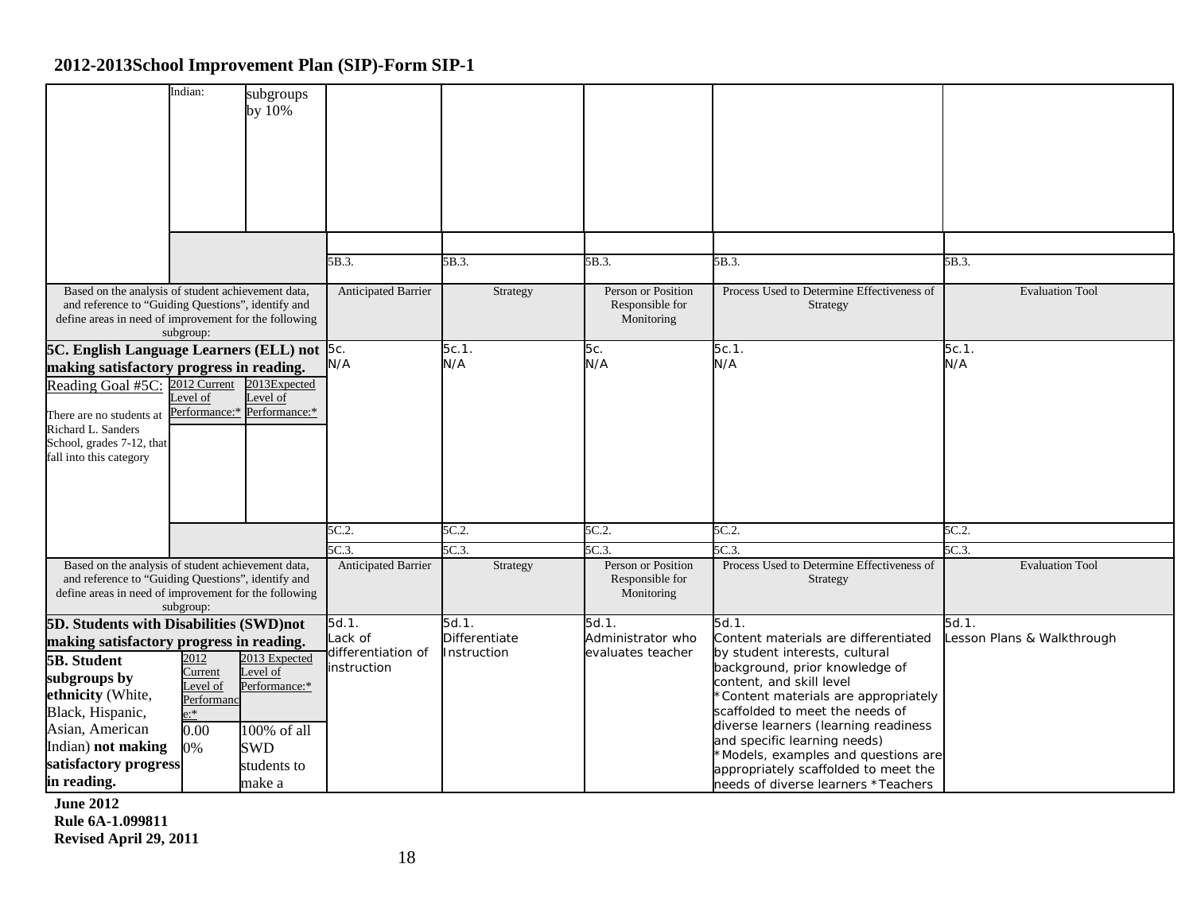## 2012-2013School Improvement Plan (SIP)-Form SIP-1

| | | | | | | | |
|---|---|---|---|---|---|---|---|
| | Indian: | subgroups by 10% | | | | | |
| | | | | | | | |
| | | | 5B.3. | 5B.3. | 5B.3. | 5B.3. | 5B.3. |
| Based on the analysis of student achievement data, and reference to "Guiding Questions", identify and define areas in need of improvement for the following subgroup: | | | Anticipated Barrier | Strategy | Person or Position Responsible for Monitoring | Process Used to Determine Effectiveness of Strategy | Evaluation Tool |
| **5C. English Language Learners (ELL) not making satisfactory progress in reading.** | | | 5c. N/A | 5c.1. N/A | 5c. N/A | 5c.1. N/A | 5c.1. N/A |
| Reading Goal #5C: There are no students at Richard L. Sanders School, grades 7-12, that fall into this category | 2012 Current Level of Performance:* | 2013Expected Level of Performance:* | | | | | |
| | | | 5C.2. | 5C.2. | 5C.2. | 5C.2. | 5C.2. |
| | | | 5C.3. | 5C.3. | 5C.3. | 5C.3. | 5C.3. |
| Based on the analysis of student achievement data, and reference to "Guiding Questions", identify and define areas in need of improvement for the following subgroup: | | | Anticipated Barrier | Strategy | Person or Position Responsible for Monitoring | Process Used to Determine Effectiveness of Strategy | Evaluation Tool |
| **5D. Students with Disabilities (SWD)not making satisfactory progress in reading.** | | | 5d.1. Lack of differentiation of instruction | 5d.1. Differentiate Instruction | 5d.1. Administrator who evaluates teacher | 5d.1. Content materials are differentiated by student interests, cultural background, prior knowledge of content, and skill level *Content materials are appropriately scaffolded to meet the needs of diverse learners (learning readiness and specific learning needs) *Models, examples and questions are appropriately scaffolded to meet the needs of diverse learners *Teachers | 5d.1. Lesson Plans & Walkthrough |
| **5B. Student subgroups by ethnicity** (White, Black, Hispanic, Asian, American Indian) **not making satisfactory progress in reading.** | 2012 Current Level of Performance:* 0.00 0% | 2013 Expected Level of Performance:* 100% of all SWD students to make a | | | | | |

June 2012
Rule 6A-1.099811
Revised April 29, 2011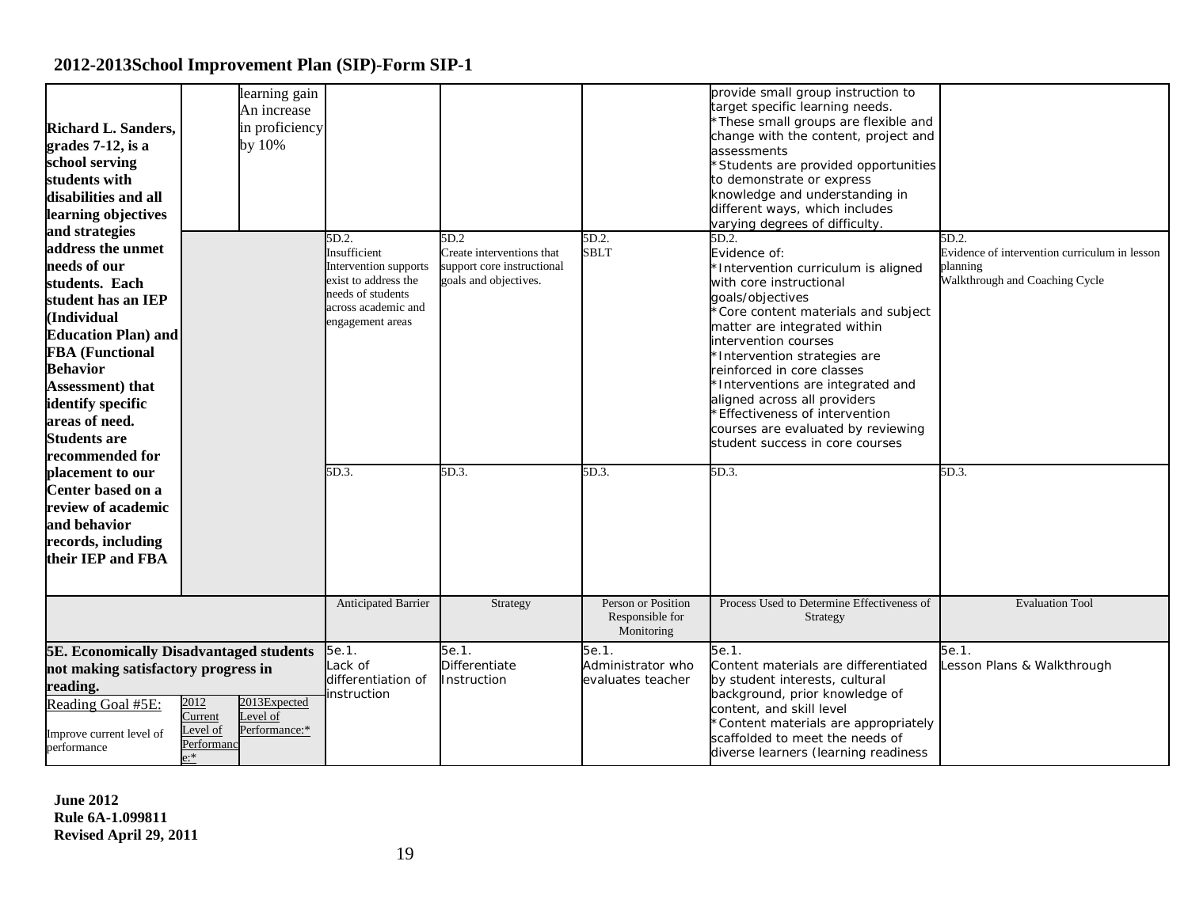## 2012-2013School Improvement Plan (SIP)-Form SIP-1

| | | | | | | | |
|---|---|---|---|---|---|---|---|
| **Richard L. Sanders, grades 7-12, is a school serving students with disabilities and all learning objectives and strategies address the unmet needs of our students. Each student has an IEP (Individual Education Plan) and FBA (Functional Behavior Assessment) that identify specific areas of need. Students are recommended for placement to our Center based on a review of academic and behavior records, including their IEP and FBA** | | learning gain An increase in proficiency by 10% | | | | provide small group instruction to target specific learning needs. <br>*These small groups are flexible and change with the content, project and assessments <br>*Students are provided opportunities to demonstrate or express knowledge and understanding in different ways, which includes varying degrees of difficulty. | |
| | | | 5D.2. Insufficient Intervention supports exist to address the needs of students across academic and engagement areas | 5D.2 Create interventions that support core instructional goals and objectives. | 5D.2. SBLT | 5D.2. Evidence of: <br>*Intervention curriculum is aligned with core instructional goals/objectives <br>*Core content materials and subject matter are integrated within intervention courses <br>*Intervention strategies are reinforced in core classes <br>*Interventions are integrated and aligned across all providers <br>*Effectiveness of intervention courses are evaluated by reviewing student success in core courses | 5D.2. Evidence of intervention curriculum in lesson planning Walkthrough and Coaching Cycle |
| | | | 5D.3. | 5D.3. | 5D.3. | 5D.3. | 5D.3. |
| | | | Anticipated Barrier | Strategy | Person or Position Responsible for Monitoring | Process Used to Determine Effectiveness of Strategy | Evaluation Tool |
| **5E. Economically Disadvantaged students not making satisfactory progress in reading.** <br>Reading Goal #5E: <br>Improve current level of performance | 2012 Current Level of Performance:* | 2013Expected Level of Performance:* | 5e.1. Lack of differentiation of instruction | 5e.1. Differentiate Instruction | 5e.1. Administrator who evaluates teacher | 5e.1. Content materials are differentiated by student interests, cultural background, prior knowledge of content, and skill level <br>*Content materials are appropriately scaffolded to meet the needs of diverse learners (learning readiness | 5e.1. Lesson Plans & Walkthrough |

**June 2012**
**Rule 6A-1.099811**
**Revised April 29, 2011**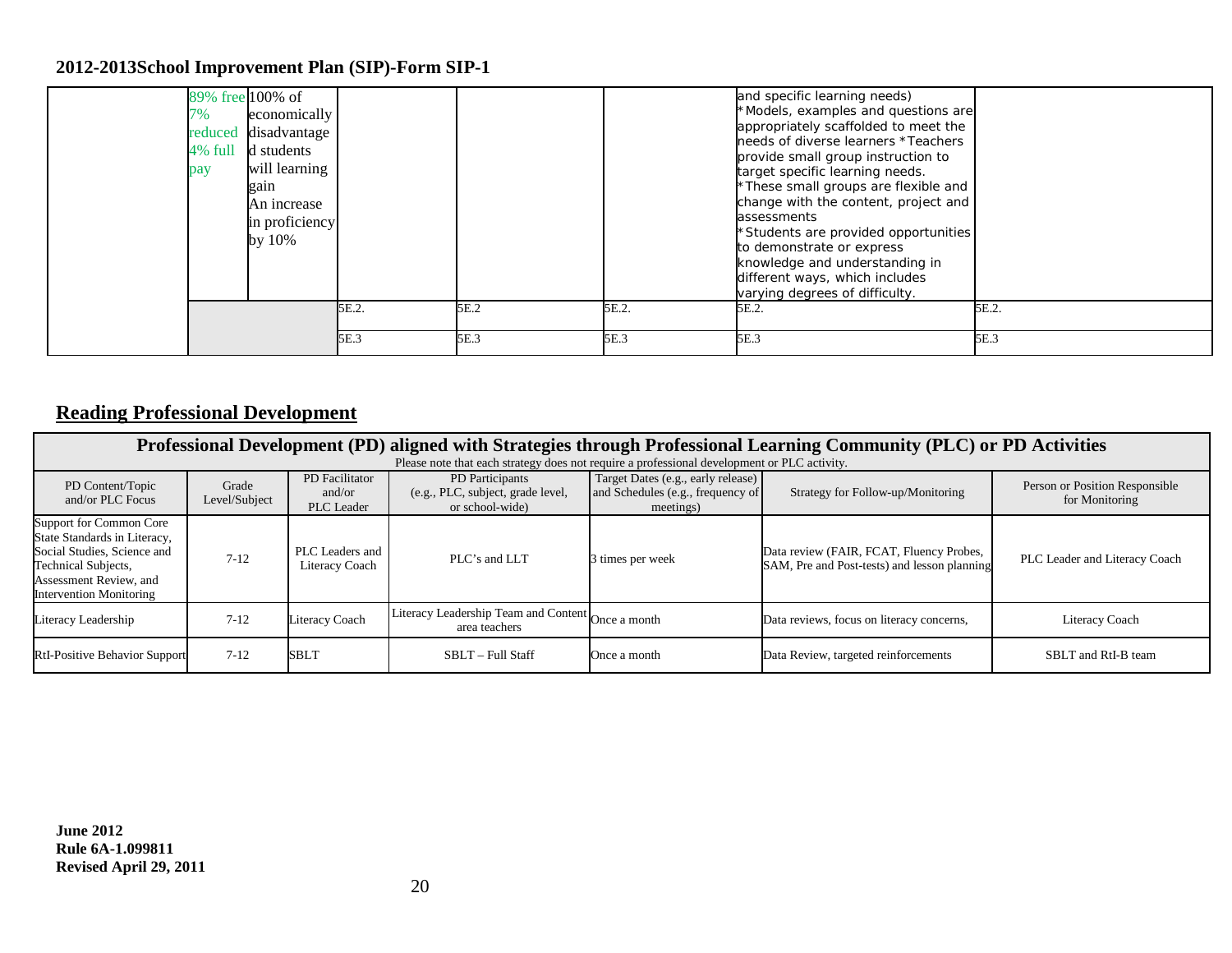## 2012-2013School Improvement Plan (SIP)-Form SIP-1

| | | | | | | | |
|---|---|---|---|---|---|---|---|
| | 89% free 7% reduced 4% full pay | 100% of economically disadvantaged students will learning gain An increase in proficiency by 10% | | | | and specific learning needs) *Models, examples and questions are appropriately scaffolded to meet the needs of diverse learners *Teachers provide small group instruction to target specific learning needs. *These small groups are flexible and change with the content, project and assessments *Students are provided opportunities to demonstrate or express knowledge and understanding in different ways, which includes varying degrees of difficulty. | |
| | | | 5E.2. | 5E.2 | 5E.2. | 5E.2. | 5E.2. |
| | | | 5E.3 | 5E.3 | 5E.3 | 5E.3 | 5E.3 |

## Reading Professional Development

| Professional Development (PD) aligned with Strategies through Professional Learning Community (PLC) or PD Activities<br>Please note that each strategy does not require a professional development or PLC activity. | | | | | | |
|---|---|---|---|---|---|---|
| PD Content/Topic and/or PLC Focus | Grade Level/Subject | PD Facilitator and/or PLC Leader | PD Participants (e.g., PLC, subject, grade level, or school-wide) | Target Dates (e.g., early release) and Schedules (e.g., frequency of meetings) | Strategy for Follow-up/Monitoring | Person or Position Responsible for Monitoring |
| Support for Common Core State Standards in Literacy, Social Studies, Science and Technical Subjects, Assessment Review, and Intervention Monitoring | 7-12 | PLC Leaders and Literacy Coach | PLC's and LLT | 3 times per week | Data review (FAIR, FCAT, Fluency Probes, SAM, Pre and Post-tests) and lesson planning | PLC Leader and Literacy Coach |
| Literacy Leadership | 7-12 | Literacy Coach | Literacy Leadership Team and Content area teachers | Once a month | Data reviews, focus on literacy concerns, | Literacy Coach |
| RtI-Positive Behavior Support | 7-12 | SBLT | SBLT – Full Staff | Once a month | Data Review, targeted reinforcements | SBLT and RtI-B team |

**June 2012**
**Rule 6A-1.099811**
**Revised April 29, 2011**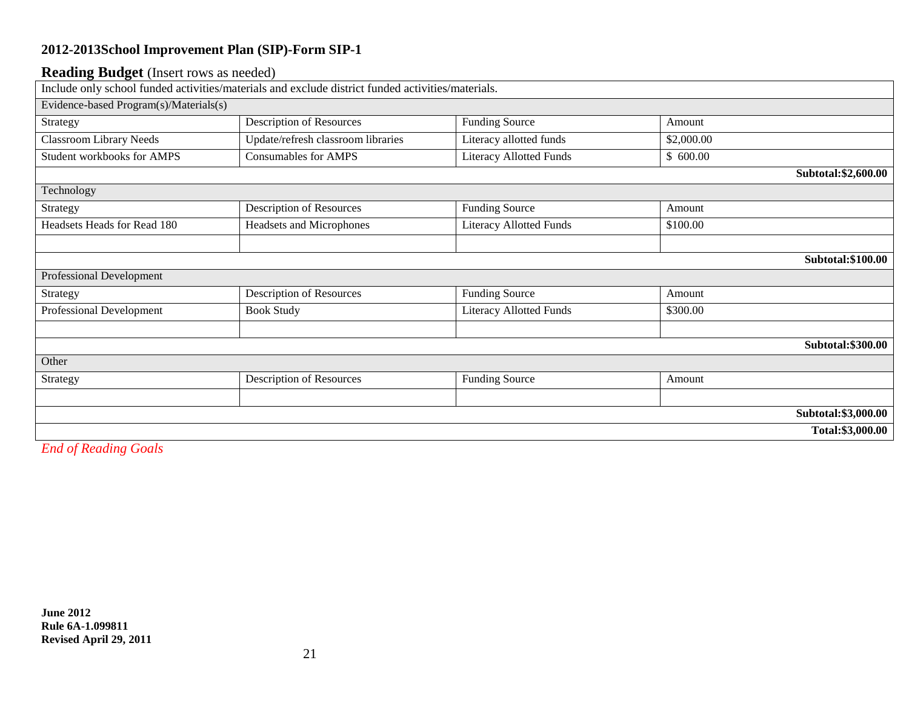## 2012-2013School Improvement Plan (SIP)-Form SIP-1

### **Reading Budget** (Insert rows as needed)

| Include only school funded activities/materials and exclude district funded activities/materials. | | | |
|---|---|---|---|
| Evidence-based Program(s)/Materials(s) | | | |
| Strategy | Description of Resources | Funding Source | Amount |
| Classroom Library Needs | Update/refresh classroom libraries | Literacy allotted funds | $2,000.00 |
| Student workbooks for AMPS | Consumables for AMPS | Literacy Allotted Funds | $ 600.00 |
| | | | **Subtotal:$2,600.00** |
| Technology | | | |
| Strategy | Description of Resources | Funding Source | Amount |
| Headsets Heads for Read 180 | Headsets and Microphones | Literacy Allotted Funds | $100.00 |
| | | | |
| | | | **Subtotal:$100.00** |
| Professional Development | | | |
| Strategy | Description of Resources | Funding Source | Amount |
| Professional Development | Book Study | Literacy Allotted Funds | $300.00 |
| | | | |
| | | | **Subtotal:$300.00** |
| Other | | | |
| Strategy | Description of Resources | Funding Source | Amount |
| | | | |
| | | | **Subtotal:$3,000.00** |
| | | | **Total:$3,000.00** |

*End of Reading Goals*

**June 2012**
**Rule 6A-1.099811**
**Revised April 29, 2011**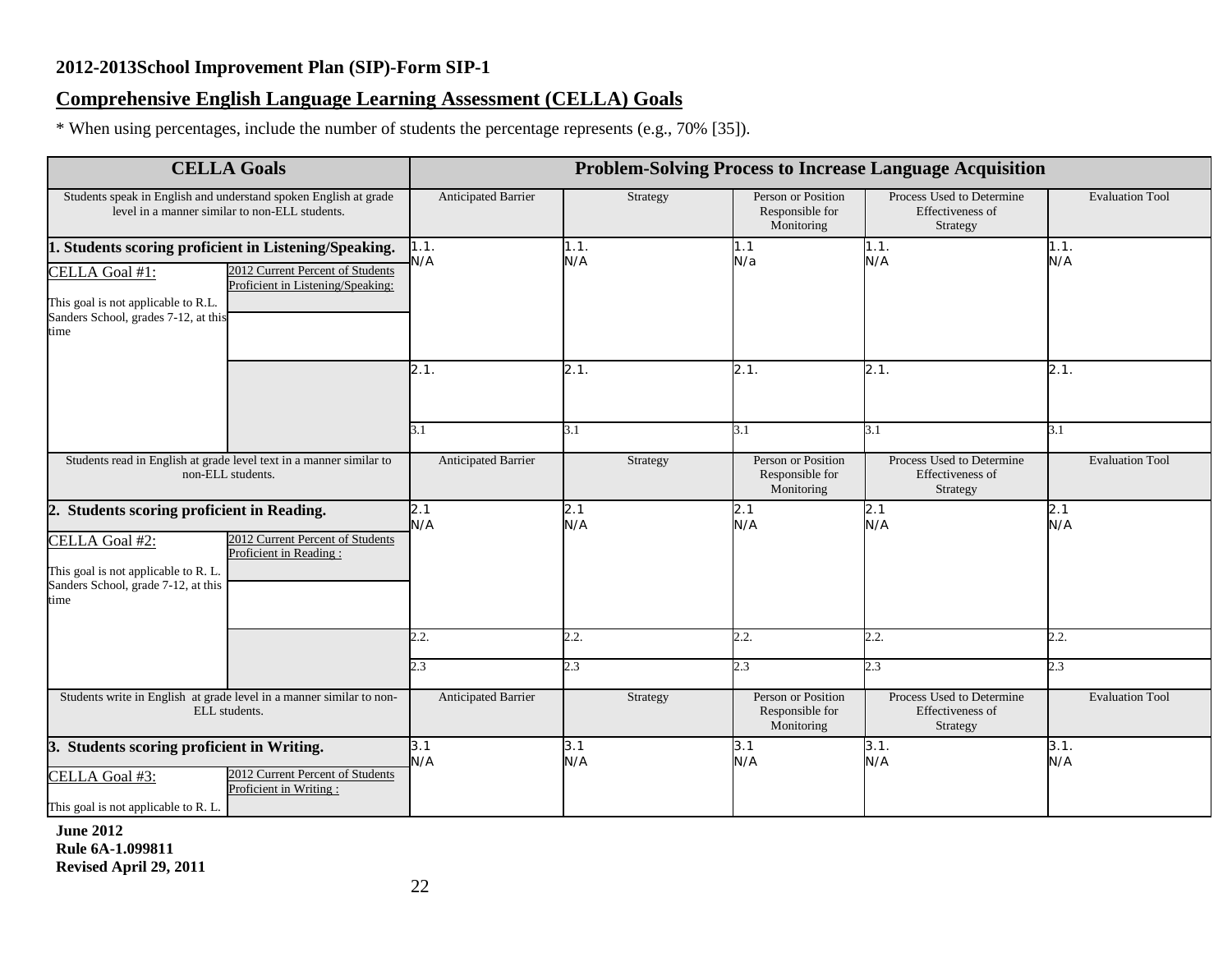**2012-2013School Improvement Plan (SIP)-Form SIP-1**

## Comprehensive English Language Learning Assessment (CELLA) Goals

* When using percentages, include the number of students the percentage represents (e.g., 70% [35]).

| CELLA Goals | | Problem-Solving Process to Increase Language Acquisition | | | | |
|---|---|---|---|---|---|---|
| Students speak in English and understand spoken English at grade level in a manner similar to non-ELL students. | | Anticipated Barrier | Strategy | Person or Position Responsible for Monitoring | Process Used to Determine Effectiveness of Strategy | Evaluation Tool |
| **1. Students scoring proficient in Listening/Speaking.** | | 1.1.<br>N/A | 1.1.<br>N/A | 1.1<br>N/a | 1.1.<br>N/A | 1.1.<br>N/A |
| CELLA Goal #1:<br><br>This goal is not applicable to R.L. Sanders School, grades 7-12, at this time | 2012 Current Percent of Students Proficient in Listening/Speaking: | 2.1. | 2.1. | 2.1. | 2.1. | 2.1. |
| | | 3.1 | 3.1 | 3.1 | 3.1 | 3.1 |
| Students read in English at grade level text in a manner similar to non-ELL students. | | Anticipated Barrier | Strategy | Person or Position Responsible for Monitoring | Process Used to Determine Effectiveness of Strategy | Evaluation Tool |
| **2. Students scoring proficient in Reading.** | | 2.1<br>N/A | 2.1<br>N/A | 2.1<br>N/A | 2.1<br>N/A | 2.1<br>N/A |
| CELLA Goal #2:<br><br>This goal is not applicable to R. L. Sanders School, grade 7-12, at this time | 2012 Current Percent of Students Proficient in Reading : | 2.2. | 2.2. | 2.2. | 2.2. | 2.2. |
| | | 2.3 | 2.3 | 2.3 | 2.3 | 2.3 |
| Students write in English at grade level in a manner similar to non-ELL students. | | Anticipated Barrier | Strategy | Person or Position Responsible for Monitoring | Process Used to Determine Effectiveness of Strategy | Evaluation Tool |
| **3. Students scoring proficient in Writing.** | | 3.1<br>N/A | 3.1<br>N/A | 3.1<br>N/A | 3.1.<br>N/A | 3.1.<br>N/A |
| CELLA Goal #3:<br><br>This goal is not applicable to R. L. | 2012 Current Percent of Students Proficient in Writing : | | | | | |

**June 2012**
**Rule 6A-1.099811**
**Revised April 29, 2011**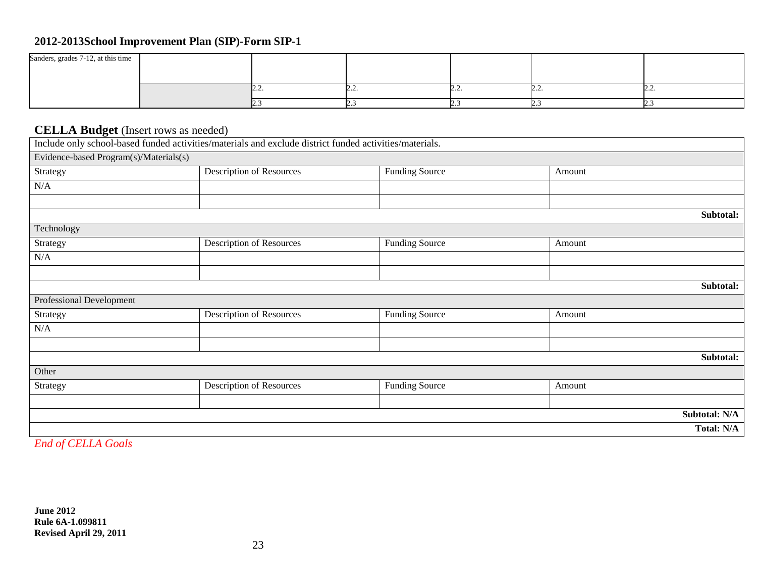## 2012-2013School Improvement Plan (SIP)-Form SIP-1

| | | | | | | |
|---|---|---|---|---|---|---|
| Sanders, grades 7-12, at this time | | | | | | |
| | | 2.2. | 2.2. | 2.2. | 2.2. | 2.2. |
| | | 2.3 | 2.3 | 2.3 | 2.3 | 2.3 |

## CELLA Budget (Insert rows as needed)

| Include only school-based funded activities/materials and exclude district funded activities/materials. | | | |
|---|---|---|---|
| Evidence-based Program(s)/Materials(s) | | | |
| Strategy | Description of Resources | Funding Source | Amount |
| N/A | | | |
| | | | |
| | | | **Subtotal:** |
| Technology | | | |
| Strategy | Description of Resources | Funding Source | Amount |
| N/A | | | |
| | | | |
| | | | **Subtotal:** |
| Professional Development | | | |
| Strategy | Description of Resources | Funding Source | Amount |
| N/A | | | |
| | | | |
| | | | **Subtotal:** |
| Other | | | |
| Strategy | Description of Resources | Funding Source | Amount |
| | | | |
| | | | **Subtotal: N/A** |
| | | | **Total: N/A** |

*End of CELLA Goals*

**June 2012**
**Rule 6A-1.099811**
**Revised April 29, 2011**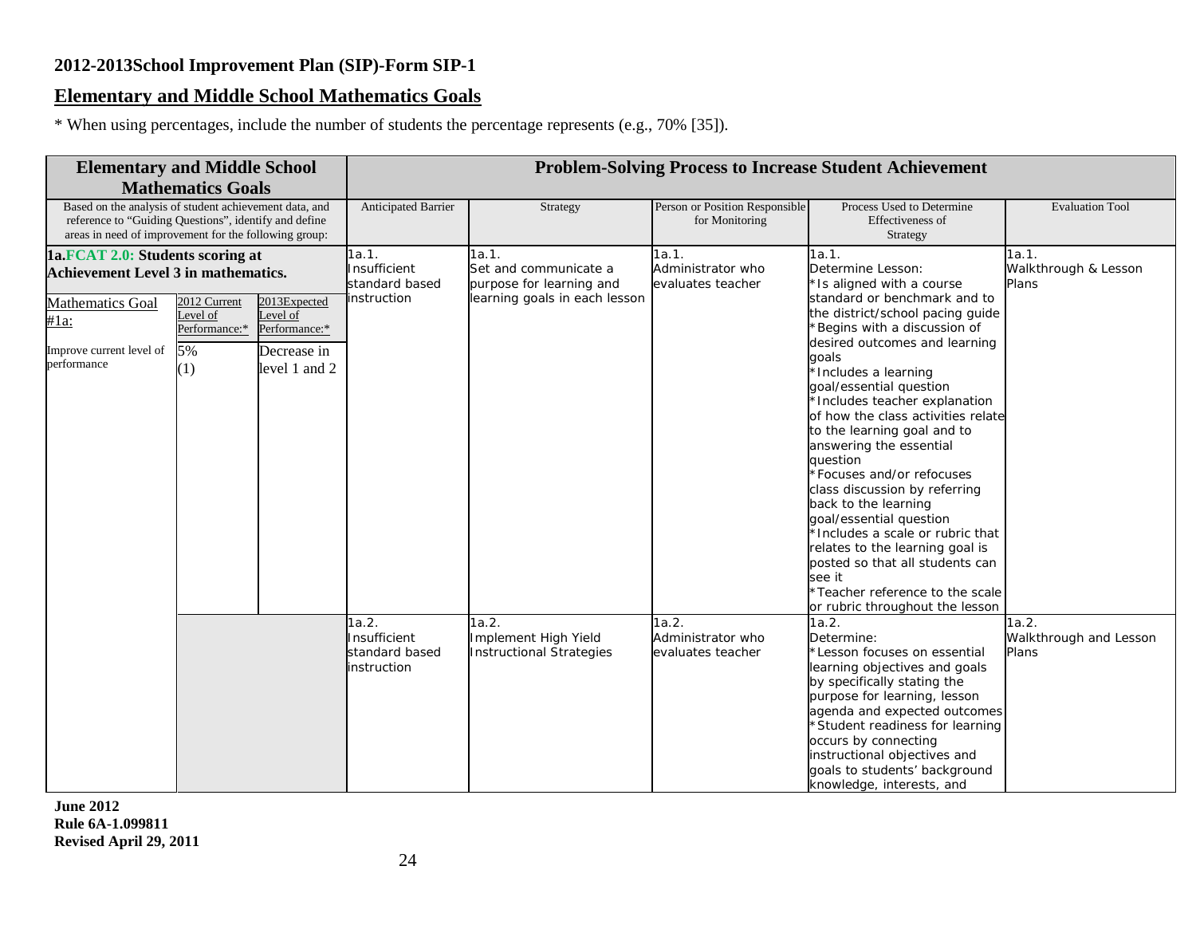**2012-2013School Improvement Plan (SIP)-Form SIP-1**

## Elementary and Middle School Mathematics Goals

* When using percentages, include the number of students the percentage represents (e.g., 70% [35]).

| Elementary and Middle School Mathematics Goals | | | Problem-Solving Process to Increase Student Achievement | | | | |
|---|---|---|---|---|---|---|---|
| Based on the analysis of student achievement data, and reference to "Guiding Questions", identify and define areas in need of improvement for the following group: | | | Anticipated Barrier | Strategy | Person or Position Responsible for Monitoring | Process Used to Determine Effectiveness of Strategy | Evaluation Tool |
| **1a.FCAT 2.0: Students scoring at Achievement Level 3 in mathematics.** | | | 1a.1. Insufficient standard based instruction | 1a.1. Set and communicate a purpose for learning and learning goals in each lesson | 1a.1. Administrator who evaluates teacher | 1a.1. Determine Lesson: *Is aligned with a course standard or benchmark and to the district/school pacing guide *Begins with a discussion of desired outcomes and learning goals *Includes a learning goal/essential question *Includes teacher explanation of how the class activities relate to the learning goal and to answering the essential question *Focuses and/or refocuses class discussion by referring back to the learning goal/essential question *Includes a scale or rubric that relates to the learning goal is posted so that all students can see it *Teacher reference to the scale or rubric throughout the lesson | 1a.1. Walkthrough & Lesson Plans |
| Mathematics Goal #1a: | 2012 Current Level of Performance:* | 2013Expected Level of Performance:* | | | | | |
| Improve current level of performance | 5% (1) | Decrease in level 1 and 2 | | | | | |
| | | | 1a.2. Insufficient standard based instruction | 1a.2. Implement High Yield Instructional Strategies | 1a.2. Administrator who evaluates teacher | 1a.2. Determine: *Lesson focuses on essential learning objectives and goals by specifically stating the purpose for learning, lesson agenda and expected outcomes *Student readiness for learning occurs by connecting instructional objectives and goals to students' background knowledge, interests, and | 1a.2. Walkthrough and Lesson Plans |

**June 2012**
**Rule 6A-1.099811**
**Revised April 29, 2011**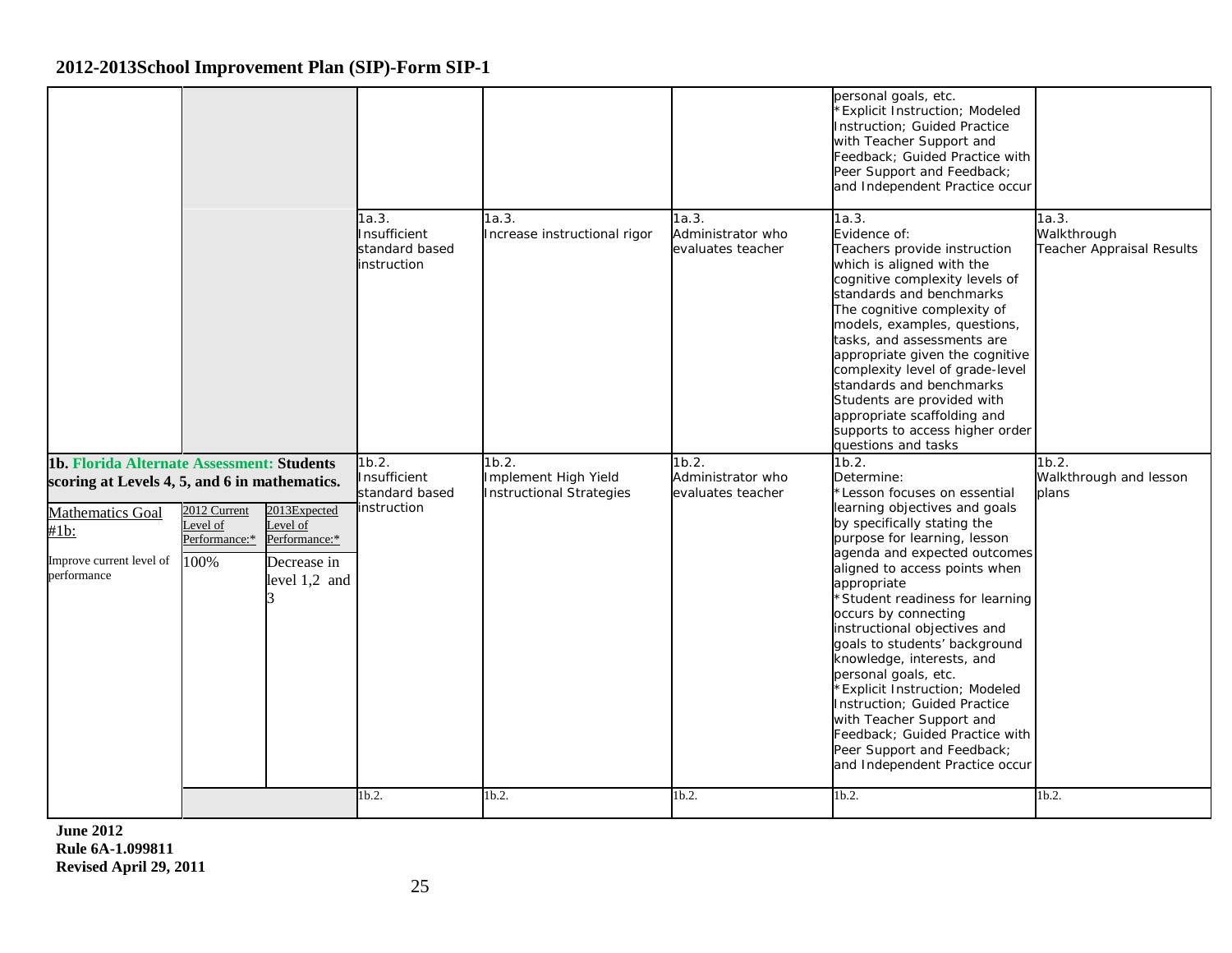## 2012-2013School Improvement Plan (SIP)-Form SIP-1

| | | | | | | | |
|---|---|---|---|---|---|---|---|
| | | | | | | personal goals, etc.<br>*Explicit Instruction; Modeled Instruction; Guided Practice with Teacher Support and Feedback; Guided Practice with Peer Support and Feedback; and Independent Practice occur | |
| | | | 1a.3.<br>Insufficient standard based instruction | 1a.3.<br>Increase instructional rigor | 1a.3.<br>Administrator who evaluates teacher | 1a.3.<br>Evidence of:<br>Teachers provide instruction which is aligned with the cognitive complexity levels of standards and benchmarks<br>The cognitive complexity of models, examples, questions, tasks, and assessments are appropriate given the cognitive complexity level of grade-level standards and benchmarks<br>Students are provided with appropriate scaffolding and supports to access higher order questions and tasks | 1a.3.<br>Walkthrough<br>Teacher Appraisal Results |
| **1b. Florida Alternate Assessment: Students scoring at Levels 4, 5, and 6 in mathematics.**<br><br>Mathematics Goal #1b:<br><br>Improve current level of performance | 2012 Current Level of Performance:*<br><br>100% | 2013Expected Level of Performance:*<br><br>Decrease in level 1,2 and 3 | 1b.2.<br>Insufficient standard based instruction | 1b.2.<br>Implement High Yield Instructional Strategies | 1b.2.<br>Administrator who evaluates teacher | 1b.2.<br>Determine:<br>*Lesson focuses on essential learning objectives and goals by specifically stating the purpose for learning, lesson agenda and expected outcomes aligned to access points when appropriate<br>*Student readiness for learning occurs by connecting instructional objectives and goals to students' background knowledge, interests, and personal goals, etc.<br>*Explicit Instruction; Modeled Instruction; Guided Practice with Teacher Support and Feedback; Guided Practice with Peer Support and Feedback; and Independent Practice occur | 1b.2.<br>Walkthrough and lesson plans |
| | | | 1b.2. | 1b.2. | 1b.2. | 1b.2. | 1b.2. |

**June 2012**
**Rule 6A-1.099811**
**Revised April 29, 2011**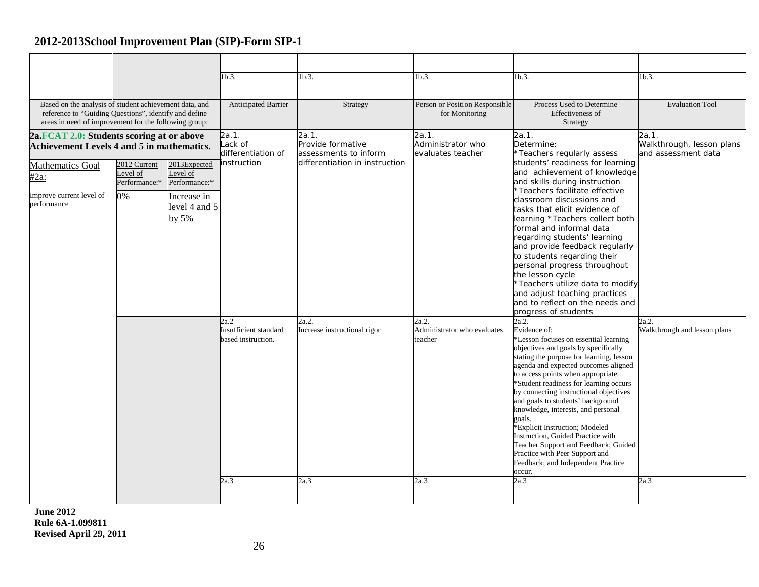## 2012-2013School Improvement Plan (SIP)-Form SIP-1

| | | | | | | | |
|---|---|---|---|---|---|---|---|
| | | | 1b.3. | 1b.3. | 1b.3. | 1b.3. | 1b.3. |
| Based on the analysis of student achievement data, and reference to "Guiding Questions", identify and define areas in need of improvement for the following group: | | | Anticipated Barrier | Strategy | Person or Position Responsible for Monitoring | Process Used to Determine Effectiveness of Strategy | Evaluation Tool |
| **2a.FCAT 2.0: Students scoring at or above Achievement Levels 4 and 5 in mathematics.** | | | 2a.1. Lack of differentiation of instruction | 2a.1. Provide formative assessments to inform differentiation in instruction | 2a.1. Administrator who evaluates teacher | 2a.1. Determine: *Teachers regularly assess students' readiness for learning and achievement of knowledge and skills during instruction *Teachers facilitate effective classroom discussions and tasks that elicit evidence of learning *Teachers collect both formal and informal data regarding students' learning and provide feedback regularly to students regarding their personal progress throughout the lesson cycle *Teachers utilize data to modify and adjust teaching practices and to reflect on the needs and progress of students | 2a.1. Walkthrough, lesson plans and assessment data |
| Mathematics Goal #2a: | 2012 Current Level of Performance:* | 2013Expected Level of Performance:* | | | | | |
| Improve current level of performance | 0% | Increase in level 4 and 5 by 5% | | | | | |
| | | | 2a.2 Insufficient standard based instruction. | 2a.2. Increase instructional rigor | 2a.2. Administrator who evaluates teacher | 2a.2. Evidence of: *Lesson focuses on essential learning objectives and goals by specifically stating the purpose for learning, lesson agenda and expected outcomes aligned to access points when appropriate. *Student readiness for learning occurs by connecting instructional objectives and goals to students' background knowledge, interests, and personal goals. *Explicit Instruction; Modeled Instruction, Guided Practice with Teacher Support and Feedback; Guided Practice with Peer Support and Feedback; and Independent Practice occur. | 2a.2. Walkthrough and lesson plans |
| | | | 2a.3 | 2a.3 | 2a.3 | 2a.3 | 2a.3 |

**June 2012**
**Rule 6A-1.099811**
**Revised April 29, 2011**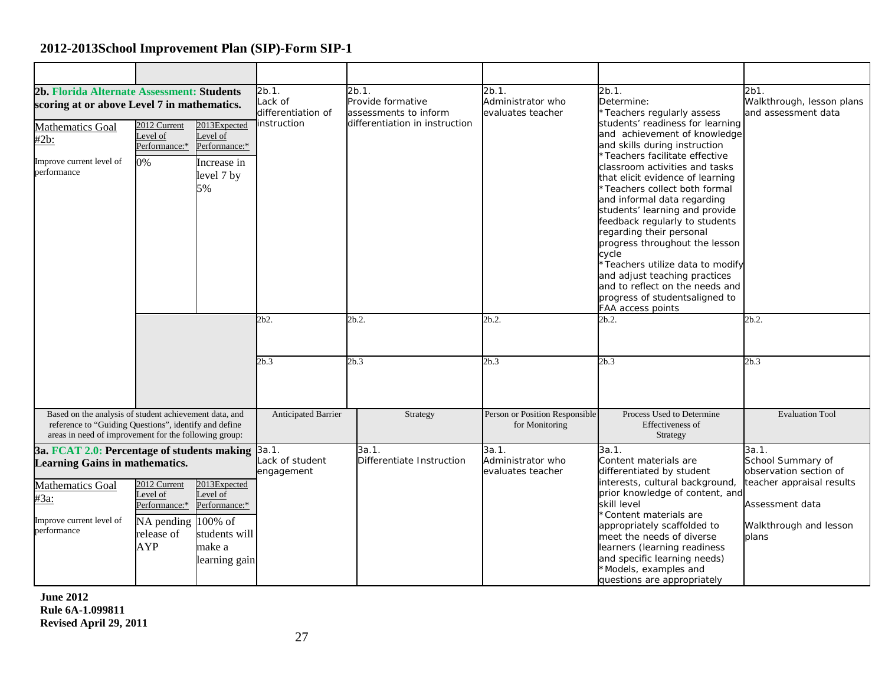# 2012-2013School Improvement Plan (SIP)-Form SIP-1

| | | | | | | | |
|---|---|---|---|---|---|---|---|
| **2b. Florida Alternate Assessment: Students scoring at or above Level 7 in mathematics.** | | | 2b.1. Lack of differentiation of instruction | 2b.1. Provide formative assessments to inform differentiation in instruction | 2b.1. Administrator who evaluates teacher | 2b.1. Determine: *Teachers regularly assess students' readiness for learning and achievement of knowledge and skills during instruction *Teachers facilitate effective classroom activities and tasks that elicit evidence of learning *Teachers collect both formal and informal data regarding students' learning and provide feedback regularly to students regarding their personal progress throughout the lesson cycle *Teachers utilize data to modify and adjust teaching practices and to reflect on the needs and progress of studentsaligned to FAA access points | 2b1. Walkthrough, lesson plans and assessment data |
| Mathematics Goal #2b: | 2012 Current Level of Performance:* | 2013Expected Level of Performance:* | | | | | |
| Improve current level of performance | 0% | Increase in level 7 by 5% | | | | | |
| | | | 2b2. | 2b.2. | 2b.2. | 2b.2. | 2b.2. |
| | | | 2b.3 | 2b.3 | 2b.3 | 2b.3 | 2b.3 |
| Based on the analysis of student achievement data, and reference to "Guiding Questions", identify and define areas in need of improvement for the following group: | | | Anticipated Barrier | Strategy | Person or Position Responsible for Monitoring | Process Used to Determine Effectiveness of Strategy | Evaluation Tool |
| **3a. FCAT 2.0: Percentage of students making Learning Gains in mathematics.** | | | 3a.1. Lack of student engagement | 3a.1. Differentiate Instruction | 3a.1. Administrator who evaluates teacher | 3a.1. Content materials are differentiated by student interests, cultural background, prior knowledge of content, and skill level *Content materials are appropriately scaffolded to meet the needs of diverse learners (learning readiness and specific learning needs) *Models, examples and questions are appropriately | 3a.1. School Summary of observation section of teacher appraisal results Assessment data Walkthrough and lesson plans |
| Mathematics Goal #3a: | 2012 Current Level of Performance:* | 2013Expected Level of Performance:* | | | | | |
| Improve current level of performance | NA pending release of AYP | 100% of students will make a learning gain | | | | | |

**June 2012**
**Rule 6A-1.099811**
**Revised April 29, 2011**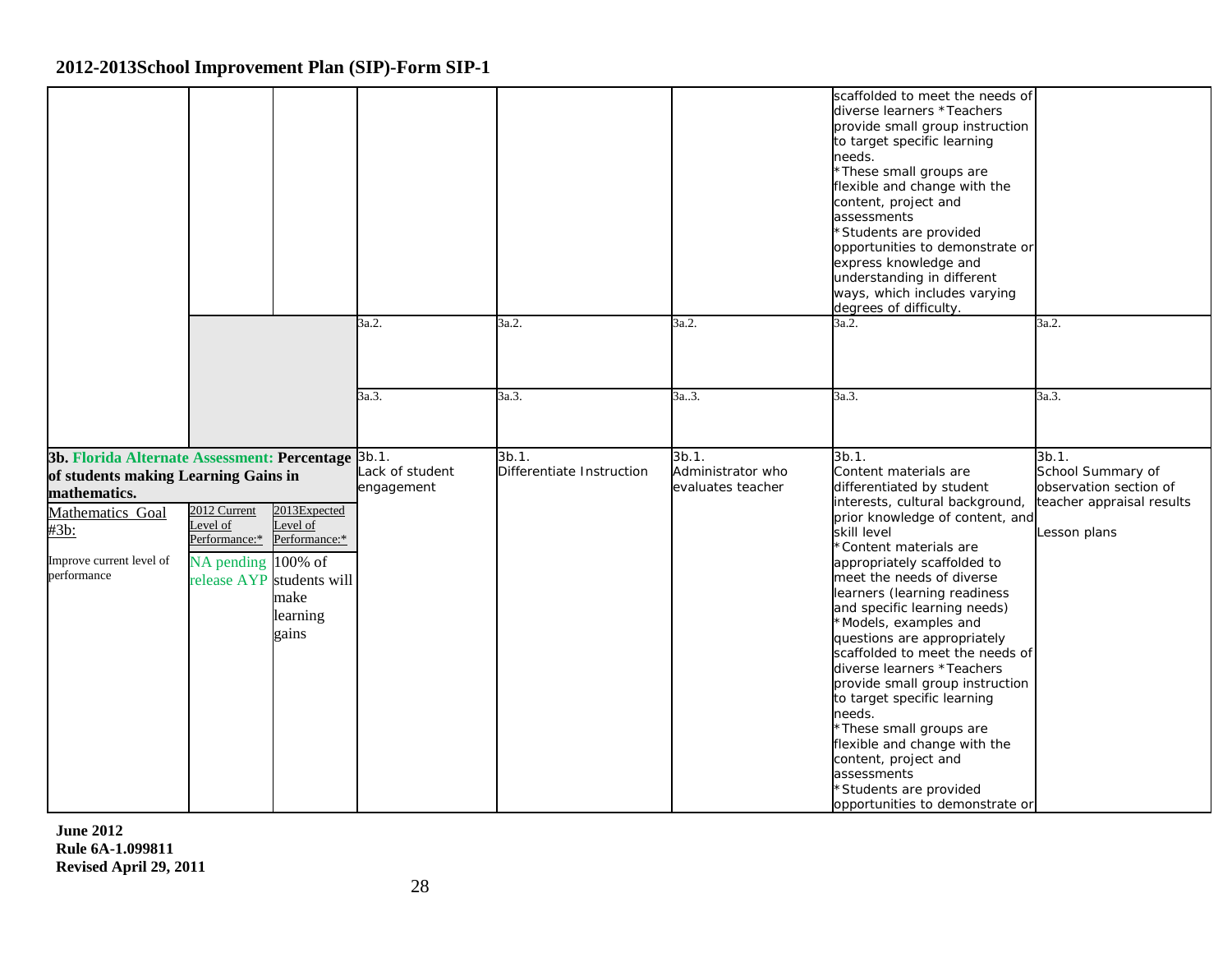## 2012-2013School Improvement Plan (SIP)-Form SIP-1

| | | | | | | | |
|---|---|---|---|---|---|---|---|
| | | | | | | scaffolded to meet the needs of diverse learners *Teachers provide small group instruction to target specific learning needs.<br>*These small groups are flexible and change with the content, project and assessments<br>*Students are provided opportunities to demonstrate or express knowledge and understanding in different ways, which includes varying degrees of difficulty. | |
| | | | 3a.2. | 3a.2. | 3a.2. | 3a.2. | 3a.2. |
| | | | 3a.3. | 3a.3. | 3a..3. | 3a.3. | 3a.3. |
| **3b. Florida Alternate Assessment: Percentage of students making Learning Gains in mathematics.**<br>Mathematics Goal #3b:<br>Improve current level of performance | 2012 Current Level of Performance:*<br>NA pending release AYP | 2013Expected Level of Performance:*<br>100% of students will make learning gains | 3b.1.<br>Lack of student engagement | 3b.1.<br>Differentiate Instruction | 3b.1.<br>Administrator who evaluates teacher | 3b.1.<br>Content materials are differentiated by student interests, cultural background, prior knowledge of content, and skill level<br>*Content materials are appropriately scaffolded to meet the needs of diverse learners (learning readiness and specific learning needs)<br>*Models, examples and questions are appropriately scaffolded to meet the needs of diverse learners *Teachers provide small group instruction to target specific learning needs.<br>*These small groups are flexible and change with the content, project and assessments<br>*Students are provided opportunities to demonstrate or | 3b.1.<br>School Summary of observation section of teacher appraisal results<br><br>Lesson plans |

June 2012
Rule 6A-1.099811
Revised April 29, 2011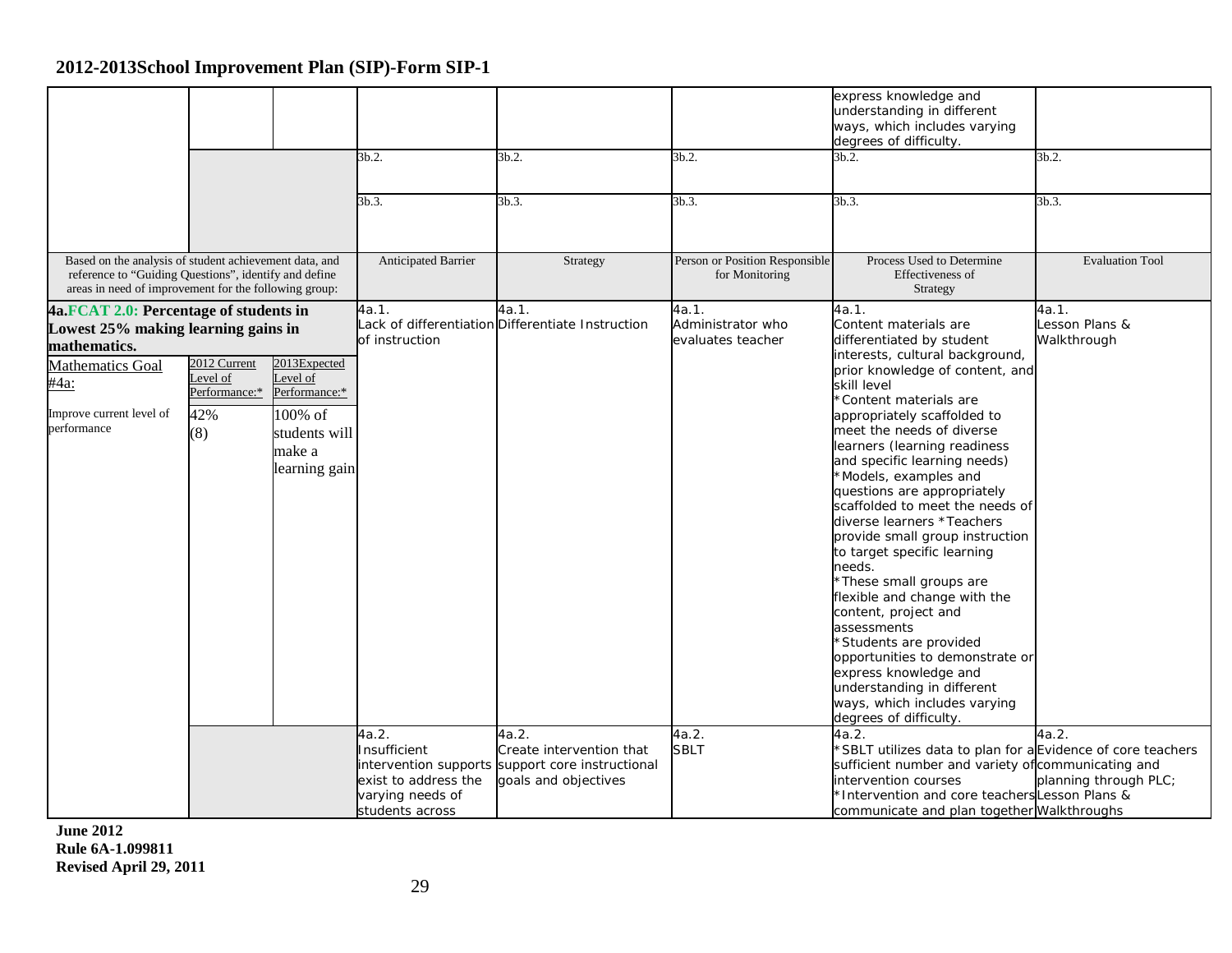## 2012-2013School Improvement Plan (SIP)-Form SIP-1

| | | | | | | | |
|---|---|---|---|---|---|---|---|
| | | | | | | express knowledge and understanding in different ways, which includes varying degrees of difficulty. | |
| | | | 3b.2. | 3b.2. | 3b.2. | 3b.2. | 3b.2. |
| | | | 3b.3. | 3b.3. | 3b.3. | 3b.3. | 3b.3. |

| Based on the analysis of student achievement data, and reference to "Guiding Questions", identify and define areas in need of improvement for the following group: | | | Anticipated Barrier | Strategy | Person or Position Responsible for Monitoring | Process Used to Determine Effectiveness of Strategy | Evaluation Tool |
|---|---|---|---|---|---|---|---|
| **4a.FCAT 2.0: Percentage of students in Lowest 25% making learning gains in mathematics.** | | | 4a.1. Lack of differentiation of instruction | 4a.1. Differentiate Instruction | 4a.1. Administrator who evaluates teacher | 4a.1. Content materials are differentiated by student interests, cultural background, prior knowledge of content, and skill level *Content materials are appropriately scaffolded to meet the needs of diverse learners (learning readiness and specific learning needs) *Models, examples and questions are appropriately scaffolded to meet the needs of diverse learners *Teachers provide small group instruction to target specific learning needs. *These small groups are flexible and change with the content, project and assessments *Students are provided opportunities to demonstrate or express knowledge and understanding in different ways, which includes varying degrees of difficulty. | 4a.1. Lesson Plans & Walkthrough |
| Mathematics Goal #4a: | 2012 Current Level of Performance:* | 2013Expected Level of Performance:* | | | | | |
| Improve current level of performance | 42% (8) | 100% of students will make a learning gain | | | | | |
| | | | 4a.2. Insufficient intervention supports exist to address the varying needs of students across | 4a.2. Create intervention that support core instructional goals and objectives | 4a.2. SBLT | 4a.2. *SBLT utilizes data to plan for a sufficient number and variety of intervention courses *Intervention and core teachers communicate and plan together | 4a.2. Evidence of core teachers communicating and planning through PLC; Lesson Plans & Walkthroughs |

**June 2012**
**Rule 6A-1.099811**
**Revised April 29, 2011**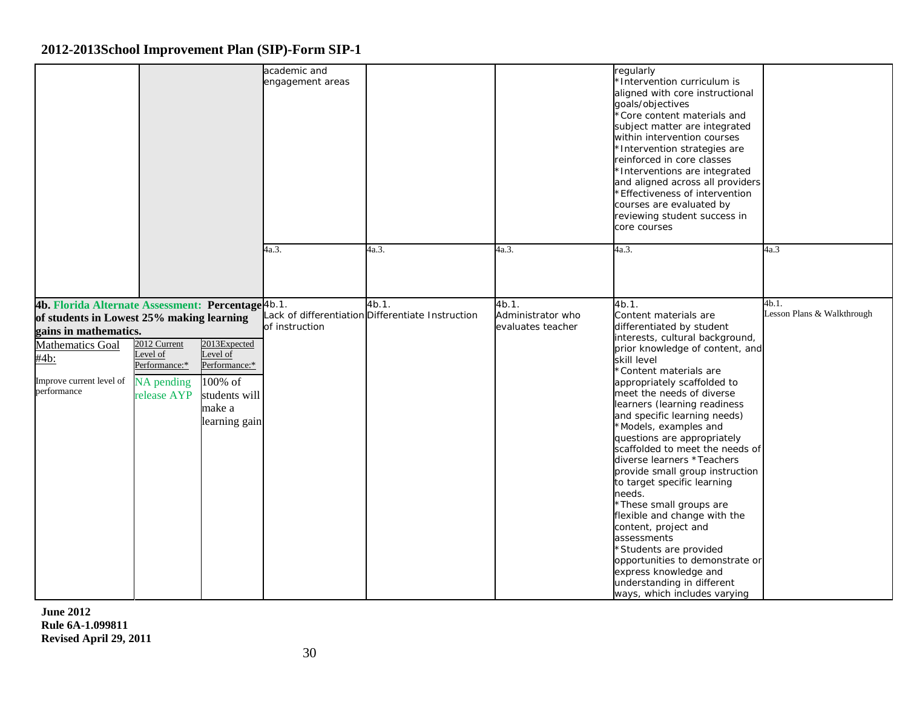## 2012-2013School Improvement Plan (SIP)-Form SIP-1

| | | | | | | | |
|---|---|---|---|---|---|---|---|
| | | | academic and engagement areas | | | regularly<br>*Intervention curriculum is aligned with core instructional goals/objectives<br>*Core content materials and subject matter are integrated within intervention courses<br>*Intervention strategies are reinforced in core classes<br>*Interventions are integrated and aligned across all providers<br>*Effectiveness of intervention courses are evaluated by reviewing student success in core courses | |
| | | | 4a.3. | 4a.3. | 4a.3. | 4a.3. | 4a.3 |
| **4b. Florida Alternate Assessment: Percentage of students in Lowest 25% making learning gains in mathematics.**<br><br>Mathematics Goal #4b:<br><br>Improve current level of performance | 2012 Current Level of Performance:*<br><br>NA pending release AYP | 2013Expected Level of Performance:*<br><br>100% of students will make a learning gain | 4b.1.<br>Lack of differentiation of instruction | 4b.1.<br>Differentiate Instruction | 4b.1.<br>Administrator who evaluates teacher | 4b.1.<br>Content materials are differentiated by student interests, cultural background, prior knowledge of content, and skill level<br>*Content materials are appropriately scaffolded to meet the needs of diverse learners (learning readiness and specific learning needs)<br>*Models, examples and questions are appropriately scaffolded to meet the needs of diverse learners *Teachers provide small group instruction to target specific learning needs.<br>*These small groups are flexible and change with the content, project and assessments<br>*Students are provided opportunities to demonstrate or express knowledge and understanding in different ways, which includes varying | 4b.1.<br>Lesson Plans & Walkthrough |

June 2012
Rule 6A-1.099811
Revised April 29, 2011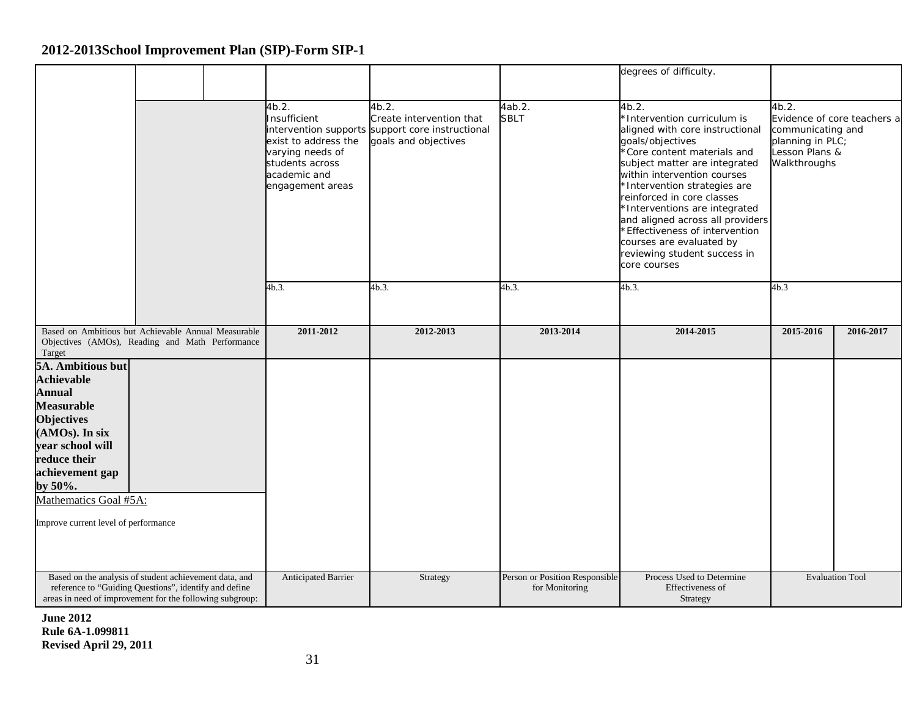**2012-2013School Improvement Plan (SIP)-Form SIP-1**

| | | | | | | | | |
|---|---|---|---|---|---|---|---|---|
| | | | | | | degrees of difficulty. | | |
| | | | 4b.2.<br>Insufficient intervention supports exist to address the varying needs of students across academic and engagement areas | 4b.2.<br>Create intervention that support core instructional goals and objectives | 4ab.2.<br>SBLT | 4b.2.<br>*Intervention curriculum is aligned with core instructional goals/objectives<br>*Core content materials and subject matter are integrated within intervention courses<br>*Intervention strategies are reinforced in core classes<br>*Interventions are integrated and aligned across all providers<br>*Effectiveness of intervention courses are evaluated by reviewing student success in core courses | 4b.2.<br>Evidence of core teachers a communicating and planning in PLC;<br>Lesson Plans &<br>Walkthroughs | |
| | | | 4b.3. | 4b.3. | 4b.3. | 4b.3. | 4b.3 | |
| Based on Ambitious but Achievable Annual Measurable Objectives (AMOs), Reading and Math Performance Target | | | **2011-2012** | **2012-2013** | **2013-2014** | **2014-2015** | **2015-2016** | **2016-2017** |
| **5A. Ambitious but Achievable Annual Measurable Objectives (AMOs). In six year school will reduce their achievement gap by 50%.**<br>Mathematics Goal #5A:<br>Improve current level of performance | | | | | | | | |
| Based on the analysis of student achievement data, and reference to "Guiding Questions", identify and define areas in need of improvement for the following subgroup: | | | Anticipated Barrier | Strategy | Person or Position Responsible for Monitoring | Process Used to Determine Effectiveness of Strategy | Evaluation Tool | |

**June 2012**
**Rule 6A-1.099811**
**Revised April 29, 2011**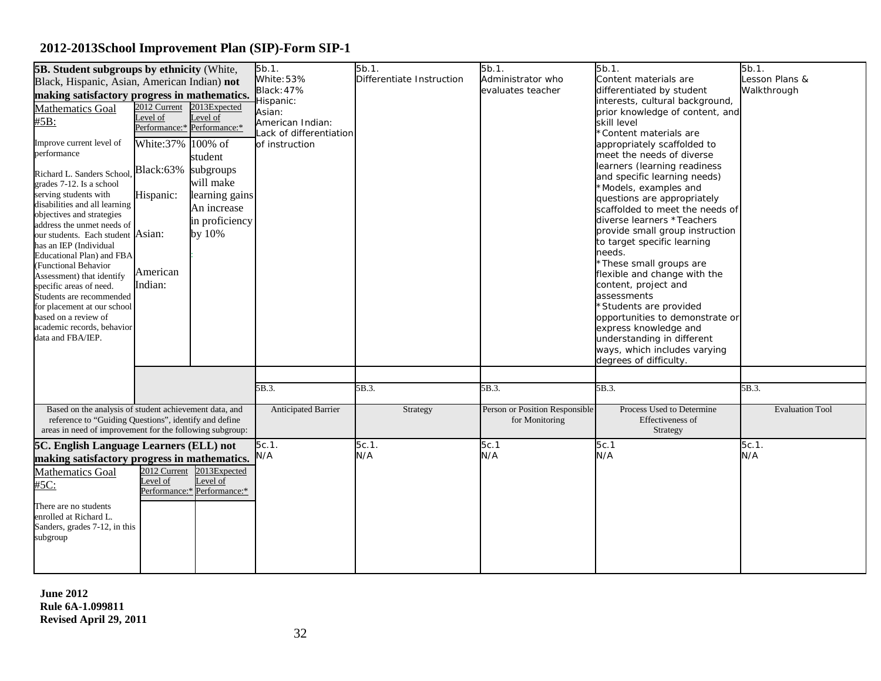## 2012-2013School Improvement Plan (SIP)-Form SIP-1

| **5B. Student subgroups by ethnicity** (White, Black, Hispanic, Asian, American Indian) **not making satisfactory progress in mathematics.** | | | 5b.1. White:53% Black:47% Hispanic: Asian: American Indian: Lack of differentiation of instruction | 5b.1. Differentiate Instruction | 5b.1. Administrator who evaluates teacher | 5b.1. Content materials are differentiated by student interests, cultural background, prior knowledge of content, and skill level *Content materials are appropriately scaffolded to meet the needs of diverse learners (learning readiness and specific learning needs) *Models, examples and questions are appropriately scaffolded to meet the needs of diverse learners *Teachers provide small group instruction to target specific learning needs. *These small groups are flexible and change with the content, project and assessments *Students are provided opportunities to demonstrate or express knowledge and understanding in different ways, which includes varying degrees of difficulty. | 5b.1. Lesson Plans & Walkthrough |
|---|---|---|---|---|---|---|---|
| Mathematics Goal #5B: | 2012 Current Level of Performance:* | 2013Expected Level of Performance:* | | | | | |
| Improve current level of performance<br><br>Richard L. Sanders School, grades 7-12. Is a school serving students with disabilities and all learning objectives and strategies address the unmet needs of our students. Each student has an IEP (Individual Educational Plan) and FBA (Functional Behavior Assessment) that identify specific areas of need. Students are recommended for placement at our school based on a review of academic records, behavior data and FBA/IEP. | White:37%<br><br>Black:63%<br><br>Hispanic:<br><br>Asian:<br><br>American Indian: | 100% of student subgroups will make learning gains An increase in proficiency by 10% | | | | | |
| | | | | | | | |
| | | | 5B.3. | 5B.3. | 5B.3. | 5B.3. | 5B.3. |
| Based on the analysis of student achievement data, and reference to "Guiding Questions", identify and define areas in need of improvement for the following subgroup: | | | Anticipated Barrier | Strategy | Person or Position Responsible for Monitoring | Process Used to Determine Effectiveness of Strategy | Evaluation Tool |
| **5C. English Language Learners (ELL) not making satisfactory progress in mathematics.** | | | 5c.1. N/A | 5c.1. N/A | 5c.1 N/A | 5c.1 N/A | 5c.1. N/A |
| Mathematics Goal #5C: | 2012 Current Level of Performance:* | 2013Expected Level of Performance:* | | | | | |
| There are no students enrolled at Richard L. Sanders, grades 7-12, in this subgroup | | | | | | | |

**June 2012**
**Rule 6A-1.099811**
**Revised April 29, 2011**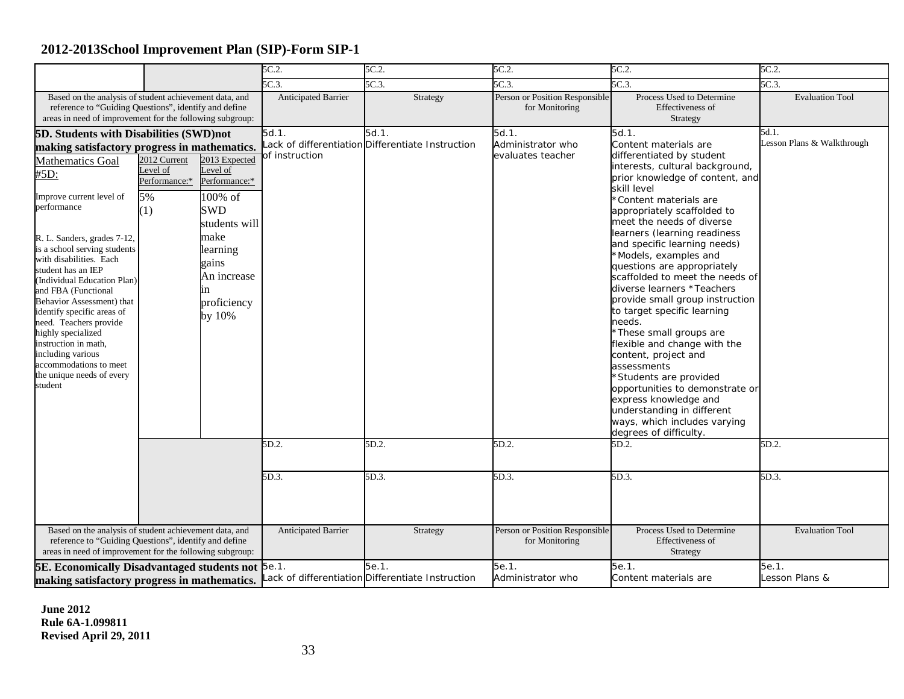## 2012-2013School Improvement Plan (SIP)-Form SIP-1

| | | | | | | | |
|---|---|---|---|---|---|---|---|
| | | | 5C.2. | 5C.2. | 5C.2. | 5C.2. | 5C.2. |
| | | | 5C.3. | 5C.3. | 5C.3. | 5C.3. | 5C.3. |
| Based on the analysis of student achievement data, and reference to "Guiding Questions", identify and define areas in need of improvement for the following subgroup: | | | Anticipated Barrier | Strategy | Person or Position Responsible for Monitoring | Process Used to Determine Effectiveness of Strategy | Evaluation Tool |
| **5D. Students with Disabilities (SWD)not making satisfactory progress in mathematics.** | | | 5d.1. Lack of differentiation of instruction | 5d.1. Differentiate Instruction | 5d.1. Administrator who evaluates teacher | 5d.1. Content materials are differentiated by student interests, cultural background, prior knowledge of content, and skill level *Content materials are appropriately scaffolded to meet the needs of diverse learners (learning readiness and specific learning needs) *Models, examples and questions are appropriately scaffolded to meet the needs of diverse learners *Teachers provide small group instruction to target specific learning needs. *These small groups are flexible and change with the content, project and assessments *Students are provided opportunities to demonstrate or express knowledge and understanding in different ways, which includes varying degrees of difficulty. | 5d.1. Lesson Plans & Walkthrough |
| Mathematics Goal #5D: | 2012 Current Level of Performance:* | 2013 Expected Level of Performance:* | | | | | |
| Improve current level of performance<br><br>R. L. Sanders, grades 7-12, is a school serving students with disabilities. Each student has an IEP (Individual Education Plan) and FBA (Functional Behavior Assessment) that identify specific areas of need. Teachers provide highly specialized instruction in math, including various accommodations to meet the unique needs of every student | 5% (1) | 100% of SWD students will make learning gains An increase in proficiency by 10% | | | | | |
| | | | 5D.2. | 5D.2. | 5D.2. | 5D.2. | 5D.2. |
| | | | 5D.3. | 5D.3. | 5D.3. | 5D.3. | 5D.3. |
| Based on the analysis of student achievement data, and reference to "Guiding Questions", identify and define areas in need of improvement for the following subgroup: | | | Anticipated Barrier | Strategy | Person or Position Responsible for Monitoring | Process Used to Determine Effectiveness of Strategy | Evaluation Tool |
| **5E. Economically Disadvantaged students not making satisfactory progress in mathematics.** | | | 5e.1. Lack of differentiation | 5e.1. Differentiate Instruction | 5e.1. Administrator who | 5e.1. Content materials are | 5e.1. Lesson Plans & |

**June 2012**
**Rule 6A-1.099811**
**Revised April 29, 2011**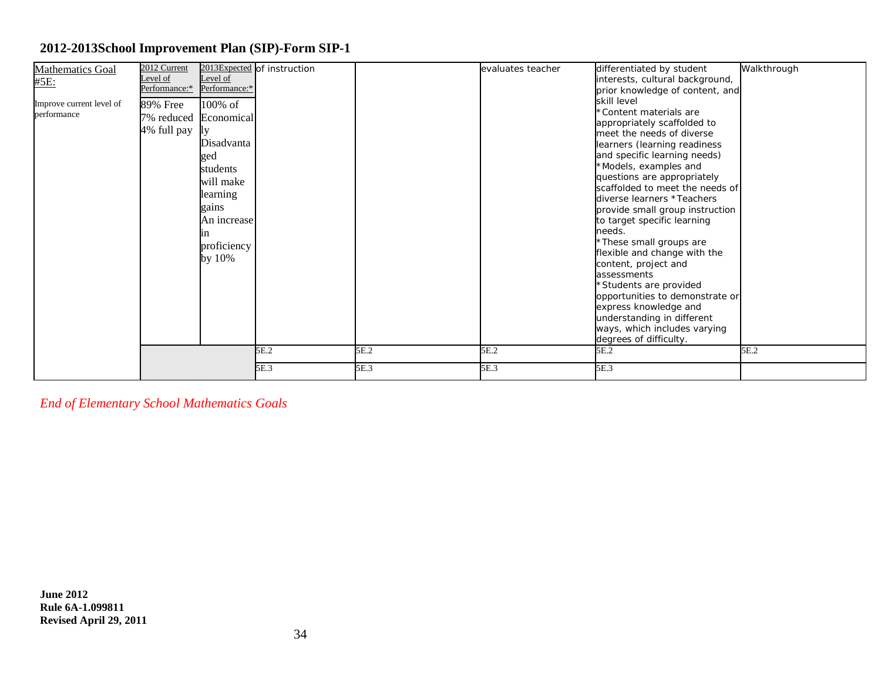## 2012-2013School Improvement Plan (SIP)-Form SIP-1

| Mathematics Goal #5E: | 2012 Current Level of Performance:* | 2013Expected Level of Performance:* | | | | | |
|---|---|---|---|---|---|---|---|
| Improve current level of performance | 89% Free 7% reduced 4% full pay | 100% of Economically Disadvantaged students will make learning gains An increase in proficiency by 10% | of instruction | | evaluates teacher | differentiated by student interests, cultural background, prior knowledge of content, and skill level *Content materials are appropriately scaffolded to meet the needs of diverse learners (learning readiness and specific learning needs) *Models, examples and questions are appropriately scaffolded to meet the needs of diverse learners *Teachers provide small group instruction to target specific learning needs. *These small groups are flexible and change with the content, project and assessments *Students are provided opportunities to demonstrate or express knowledge and understanding in different ways, which includes varying degrees of difficulty. | Walkthrough |
| | | | 5E.2 | 5E.2 | 5E.2 | 5E.2 | 5E.2 |
| | | | 5E.3 | 5E.3 | 5E.3 | 5E.3 | |

*End of Elementary School Mathematics Goals*

**June 2012**
**Rule 6A-1.099811**
**Revised April 29, 2011**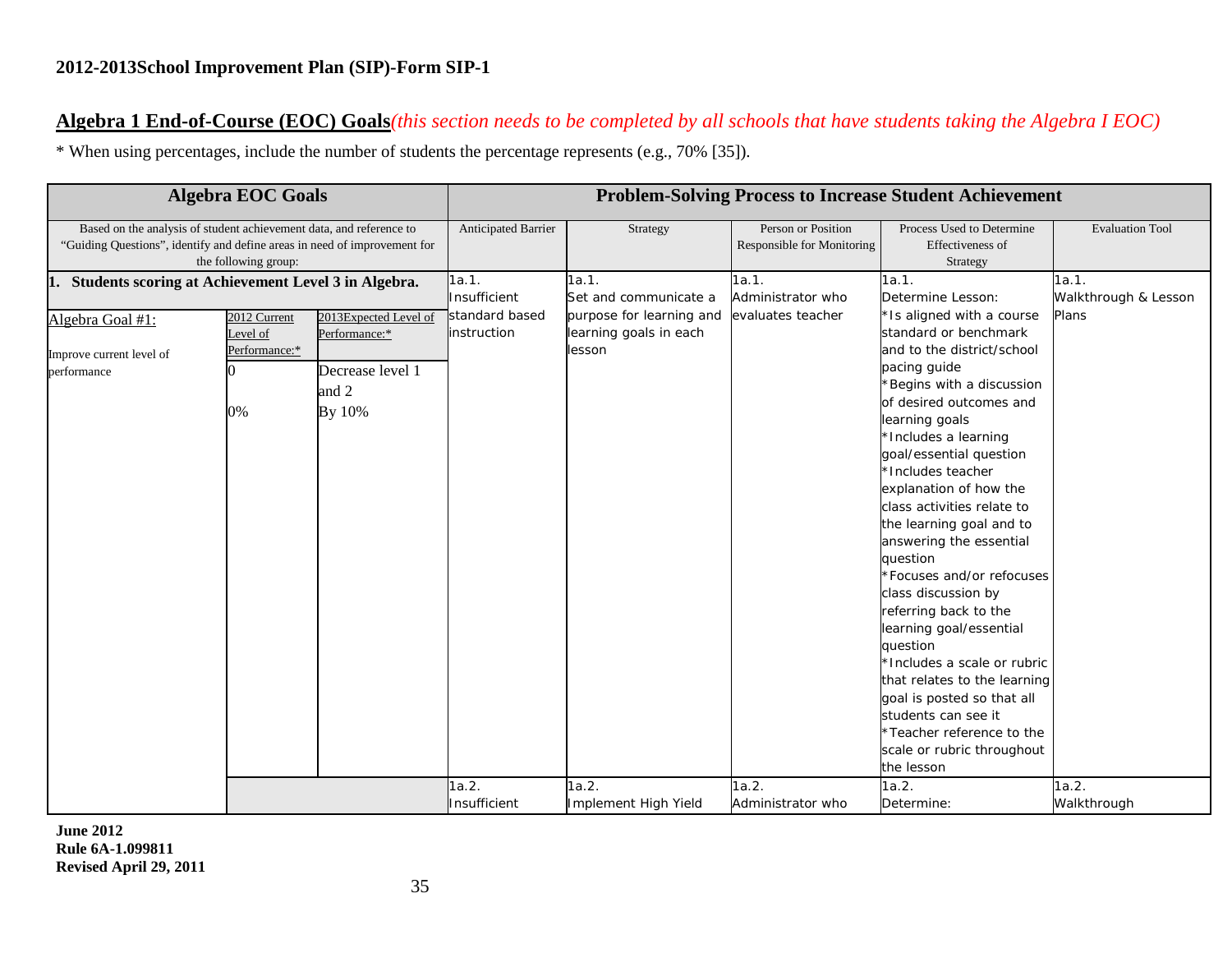**2012-2013School Improvement Plan (SIP)-Form SIP-1**

## **Algebra 1 End-of-Course (EOC) Goals***(this section needs to be completed by all schools that have students taking the Algebra I EOC)*

* When using percentages, include the number of students the percentage represents (e.g., 70% [35]).

| Algebra EOC Goals | | | Problem-Solving Process to Increase Student Achievement | | | | |
|---|---|---|---|---|---|---|---|
| Based on the analysis of student achievement data, and reference to "Guiding Questions", identify and define areas in need of improvement for the following group: | | | Anticipated Barrier | Strategy | Person or Position Responsible for Monitoring | Process Used to Determine Effectiveness of Strategy | Evaluation Tool |
| **1. Students scoring at Achievement Level 3 in Algebra.** | | | 1a.1. Insufficient standard based instruction | 1a.1. Set and communicate a purpose for learning and learning goals in each lesson | 1a.1. Administrator who evaluates teacher | 1a.1. Determine Lesson: *Is aligned with a course standard or benchmark and to the district/school pacing guide *Begins with a discussion of desired outcomes and learning goals *Includes a learning goal/essential question *Includes teacher explanation of how the class activities relate to the learning goal and to answering the essential question *Focuses and/or refocuses class discussion by referring back to the learning goal/essential question *Includes a scale or rubric that relates to the learning goal is posted so that all students can see it *Teacher reference to the scale or rubric throughout the lesson | 1a.1. Walkthrough & Lesson Plans |
| Algebra Goal #1: Improve current level of performance | 2012 Current Level of Performance:* 0 0% | 2013Expected Level of Performance:* Decrease level 1 and 2 By 10% | | | | | |
| | | | 1a.2. Insufficient | 1a.2. Implement High Yield | 1a.2. Administrator who | 1a.2. Determine: | 1a.2. Walkthrough |

**June 2012**
**Rule 6A-1.099811**
**Revised April 29, 2011**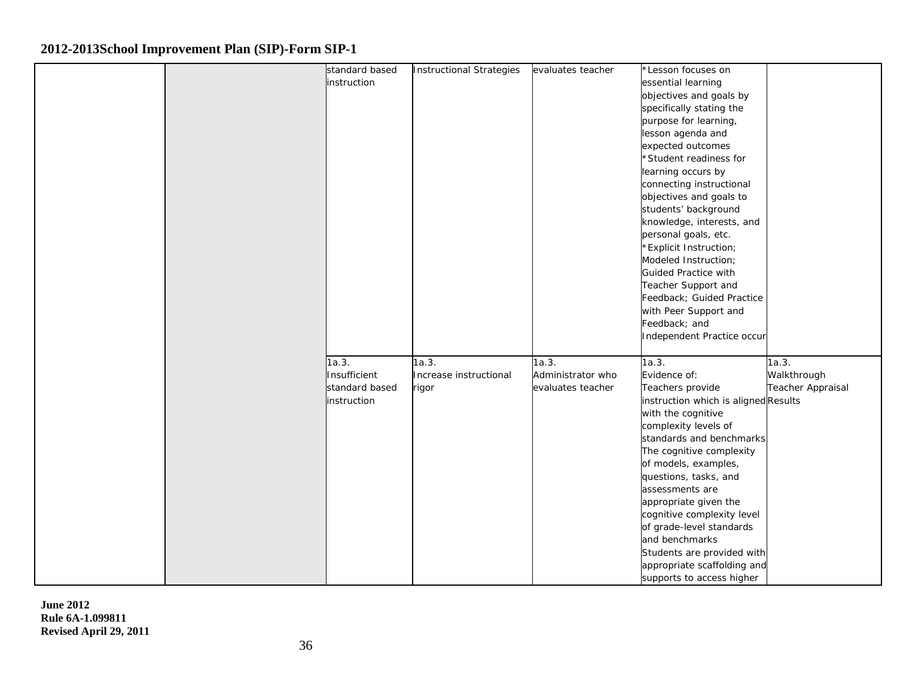## 2012-2013School Improvement Plan (SIP)-Form SIP-1

| | | | | | | |
|---|---|---|---|---|---|---|
| | | standard based instruction | Instructional Strategies | evaluates teacher | *Lesson focuses on essential learning objectives and goals by specifically stating the purpose for learning, lesson agenda and expected outcomes *Student readiness for learning occurs by connecting instructional objectives and goals to students' background knowledge, interests, and personal goals, etc. *Explicit Instruction; Modeled Instruction; Guided Practice with Teacher Support and Feedback; Guided Practice with Peer Support and Feedback; and Independent Practice occur | |
| | | 1a.3. Insufficient standard based instruction | 1a.3. Increase instructional rigor | 1a.3. Administrator who evaluates teacher | 1a.3. Evidence of: Teachers provide instruction which is aligned with the cognitive complexity levels of standards and benchmarks The cognitive complexity of models, examples, questions, tasks, and assessments are appropriate given the cognitive complexity level of grade-level standards and benchmarks Students are provided with appropriate scaffolding and supports to access higher | 1a.3. Walkthrough Teacher Appraisal Results |

June 2012
Rule 6A-1.099811
Revised April 29, 2011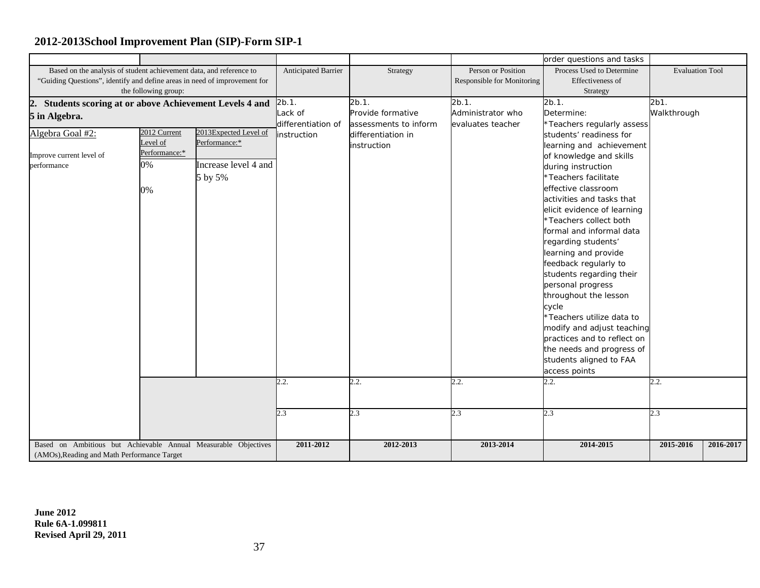## 2012-2013School Improvement Plan (SIP)-Form SIP-1

| | | | | | | order questions and tasks | | |
|---|---|---|---|---|---|---|---|---|
| Based on the analysis of student achievement data, and reference to "Guiding Questions", identify and define areas in need of improvement for the following group: | | | Anticipated Barrier | Strategy | Person or Position Responsible for Monitoring | Process Used to Determine Effectiveness of Strategy | Evaluation Tool | |
| **2. Students scoring at or above Achievement Levels 4 and 5 in Algebra.** | | | 2b.1. Lack of differentiation of instruction | 2b.1. Provide formative assessments to inform differentiation in instruction | 2b.1. Administrator who evaluates teacher | 2b.1. Determine: *Teachers regularly assess students' readiness for learning and achievement of knowledge and skills during instruction *Teachers facilitate effective classroom activities and tasks that elicit evidence of learning *Teachers collect both formal and informal data regarding students' learning and provide feedback regularly to students regarding their personal progress throughout the lesson cycle *Teachers utilize data to modify and adjust teaching practices and to reflect on the needs and progress of students aligned to FAA access points | 2b1. Walkthrough | |
| Algebra Goal #2: Improve current level of performance | 2012 Current Level of Performance:* 0% 0% | 2013Expected Level of Performance:* Increase level 4 and 5 by 5% | | | | | | |
| | | | 2.2. | 2.2. | 2.2. | 2.2. | 2.2. | |
| | | | 2.3 | 2.3 | 2.3 | 2.3 | 2.3 | |
| Based on Ambitious but Achievable Annual Measurable Objectives (AMOs),Reading and Math Performance Target | | | **2011-2012** | **2012-2013** | **2013-2014** | **2014-2015** | **2015-2016** | **2016-2017** |

**June 2012**
**Rule 6A-1.099811**
**Revised April 29, 2011**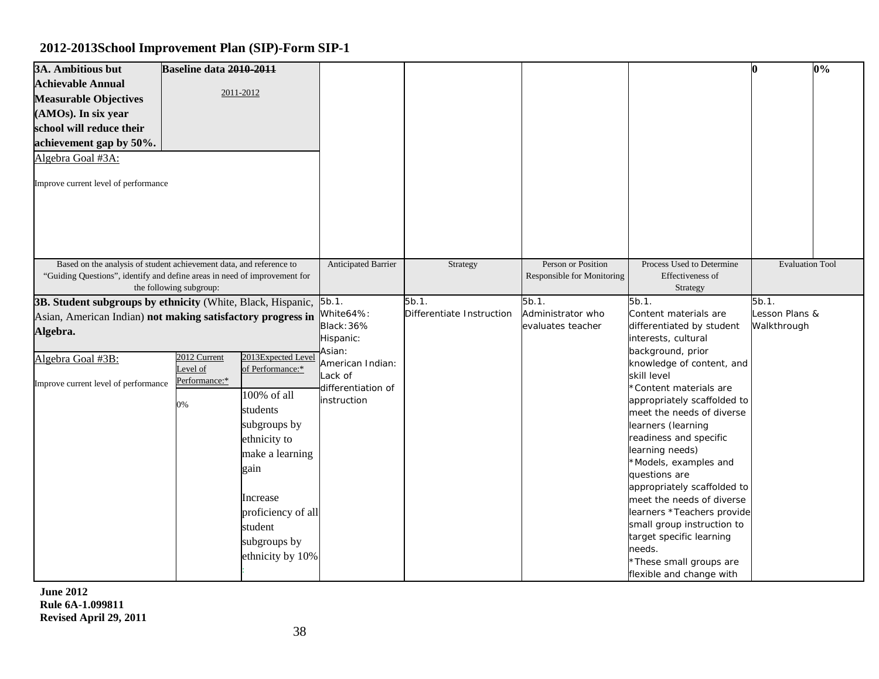## 2012-2013School Improvement Plan (SIP)-Form SIP-1

| **3A. Ambitious but Achievable Annual Measurable Objectives (AMOs). In six year school will reduce their achievement gap by 50%.** | **Baseline data ~~2010-2011~~** 2011-2012 | | | | | | **0** | **0%** |
|---|---|---|---|---|---|---|---|---|
| Algebra Goal #3A: Improve current level of performance | | | | | | | | |

| Based on the analysis of student achievement data, and reference to "Guiding Questions", identify and define areas in need of improvement for the following subgroup: | | | Anticipated Barrier | Strategy | Person or Position Responsible for Monitoring | Process Used to Determine Effectiveness of Strategy | Evaluation Tool |
|---|---|---|---|---|---|---|---|
| **3B. Student subgroups by ethnicity** (White, Black, Hispanic, Asian, American Indian) **not making satisfactory progress in Algebra.** | | | 5b.1. White64%: Black:36% Hispanic: Asian: American Indian: Lack of differentiation of instruction | 5b.1. Differentiate Instruction | 5b.1. Administrator who evaluates teacher | 5b.1. Content materials are differentiated by student interests, cultural background, prior knowledge of content, and skill level *Content materials are appropriately scaffolded to meet the needs of diverse learners (learning readiness and specific learning needs) *Models, examples and questions are appropriately scaffolded to meet the needs of diverse learners *Teachers provide small group instruction to target specific learning needs. *These small groups are flexible and change with | 5b.1. Lesson Plans & Walkthrough |
| Algebra Goal #3B: Improve current level of performance | 2012 Current Level of Performance:* | 2013Expected Level of Performance:* | | | | | |
| | 0% | 100% of all students subgroups by ethnicity to make a learning gain Increase proficiency of all student subgroups by ethnicity by 10% | | | | | |

**June 2012**
**Rule 6A-1.099811**
**Revised April 29, 2011**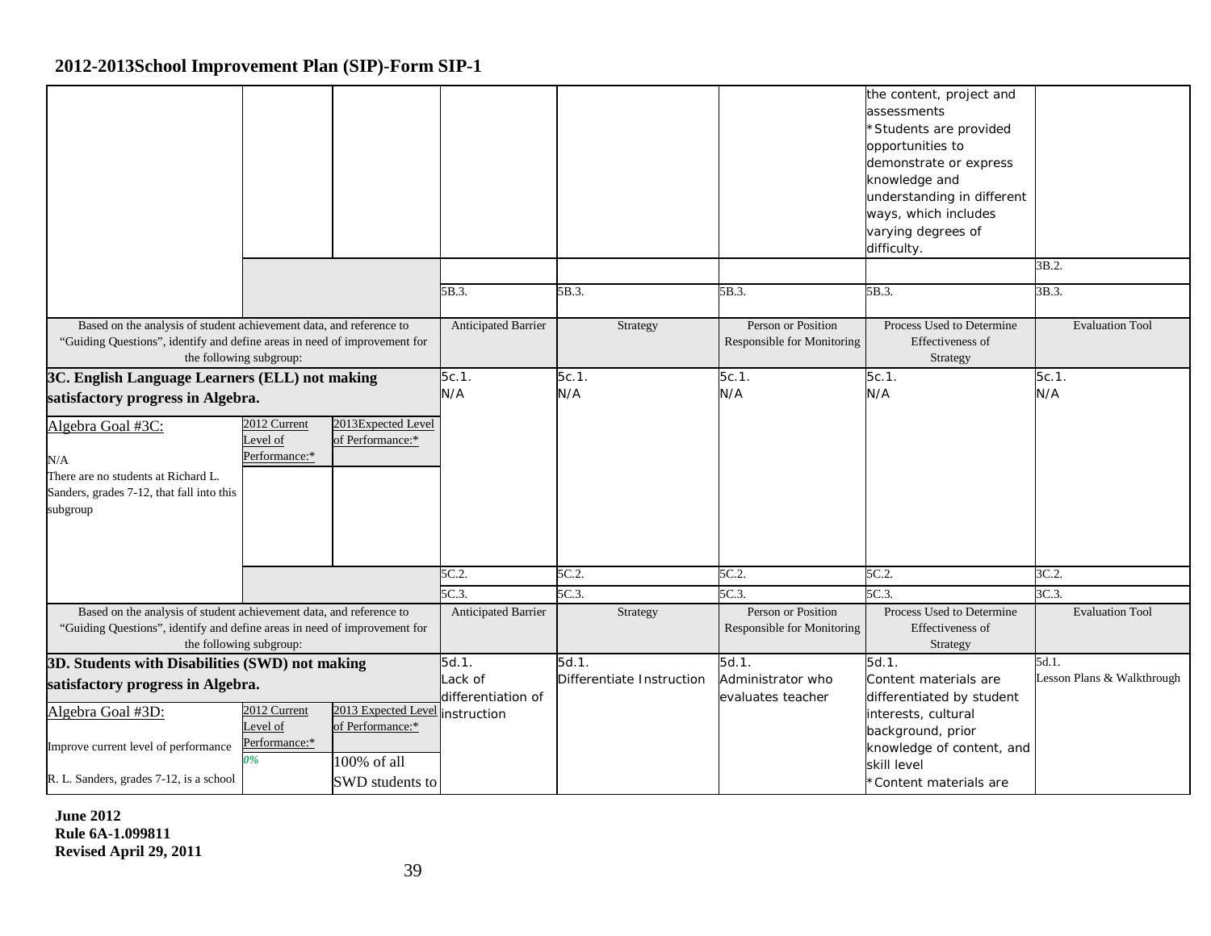## 2012-2013School Improvement Plan (SIP)-Form SIP-1

| | | | | | | | |
|---|---|---|---|---|---|---|---|
| | | | | | | the content, project and assessments *Students are provided opportunities to demonstrate or express knowledge and understanding in different ways, which includes varying degrees of difficulty. | |
| | | | | | | | 3B.2. |
| | | | 5B.3. | 5B.3. | 5B.3. | 5B.3. | 3B.3. |
| Based on the analysis of student achievement data, and reference to "Guiding Questions", identify and define areas in need of improvement for the following subgroup: | | | Anticipated Barrier | Strategy | Person or Position Responsible for Monitoring | Process Used to Determine Effectiveness of Strategy | Evaluation Tool |
| **3C. English Language Learners (ELL) not making satisfactory progress in Algebra.** | | | 5c.1. N/A | 5c.1. N/A | 5c.1. N/A | 5c.1. N/A | 5c.1. N/A |
| Algebra Goal #3C: N/A There are no students at Richard L. Sanders, grades 7-12, that fall into this subgroup | 2012 Current Level of Performance:* | 2013Expected Level of Performance:* | | | | | |
| | | | 5C.2. | 5C.2. | 5C.2. | 5C.2. | 3C.2. |
| | | | 5C.3. | 5C.3. | 5C.3. | 5C.3. | 3C.3. |
| Based on the analysis of student achievement data, and reference to "Guiding Questions", identify and define areas in need of improvement for the following subgroup: | | | Anticipated Barrier | Strategy | Person or Position Responsible for Monitoring | Process Used to Determine Effectiveness of Strategy | Evaluation Tool |
| **3D. Students with Disabilities (SWD) not making satisfactory progress in Algebra.** | | | 5d.1. Lack of differentiation of instruction | 5d.1. Differentiate Instruction | 5d.1. Administrator who evaluates teacher | 5d.1. Content materials are differentiated by student interests, cultural background, prior knowledge of content, and skill level *Content materials are | 5d.1. Lesson Plans & Walkthrough |
| Algebra Goal #3D: Improve current level of performance R. L. Sanders, grades 7-12, is a school | 2012 Current Level of Performance:* 0% | 2013 Expected Level of Performance:* 100% of all SWD students to | | | | | |

**June 2012**
**Rule 6A-1.099811**
**Revised April 29, 2011**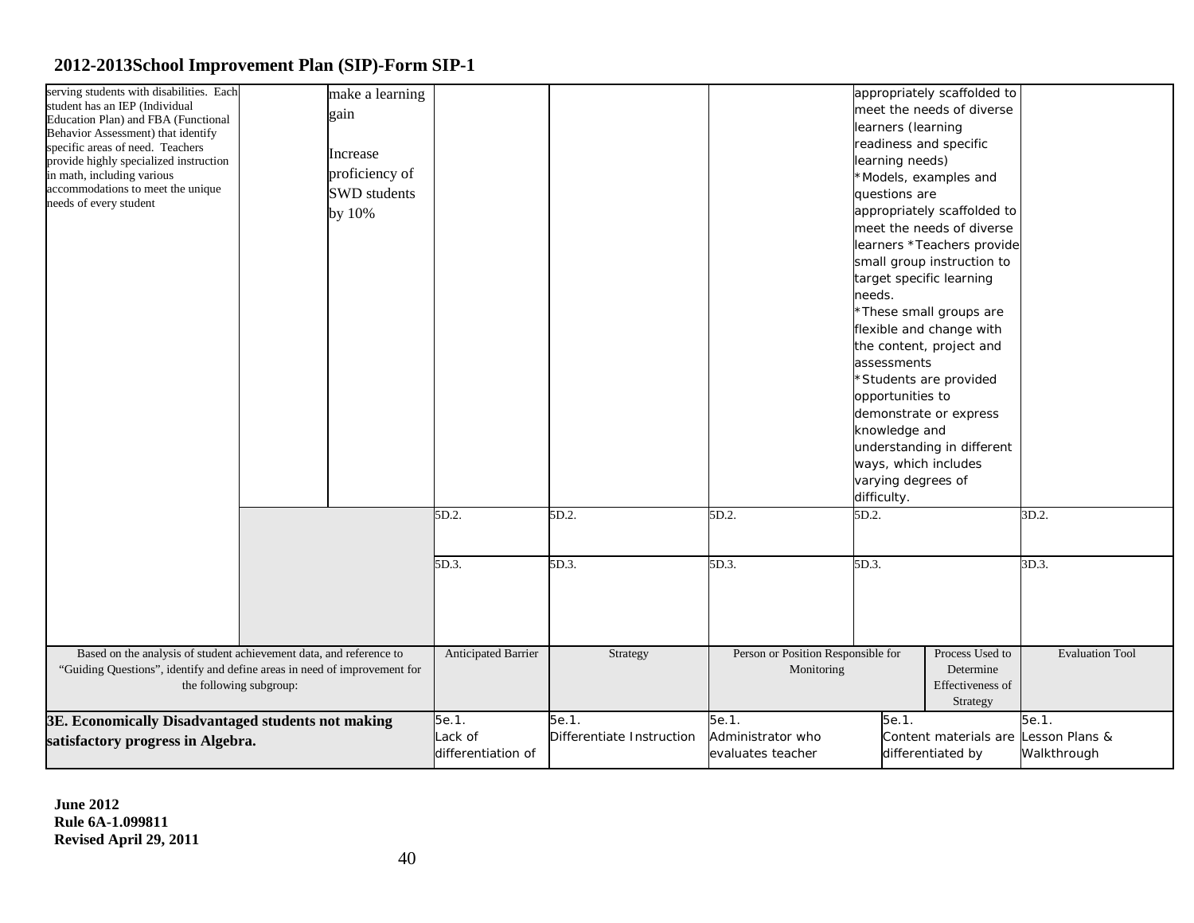## 2012-2013School Improvement Plan (SIP)-Form SIP-1

| | | | | | | | |
|---|---|---|---|---|---|---|---|
| serving students with disabilities. Each student has an IEP (Individual Education Plan) and FBA (Functional Behavior Assessment) that identify specific areas of need. Teachers provide highly specialized instruction in math, including various accommodations to meet the unique needs of every student | | make a learning gain<br><br>Increase proficiency of SWD students by 10% | | | | appropriately scaffolded to meet the needs of diverse learners (learning readiness and specific learning needs)<br>*Models, examples and questions are appropriately scaffolded to meet the needs of diverse learners *Teachers provide small group instruction to target specific learning needs.<br>*These small groups are flexible and change with the content, project and assessments<br>*Students are provided opportunities to demonstrate or express knowledge and understanding in different ways, which includes varying degrees of difficulty. | |
| | | | 5D.2. | 5D.2. | 5D.2. | 5D.2. | 3D.2. |
| | | | 5D.3. | 5D.3. | 5D.3. | 5D.3. | 3D.3. |

| Based on the analysis of student achievement data, and reference to "Guiding Questions", identify and define areas in need of improvement for the following subgroup: | Anticipated Barrier | Strategy | Person or Position Responsible for Monitoring | Process Used to Determine Effectiveness of Strategy | Evaluation Tool |
|---|---|---|---|---|---|
| **3E. Economically Disadvantaged students not making satisfactory progress in Algebra.** | 5e.1.<br>Lack of differentiation of | 5e.1.<br>Differentiate Instruction | 5e.1.<br>Administrator who evaluates teacher | 5e.1.<br>Content materials are differentiated by | 5e.1.<br>Lesson Plans & Walkthrough |

**June 2012**
**Rule 6A-1.099811**
**Revised April 29, 2011**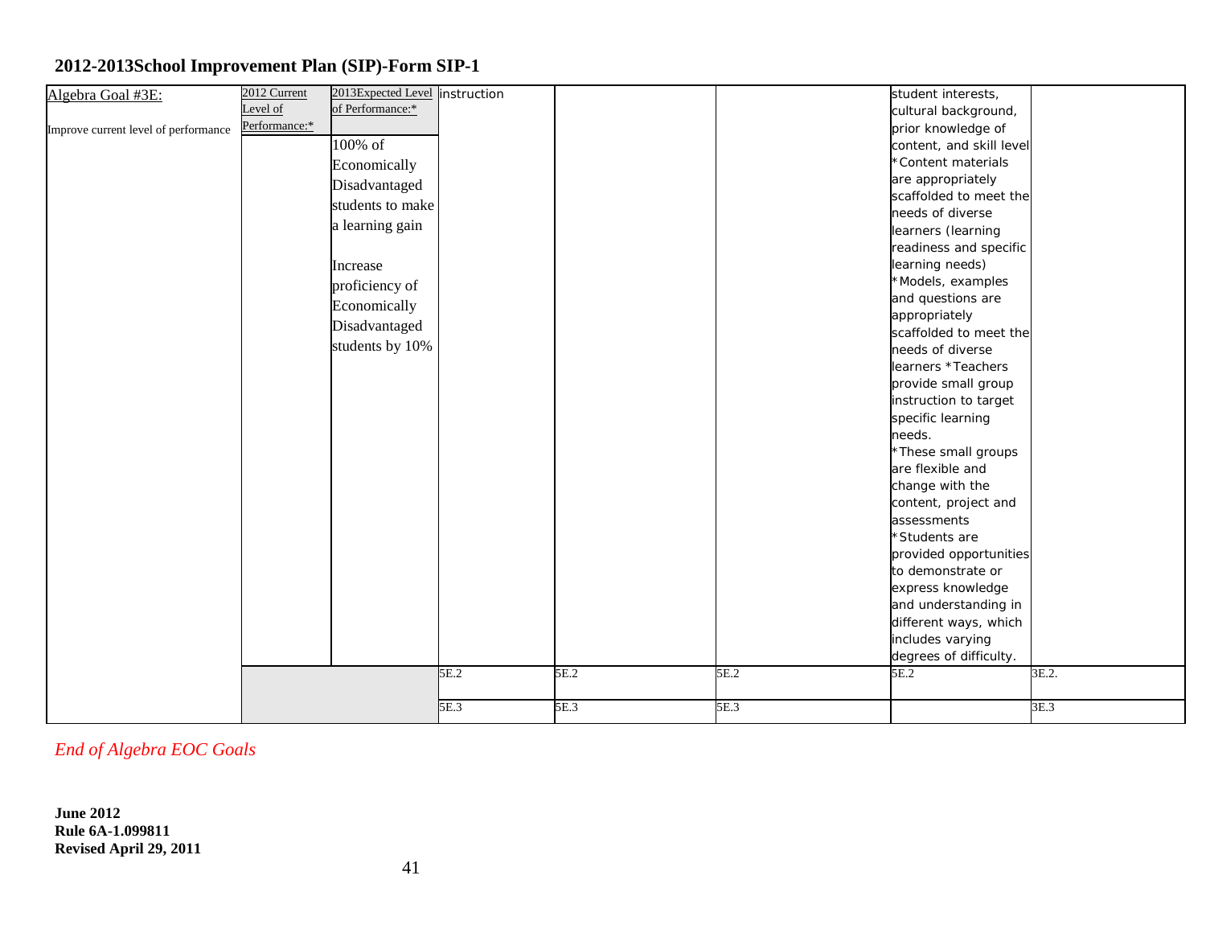## 2012-2013School Improvement Plan (SIP)-Form SIP-1

| Algebra Goal #3E:<br><br>Improve current level of performance | 2012 Current Level of Performance:* | 2013Expected Level of Performance:*<br><br>100% of Economically Disadvantaged students to make a learning gain<br><br>Increase proficiency of Economically Disadvantaged students by 10% | instruction | | | student interests, cultural background, prior knowledge of content, and skill level *Content materials are appropriately scaffolded to meet the needs of diverse learners (learning readiness and specific learning needs) *Models, examples and questions are appropriately scaffolded to meet the needs of diverse learners *Teachers provide small group instruction to target specific learning needs. *These small groups are flexible and change with the content, project and assessments *Students are provided opportunities to demonstrate or express knowledge and understanding in different ways, which includes varying degrees of difficulty. | |
|---|---|---|---|---|---|---|---|
| | | | 5E.2 | 5E.2 | 5E.2 | 5E.2 | 3E.2. |
| | | | 5E.3 | 5E.3 | 5E.3 | | 3E.3 |

*End of Algebra EOC Goals*

**June 2012**
**Rule 6A-1.099811**
**Revised April 29, 2011**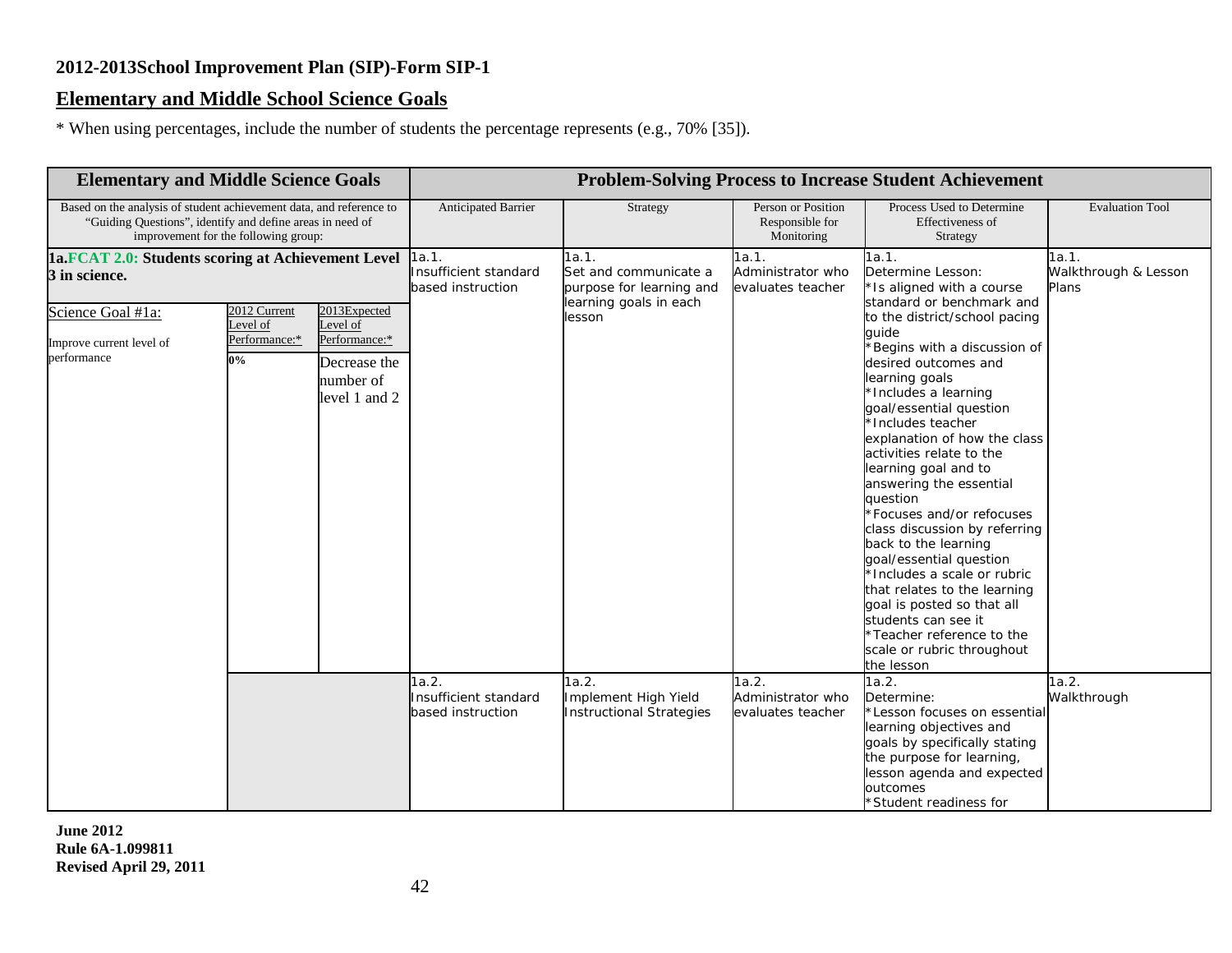## 2012-2013School Improvement Plan (SIP)-Form SIP-1

## Elementary and Middle School Science Goals

* When using percentages, include the number of students the percentage represents (e.g., 70% [35]).

| Elementary and Middle Science Goals | | | Problem-Solving Process to Increase Student Achievement | | | | |
|---|---|---|---|---|---|---|---|
| Based on the analysis of student achievement data, and reference to "Guiding Questions", identify and define areas in need of improvement for the following group: | | | Anticipated Barrier | Strategy | Person or Position Responsible for Monitoring | Process Used to Determine Effectiveness of Strategy | Evaluation Tool |
| **1a.FCAT 2.0: Students scoring at Achievement Level 3 in science.**<br><br>Science Goal #1a:<br><br>Improve current level of performance | 2012 Current Level of Performance:*<br><br>**0%** | 2013Expected Level of Performance:*<br><br>Decrease the number of level 1 and 2 | 1a.1.<br>Insufficient standard based instruction | 1a.1.<br>Set and communicate a purpose for learning and learning goals in each lesson | 1a.1.<br>Administrator who evaluates teacher | 1a.1.<br>Determine Lesson:<br>*Is aligned with a course standard or benchmark and to the district/school pacing guide<br>*Begins with a discussion of desired outcomes and learning goals<br>*Includes a learning goal/essential question<br>*Includes teacher explanation of how the class activities relate to the learning goal and to answering the essential question<br>*Focuses and/or refocuses class discussion by referring back to the learning goal/essential question<br>*Includes a scale or rubric that relates to the learning goal is posted so that all students can see it<br>*Teacher reference to the scale or rubric throughout the lesson | 1a.1.<br>Walkthrough & Lesson Plans |
| | | | 1a.2.<br>Insufficient standard based instruction | 1a.2.<br>Implement High Yield Instructional Strategies | 1a.2.<br>Administrator who evaluates teacher | 1a.2.<br>Determine:<br>*Lesson focuses on essential learning objectives and goals by specifically stating the purpose for learning, lesson agenda and expected outcomes<br>*Student readiness for | 1a.2.<br>Walkthrough |

**June 2012**
**Rule 6A-1.099811**
**Revised April 29, 2011**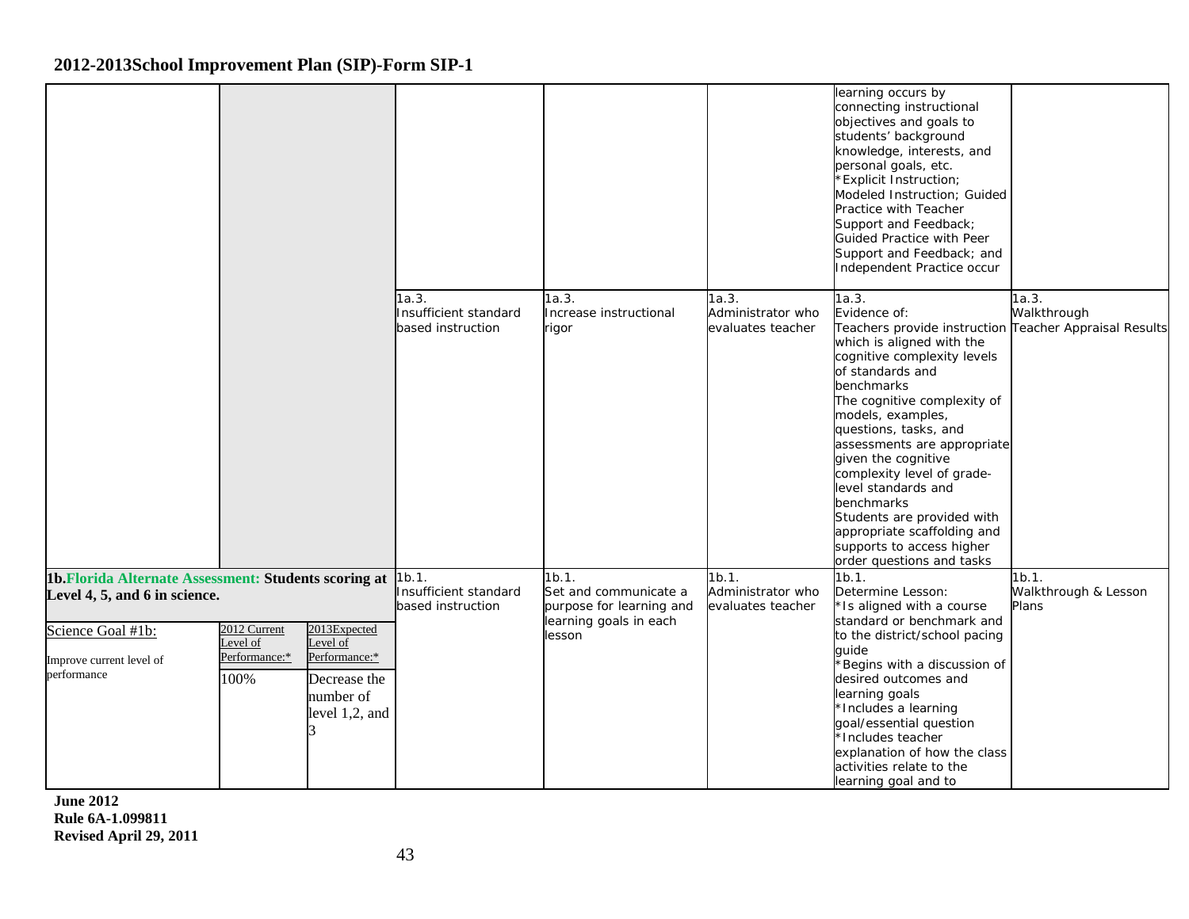## 2012-2013School Improvement Plan (SIP)-Form SIP-1

| | | | | | | | |
|---|---|---|---|---|---|---|---|
| | | | | | | learning occurs by connecting instructional objectives and goals to students' background knowledge, interests, and personal goals, etc.<br>*Explicit Instruction; Modeled Instruction; Guided Practice with Teacher Support and Feedback; Guided Practice with Peer Support and Feedback; and Independent Practice occur | |
| | | | 1a.3.<br>Insufficient standard based instruction | 1a.3.<br>Increase instructional rigor | 1a.3.<br>Administrator who evaluates teacher | 1a.3.<br>Evidence of:<br>Teachers provide instruction which is aligned with the cognitive complexity levels of standards and benchmarks<br>The cognitive complexity of models, examples, questions, tasks, and assessments are appropriate given the cognitive complexity level of grade-level standards and benchmarks<br>Students are provided with appropriate scaffolding and supports to access higher order questions and tasks | 1a.3.<br>Walkthrough<br>Teacher Appraisal Results |
| **1b.Florida Alternate Assessment: Students scoring at Level 4, 5, and 6 in science.**<br><br>Science Goal #1b:<br><br>Improve current level of performance | 2012 Current Level of Performance:*<br><br>100% | 2013Expected Level of Performance:*<br><br>Decrease the number of level 1,2, and 3 | 1b.1.<br>Insufficient standard based instruction | 1b.1.<br>Set and communicate a purpose for learning and learning goals in each lesson | 1b.1.<br>Administrator who evaluates teacher | 1b.1.<br>Determine Lesson:<br>*Is aligned with a course standard or benchmark and to the district/school pacing guide<br>*Begins with a discussion of desired outcomes and learning goals<br>*Includes a learning goal/essential question<br>*Includes teacher explanation of how the class activities relate to the learning goal and to | 1b.1.<br>Walkthrough & Lesson Plans |

**June 2012**
**Rule 6A-1.099811**
**Revised April 29, 2011**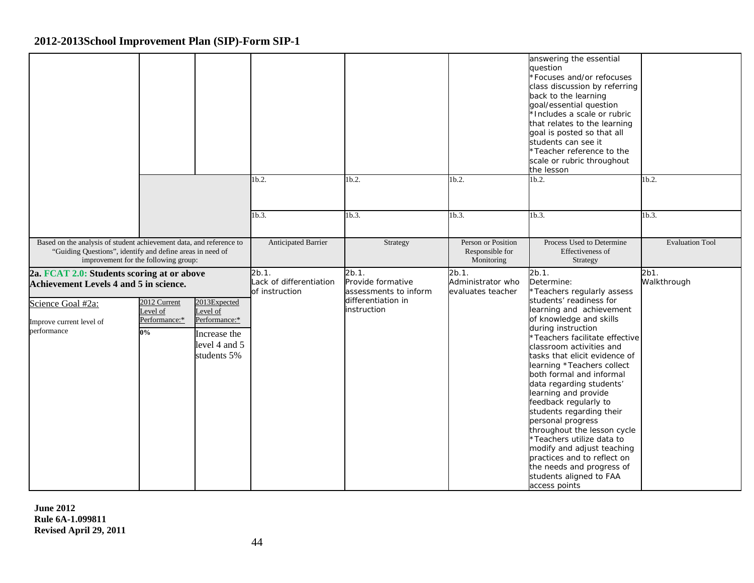## 2012-2013School Improvement Plan (SIP)-Form SIP-1

| | | | | | | | |
|---|---|---|---|---|---|---|---|
| | | | | | | answering the essential question *Focuses and/or refocuses class discussion by referring back to the learning goal/essential question *Includes a scale or rubric that relates to the learning goal is posted so that all students can see it *Teacher reference to the scale or rubric throughout the lesson | |
| | | | 1b.2. | 1b.2. | 1b.2. | 1b.2. | 1b.2. |
| | | | 1b.3. | 1b.3. | 1b.3. | 1b.3. | 1b.3. |
| Based on the analysis of student achievement data, and reference to "Guiding Questions", identify and define areas in need of improvement for the following group: | | | Anticipated Barrier | Strategy | Person or Position Responsible for Monitoring | Process Used to Determine Effectiveness of Strategy | Evaluation Tool |
| **2a. FCAT 2.0: Students scoring at or above Achievement Levels 4 and 5 in science.** | | | 2b.1. Lack of differentiation of instruction | 2b.1. Provide formative assessments to inform differentiation in instruction | 2b.1. Administrator who evaluates teacher | 2b.1. Determine: *Teachers regularly assess students' readiness for learning and achievement of knowledge and skills during instruction *Teachers facilitate effective classroom activities and tasks that elicit evidence of learning *Teachers collect both formal and informal data regarding students' learning and provide feedback regularly to students regarding their personal progress throughout the lesson cycle *Teachers utilize data to modify and adjust teaching practices and to reflect on the needs and progress of students aligned to FAA access points | 2b1. Walkthrough |
| Science Goal #2a: Improve current level of performance | 2012 Current Level of Performance:* **0%** | 2013Expected Level of Performance:* Increase the level 4 and 5 students 5% | | | | | |

**June 2012**
**Rule 6A-1.099811**
**Revised April 29, 2011**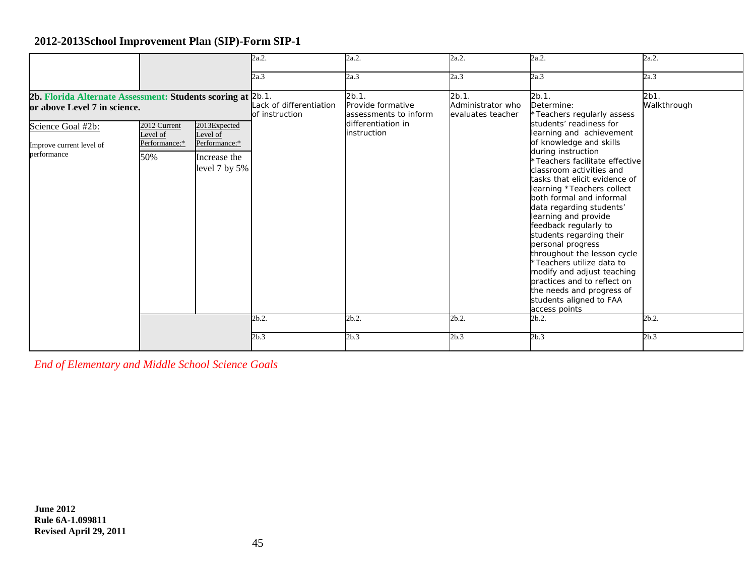## 2012-2013School Improvement Plan (SIP)-Form SIP-1

| | | | | | | | |
|---|---|---|---|---|---|---|---|
| | | | 2a.2. | 2a.2. | 2a.2. | 2a.2. | 2a.2. |
| | | | 2a.3 | 2a.3 | 2a.3 | 2a.3 | 2a.3 |
| **2b. Florida Alternate Assessment: Students scoring at or above Level 7 in science.** | | | 2b.1. Lack of differentiation of instruction | 2b.1. Provide formative assessments to inform differentiation in instruction | 2b.1. Administrator who evaluates teacher | 2b.1. Determine: *Teachers regularly assess students' readiness for learning and achievement of knowledge and skills during instruction *Teachers facilitate effective classroom activities and tasks that elicit evidence of learning *Teachers collect both formal and informal data regarding students' learning and provide feedback regularly to students regarding their personal progress throughout the lesson cycle *Teachers utilize data to modify and adjust teaching practices and to reflect on the needs and progress of students aligned to FAA access points | 2b1. Walkthrough |
| Science Goal #2b: Improve current level of performance | 2012 Current Level of Performance:* 50% | 2013Expected Level of Performance:* Increase the level 7 by 5% | | | | | |
| | | | 2b.2. | 2b.2. | 2b.2. | 2b.2. | 2b.2. |
| | | | 2b.3 | 2b.3 | 2b.3 | 2b.3 | 2b.3 |

*End of Elementary and Middle School Science Goals*

**June 2012**
**Rule 6A-1.099811**
**Revised April 29, 2011**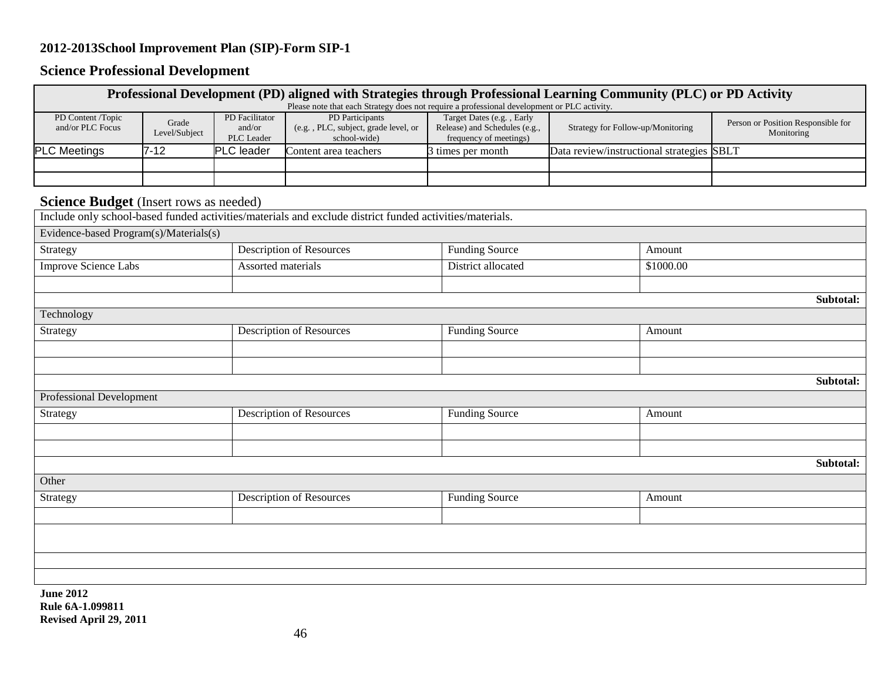**2012-2013School Improvement Plan (SIP)-Form SIP-1**

## Science Professional Development

| Professional Development (PD) aligned with Strategies through Professional Learning Community (PLC) or PD Activity<br>Please note that each Strategy does not require a professional development or PLC activity. | | | | | | |
|---|---|---|---|---|---|---|
| PD Content /Topic and/or PLC Focus | Grade Level/Subject | PD Facilitator and/or PLC Leader | PD Participants (e.g. , PLC, subject, grade level, or school-wide) | Target Dates (e.g. , Early Release) and Schedules (e.g., frequency of meetings) | Strategy for Follow-up/Monitoring | Person or Position Responsible for Monitoring |
| PLC Meetings | 7-12 | PLC leader | Content area teachers | 3 times per month | Data review/instructional strategies | SBLT |
| | | | | | | |
| | | | | | | |

## Science Budget (Insert rows as needed)

| Include only school-based funded activities/materials and exclude district funded activities/materials. | | | |
|---|---|---|---|
| **Evidence-based Program(s)/Materials(s)** | | | |
| Strategy | Description of Resources | Funding Source | Amount |
| Improve Science Labs | Assorted materials | District allocated | $1000.00 |
| | | | |
| | | | **Subtotal:** |
| **Technology** | | | |
| Strategy | Description of Resources | Funding Source | Amount |
| | | | |
| | | | |
| | | | **Subtotal:** |
| **Professional Development** | | | |
| Strategy | Description of Resources | Funding Source | Amount |
| | | | |
| | | | |
| | | | **Subtotal:** |
| **Other** | | | |
| Strategy | Description of Resources | Funding Source | Amount |
| | | | |
| | | | |
| | | | |
| | | | |

**June 2012**
**Rule 6A-1.099811**
**Revised April 29, 2011**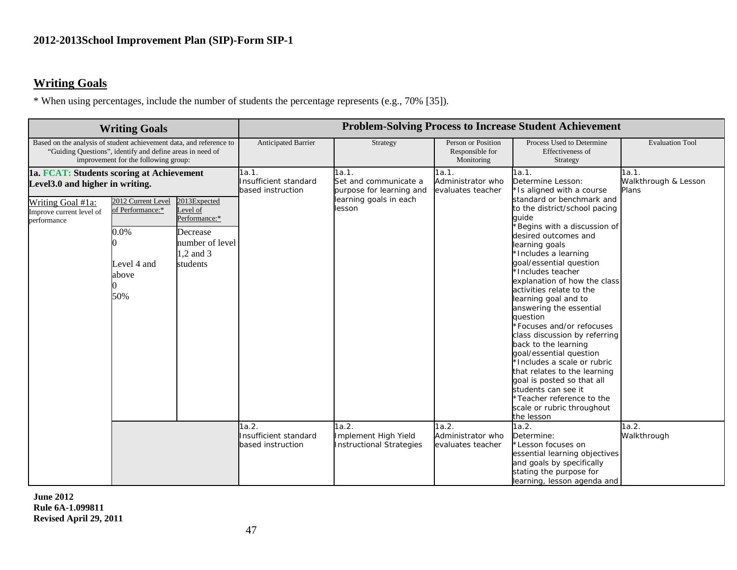**2012-2013School Improvement Plan (SIP)-Form SIP-1**

## Writing Goals

* When using percentages, include the number of students the percentage represents (e.g., 70% [35]).

| Writing Goals | | | Problem-Solving Process to Increase Student Achievement | | | | |
|---|---|---|---|---|---|---|---|
| Based on the analysis of student achievement data, and reference to "Guiding Questions", identify and define areas in need of improvement for the following group: | | | Anticipated Barrier | Strategy | Person or Position Responsible for Monitoring | Process Used to Determine Effectiveness of Strategy | Evaluation Tool |
| **1a. FCAT: Students scoring at Achievement Level3.0 and higher in writing.** | | | 1a.1. Insufficient standard based instruction | 1a.1. Set and communicate a purpose for learning and learning goals in each lesson | 1a.1. Administrator who evaluates teacher | 1a.1. Determine Lesson: *Is aligned with a course standard or benchmark and to the district/school pacing guide *Begins with a discussion of desired outcomes and learning goals *Includes a learning goal/essential question *Includes teacher explanation of how the class activities relate to the learning goal and to answering the essential question *Focuses and/or refocuses class discussion by referring back to the learning goal/essential question *Includes a scale or rubric that relates to the learning goal is posted so that all students can see it *Teacher reference to the scale or rubric throughout the lesson | 1a.1. Walkthrough & Lesson Plans |
| Writing Goal #1a: Improve current level of performance | 2012 Current Level of Performance:* | 2013Expected Level of Performance:* | | | | | |
| | 0.0% 0 Level 4 and above 0 50% | Decrease number of level 1,2 and 3 students | | | | | |
| | | | 1a.2. Insufficient standard based instruction | 1a.2. Implement High Yield Instructional Strategies | 1a.2. Administrator who evaluates teacher | 1a.2. Determine: *Lesson focuses on essential learning objectives and goals by specifically stating the purpose for learning, lesson agenda and | 1a.2. Walkthrough |

**June 2012**
**Rule 6A-1.099811**
**Revised April 29, 2011**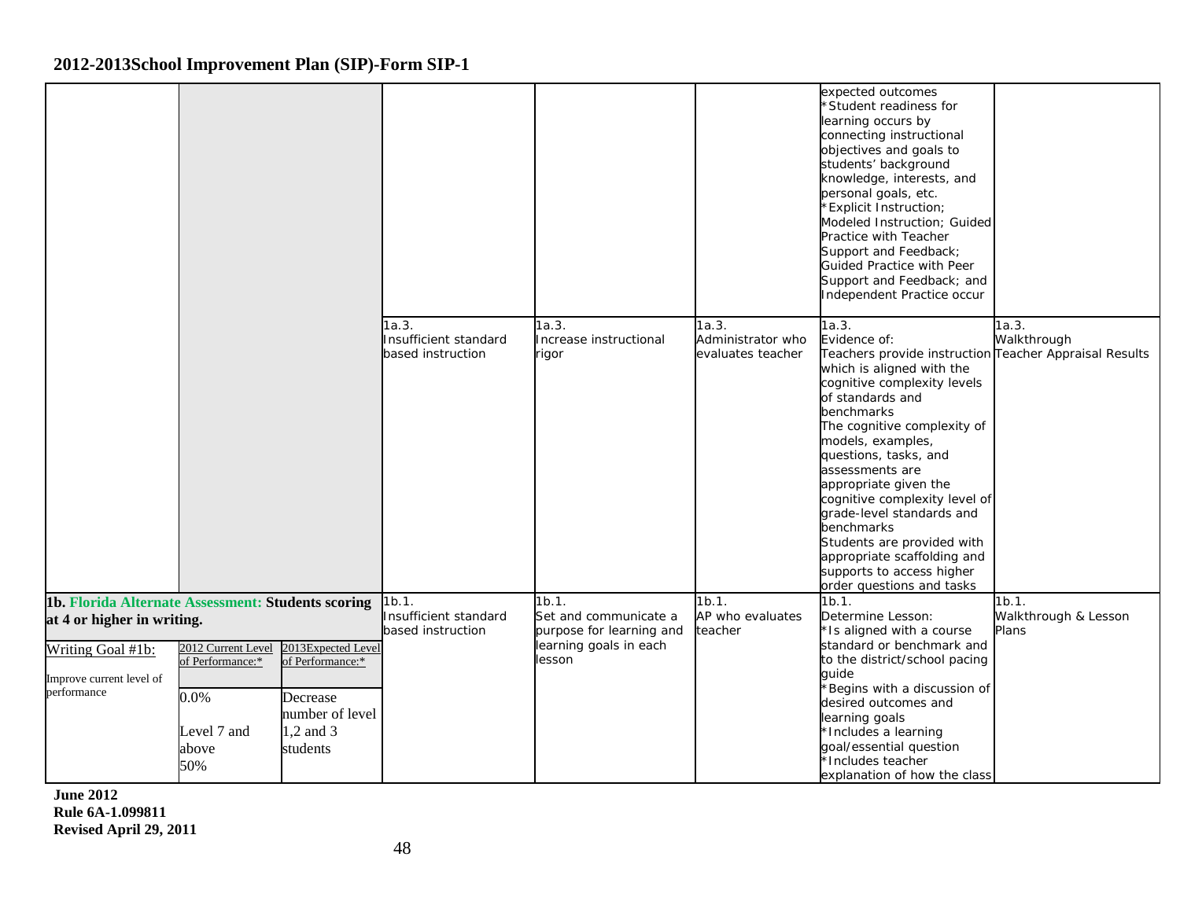## 2012-2013School Improvement Plan (SIP)-Form SIP-1

| | | | | | | | |
|---|---|---|---|---|---|---|---|
| | | | | | | expected outcomes<br>*Student readiness for learning occurs by connecting instructional objectives and goals to students' background knowledge, interests, and personal goals, etc.<br>*Explicit Instruction; Modeled Instruction; Guided Practice with Teacher Support and Feedback; Guided Practice with Peer Support and Feedback; and Independent Practice occur | |
| | | | 1a.3.<br>Insufficient standard based instruction | 1a.3.<br>Increase instructional rigor | 1a.3.<br>Administrator who evaluates teacher | 1a.3.<br>Evidence of:<br>Teachers provide instruction which is aligned with the cognitive complexity levels of standards and benchmarks<br>The cognitive complexity of models, examples, questions, tasks, and assessments are appropriate given the cognitive complexity level of grade-level standards and benchmarks<br>Students are provided with appropriate scaffolding and supports to access higher order questions and tasks | 1a.3.<br>Walkthrough<br>Teacher Appraisal Results |
| **1b. Florida Alternate Assessment: Students scoring at 4 or higher in writing.** | | | 1b.1.<br>Insufficient standard based instruction | 1b.1.<br>Set and communicate a purpose for learning and learning goals in each lesson | 1b.1.<br>AP who evaluates teacher | 1b.1.<br>Determine Lesson:<br>*Is aligned with a course standard or benchmark and to the district/school pacing guide<br>*Begins with a discussion of desired outcomes and learning goals<br>*Includes a learning goal/essential question<br>*Includes teacher explanation of how the class | 1b.1.<br>Walkthrough & Lesson Plans |
| Writing Goal #1b:<br><br>Improve current level of performance | 2012 Current Level of Performance:* | 2013Expected Level of Performance:* | | | | | |
| | 0.0%<br><br>Level 7 and above<br>50% | Decrease number of level 1,2 and 3 students | | | | | |

**June 2012**
**Rule 6A-1.099811**
**Revised April 29, 2011**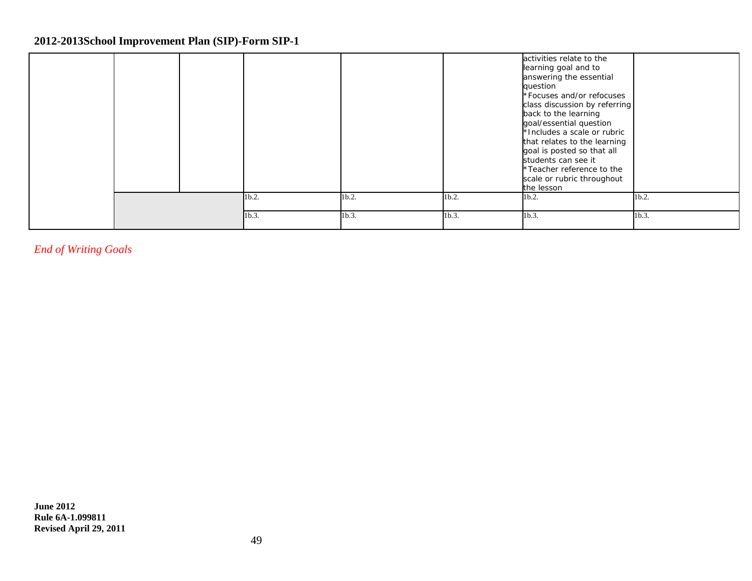## 2012-2013School Improvement Plan (SIP)-Form SIP-1

| | | | | | | | |
|---|---|---|---|---|---|---|---|
| | | | | | | activities relate to the learning goal and to answering the essential question<br>*Focuses and/or refocuses class discussion by referring back to the learning goal/essential question<br>*Includes a scale or rubric that relates to the learning goal is posted so that all students can see it<br>*Teacher reference to the scale or rubric throughout the lesson | |
| | | | 1b.2. | 1b.2. | 1b.2. | 1b.2. | 1b.2. |
| | | | 1b.3. | 1b.3. | 1b.3. | 1b.3. | 1b.3. |

*End of Writing Goals*

**June 2012**
**Rule 6A-1.099811**
**Revised April 29, 2011**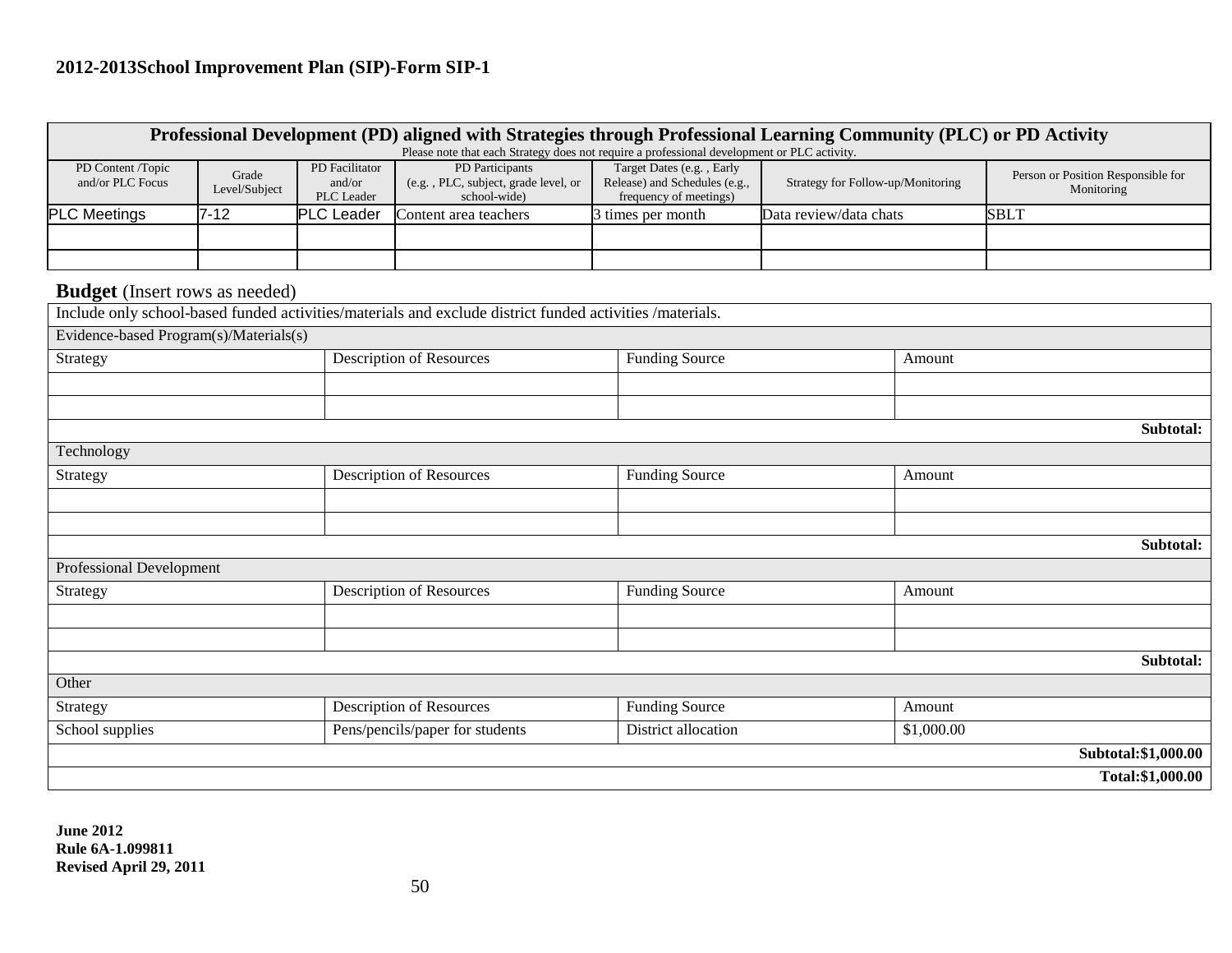**2012-2013School Improvement Plan (SIP)-Form SIP-1**

| Professional Development (PD) aligned with Strategies through Professional Learning Community (PLC) or PD Activity<br>Please note that each Strategy does not require a professional development or PLC activity. | | | | | | |
|---|---|---|---|---|---|---|
| PD Content /Topic and/or PLC Focus | Grade Level/Subject | PD Facilitator and/or PLC Leader | PD Participants (e.g. , PLC, subject, grade level, or school-wide) | Target Dates (e.g. , Early Release) and Schedules (e.g., frequency of meetings) | Strategy for Follow-up/Monitoring | Person or Position Responsible for Monitoring |
| PLC Meetings | 7-12 | PLC Leader | Content area teachers | 3 times per month | Data review/data chats | SBLT |
| | | | | | | |
| | | | | | | |

**Budget** (Insert rows as needed)

| Include only school-based funded activities/materials and exclude district funded activities /materials. | | | |
|---|---|---|---|
| **Evidence-based Program(s)/Materials(s)** | | | |
| Strategy | Description of Resources | Funding Source | Amount |
| | | | |
| | | | |
| | | | **Subtotal:** |
| **Technology** | | | |
| Strategy | Description of Resources | Funding Source | Amount |
| | | | |
| | | | |
| | | | **Subtotal:** |
| **Professional Development** | | | |
| Strategy | Description of Resources | Funding Source | Amount |
| | | | |
| | | | |
| | | | **Subtotal:** |
| **Other** | | | |
| Strategy | Description of Resources | Funding Source | Amount |
| School supplies | Pens/pencils/paper for students | District allocation | $1,000.00 |
| | | | **Subtotal:$1,000.00** |
| | | | **Total:$1,000.00** |

**June 2012**
**Rule 6A-1.099811**
**Revised April 29, 2011**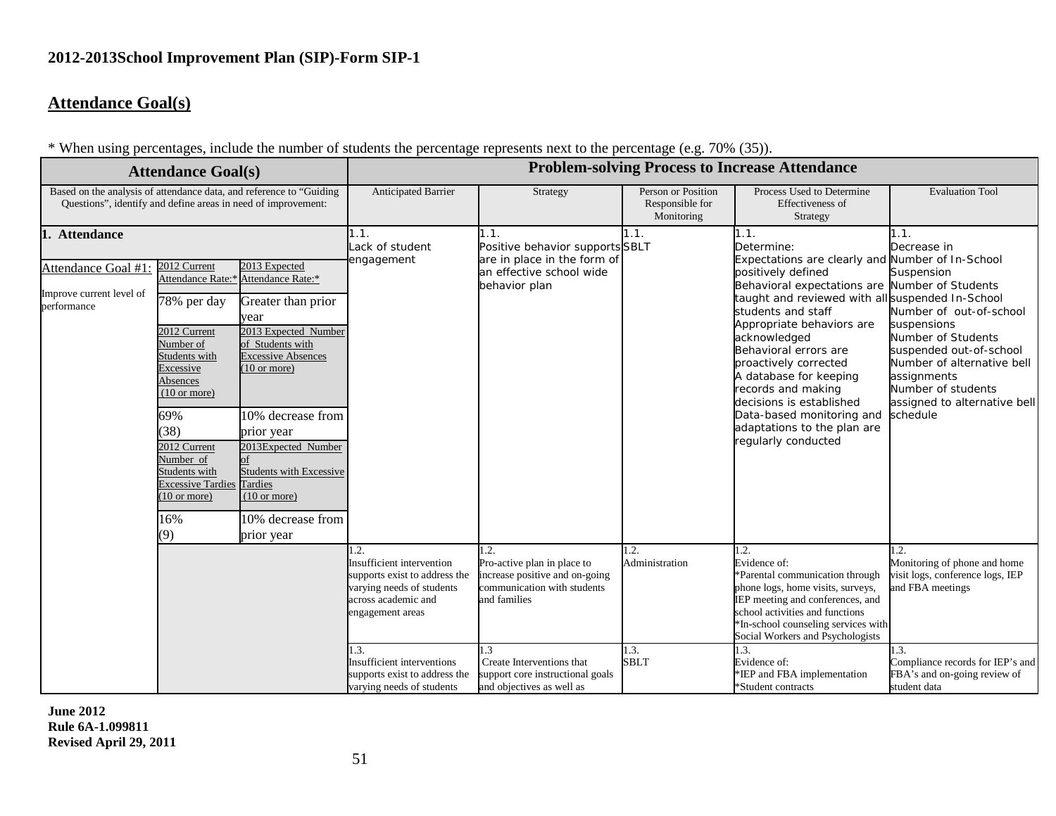**2012-2013School Improvement Plan (SIP)-Form SIP-1**

## Attendance Goal(s)

* When using percentages, include the number of students the percentage represents next to the percentage (e.g. 70% (35)).

| Attendance Goal(s) | | | Problem-solving Process to Increase Attendance | | | | |
|---|---|---|---|---|---|---|---|
| Based on the analysis of attendance data, and reference to "Guiding Questions", identify and define areas in need of improvement: | | | Anticipated Barrier | Strategy | Person or Position Responsible for Monitoring | Process Used to Determine Effectiveness of Strategy | Evaluation Tool |
| **1. Attendance**<br><br>Attendance Goal #1:<br><br>Improve current level of performance | 2012 Current Attendance Rate:*<br>78% per day<br>2012 Current Number of Students with Excessive Absences (10 or more)<br>69% (38)<br>2012 Current Number of Students with Excessive Tardies (10 or more)<br>16% (9) | 2013 Expected Attendance Rate:*<br>Greater than prior year<br>2013 Expected Number of Students with Excessive Absences (10 or more)<br>10% decrease from prior year<br>2013Expected Number of Students with Excessive Tardies (10 or more)<br>10% decrease from prior year | 1.1.<br>Lack of student engagement | 1.1.<br>Positive behavior supports are in place in the form of an effective school wide behavior plan | 1.1.<br>SBLT | 1.1.<br>Determine:<br>Expectations are clearly and positively defined<br>Behavioral expectations are taught and reviewed with all students and staff<br>Appropriate behaviors are acknowledged<br>Behavioral errors are proactively corrected<br>A database for keeping records and making decisions is established<br>Data-based monitoring and adaptations to the plan are regularly conducted | 1.1.<br>Decrease in<br>Number of In-School Suspension<br>Number of Students suspended In-School<br>Number of out-of-school suspensions<br>Number of Students suspended out-of-school<br>Number of alternative bell assignments<br>Number of students assigned to alternative bell schedule |
| | | | 1.2.<br>Insufficient intervention supports exist to address the varying needs of students across academic and engagement areas | 1.2.<br>Pro-active plan in place to increase positive and on-going communication with students and families | 1.2.<br>Administration | 1.2.<br>Evidence of:<br>*Parental communication through phone logs, home visits, surveys, IEP meeting and conferences, and school activities and functions<br>*In-school counseling services with Social Workers and Psychologists | 1.2.<br>Monitoring of phone and home visit logs, conference logs, IEP and FBA meetings |
| | | | 1.3.<br>Insufficient interventions supports exist to address the varying needs of students | 1.3<br>Create Interventions that support core instructional goals and objectives as well as | 1.3.<br>SBLT | 1.3.<br>Evidence of:<br>*IEP and FBA implementation<br>*Student contracts | 1.3.<br>Compliance records for IEP's and FBA's and on-going review of student data |

**June 2012**
**Rule 6A-1.099811**
**Revised April 29, 2011**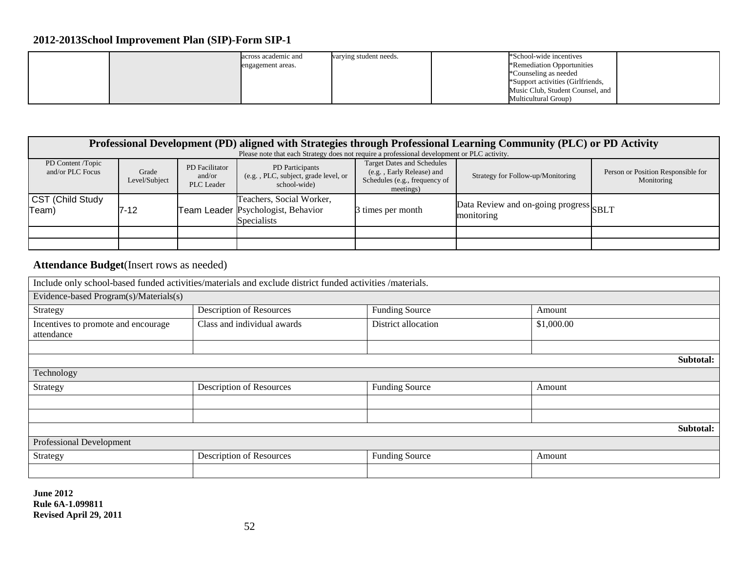## 2012-2013School Improvement Plan (SIP)-Form SIP-1

| | | | | | | |
|---|---|---|---|---|---|---|
| | | across academic and engagement areas. | varying student needs. | | *School-wide incentives<br>*Remediation Opportunities<br>*Counseling as needed<br>*Support activities (Girlfriends, Music Club, Student Counsel, and Multicultural Group) | |

| **Professional Development (PD) aligned with Strategies through Professional Learning Community (PLC) or PD Activity**<br>Please note that each Strategy does not require a professional development or PLC activity. | | | | | | |
|---|---|---|---|---|---|---|
| PD Content /Topic and/or PLC Focus | Grade Level/Subject | PD Facilitator and/or PLC Leader | PD Participants (e.g. , PLC, subject, grade level, or school-wide) | Target Dates and Schedules (e.g. , Early Release) and Schedules (e.g., frequency of meetings) | Strategy for Follow-up/Monitoring | Person or Position Responsible for Monitoring |
| CST (Child Study Team) | 7-12 | Team Leader | Teachers, Social Worker, Psychologist, Behavior Specialists | 3 times per month | Data Review and on-going progress monitoring | SBLT |
| | | | | | | |
| | | | | | | |

### **Attendance Budget**(Insert rows as needed)

| Include only school-based funded activities/materials and exclude district funded activities /materials. | | | |
|---|---|---|---|
| Evidence-based Program(s)/Materials(s) | | | |
| Strategy | Description of Resources | Funding Source | Amount |
| Incentives to promote and encourage attendance | Class and individual awards | District allocation | $1,000.00 |
| | | | |
| | | | **Subtotal:** |
| Technology | | | |
| Strategy | Description of Resources | Funding Source | Amount |
| | | | |
| | | | |
| | | | **Subtotal:** |
| Professional Development | | | |
| Strategy | Description of Resources | Funding Source | Amount |
| | | | |

**June 2012**
**Rule 6A-1.099811**
**Revised April 29, 2011**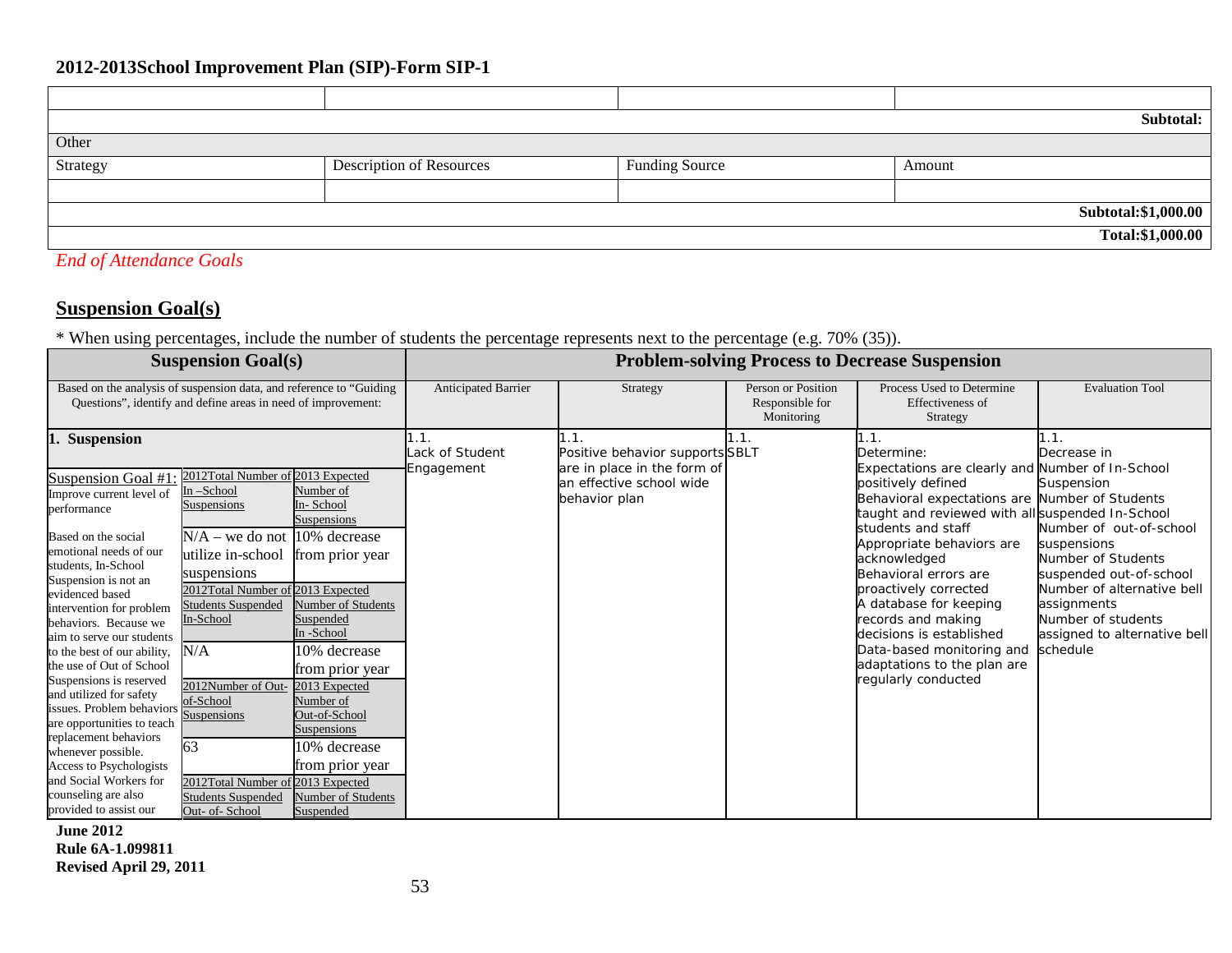## 2012-2013School Improvement Plan (SIP)-Form SIP-1

| | | | |
|---|---|---|---|
| | | | |
| | | | **Subtotal:** |
| Other | | | |
| Strategy | Description of Resources | Funding Source | Amount |
| | | | |
| | | | **Subtotal:$1,000.00** |
| | | | **Total:$1,000.00** |

*End of Attendance Goals*

## Suspension Goal(s)

* When using percentages, include the number of students the percentage represents next to the percentage (e.g. 70% (35)).

| Suspension Goal(s) | | | Problem-solving Process to Decrease Suspension | | | | |
|---|---|---|---|---|---|---|---|
| Based on the analysis of suspension data, and reference to "Guiding Questions", identify and define areas in need of improvement: | | | Anticipated Barrier | Strategy | Person or Position Responsible for Monitoring | Process Used to Determine Effectiveness of Strategy | Evaluation Tool |
| **1. Suspension** | | | 1.1. Lack of Student Engagement | 1.1. Positive behavior supports are in place in the form of an effective school wide behavior plan | 1.1. SBLT | 1.1. Determine: Expectations are clearly and positively defined Behavioral expectations are taught and reviewed with all students and staff Appropriate behaviors are acknowledged Behavioral errors are proactively corrected A database for keeping records and making decisions is established Data-based monitoring and adaptations to the plan are regularly conducted | 1.1. Decrease in Number of In-School Suspension Number of Students suspended In-School Number of out-of-school suspensions Number of Students suspended out-of-school Number of alternative bell assignments Number of students assigned to alternative bell schedule |
| Suspension Goal #1: Improve current level of performance<br><br>Based on the social emotional needs of our students, In-School Suspension is not an evidenced based intervention for problem behaviors. Because we aim to serve our students to the best of our ability, the use of Out of School Suspensions is reserved and utilized for safety issues. Problem behaviors are opportunities to teach replacement behaviors whenever possible. Access to Psychologists and Social Workers for counseling are also provided to assist our | 2012Total Number of In –School Suspensions | 2013 Expected Number of In- School Suspensions | | | | | |
| | N/A – we do not utilize in-school suspensions | 10% decrease from prior year | | | | | |
| | 2012Total Number of Students Suspended In-School | 2013 Expected Number of Students Suspended In -School | | | | | |
| | N/A | 10% decrease from prior year | | | | | |
| | 2012Number of Out-of-School Suspensions | 2013 Expected Number of Out-of-School Suspensions | | | | | |
| | 63 | 10% decrease from prior year | | | | | |
| | 2012Total Number of Students Suspended Out- of- School | 2013 Expected Number of Students Suspended | | | | | |

**June 2012**
**Rule 6A-1.099811**
**Revised April 29, 2011**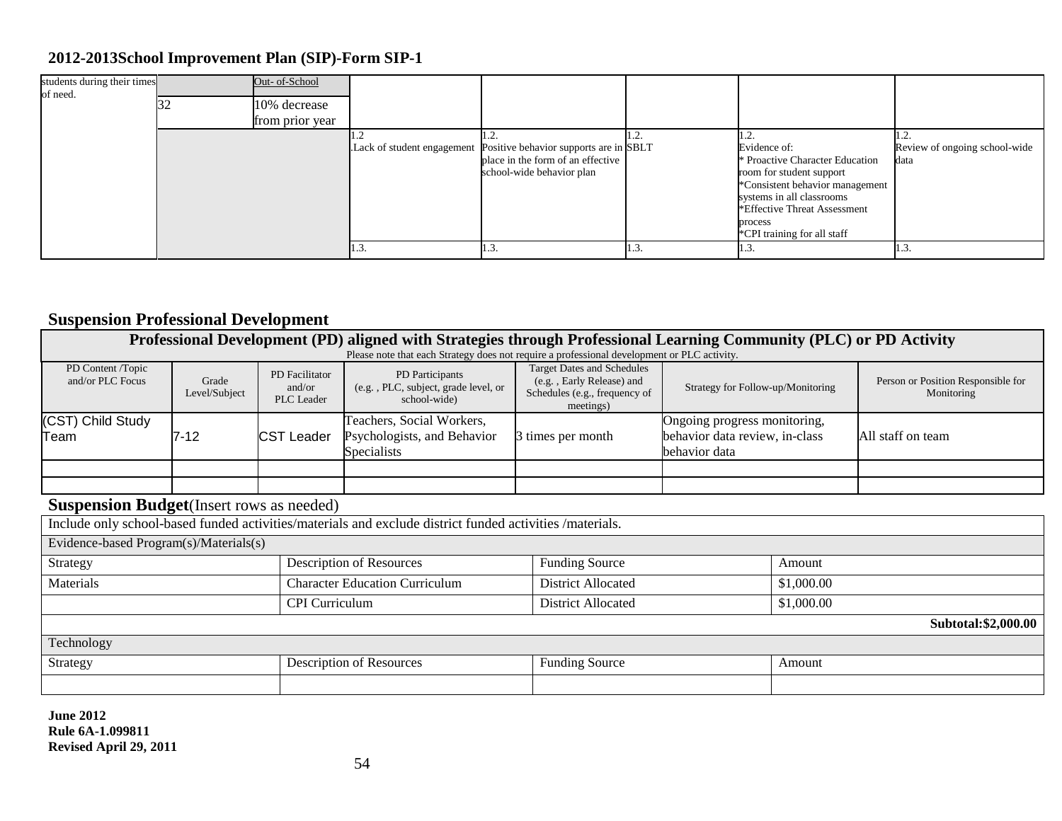## 2012-2013School Improvement Plan (SIP)-Form SIP-1

| | | | | | | | |
|---|---|---|---|---|---|---|---|
| students during their times of need. | | Out- of-School | | | | | |
| | 32 | 10% decrease from prior year | | | | | |
| | | | 1.2 .Lack of student engagement | 1.2. Positive behavior supports are in place in the form of an effective school-wide behavior plan | 1.2. SBLT | 1.2. Evidence of: * Proactive Character Education room for student support *Consistent behavior management systems in all classrooms *Effective Threat Assessment process *CPI training for all staff | 1.2. Review of ongoing school-wide data |
| | | | 1.3. | 1.3. | 1.3. | 1.3. | 1.3. |

## Suspension Professional Development

| Professional Development (PD) aligned with Strategies through Professional Learning Community (PLC) or PD Activity Please note that each Strategy does not require a professional development or PLC activity. | | | | | | |
|---|---|---|---|---|---|---|
| PD Content /Topic and/or PLC Focus | Grade Level/Subject | PD Facilitator and/or PLC Leader | PD Participants (e.g. , PLC, subject, grade level, or school-wide) | Target Dates and Schedules (e.g. , Early Release) and Schedules (e.g., frequency of meetings) | Strategy for Follow-up/Monitoring | Person or Position Responsible for Monitoring |
| (CST) Child Study Team | 7-12 | CST Leader | Teachers, Social Workers, Psychologists, and Behavior Specialists | 3 times per month | Ongoing progress monitoring, behavior data review, in-class behavior data | All staff on team |
| | | | | | | |
| | | | | | | |

## Suspension Budget(Insert rows as needed)

| Include only school-based funded activities/materials and exclude district funded activities /materials. | | | |
|---|---|---|---|
| Evidence-based Program(s)/Materials(s) | | | |
| Strategy | Description of Resources | Funding Source | Amount |
| Materials | Character Education Curriculum | District Allocated | $1,000.00 |
| | CPI Curriculum | District Allocated | $1,000.00 |
| | | | **Subtotal:$2,000.00** |
| Technology | | | |
| Strategy | Description of Resources | Funding Source | Amount |
| | | | |

**June 2012**
**Rule 6A-1.099811**
**Revised April 29, 2011**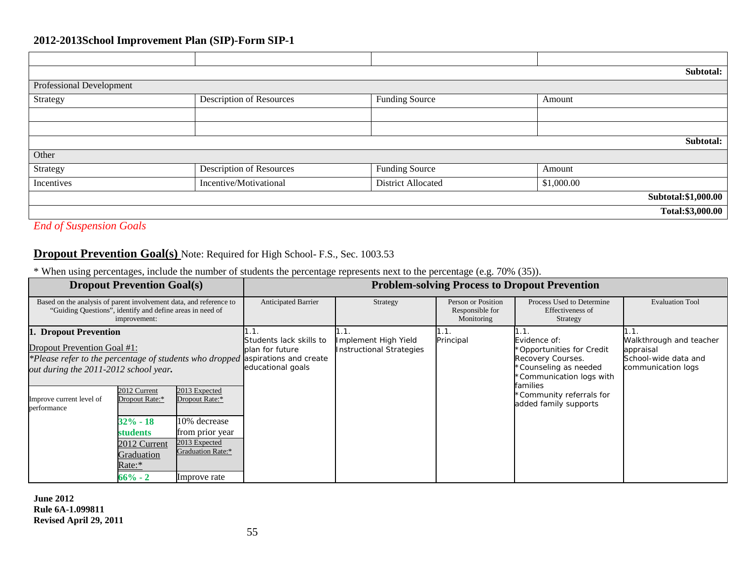## 2012-2013School Improvement Plan (SIP)-Form SIP-1

| | | | |
|---|---|---|---|
| | | | |
| | | | **Subtotal:** |
| Professional Development | | | |
| Strategy | Description of Resources | Funding Source | Amount |
| | | | |
| | | | |
| | | | **Subtotal:** |
| Other | | | |
| Strategy | Description of Resources | Funding Source | Amount |
| Incentives | Incentive/Motivational | District Allocated | $1,000.00 |
| | | | **Subtotal:$1,000.00** |
| | | | **Total:$3,000.00** |

*End of Suspension Goals*

## Dropout Prevention Goal(s) Note: Required for High School- F.S., Sec. 1003.53

* When using percentages, include the number of students the percentage represents next to the percentage (e.g. 70% (35)).

| Dropout Prevention Goal(s) | | | Problem-solving Process to Dropout Prevention | | | | |
|---|---|---|---|---|---|---|---|
| Based on the analysis of parent involvement data, and reference to "Guiding Questions", identify and define areas in need of improvement: | | | Anticipated Barrier | Strategy | Person or Position Responsible for Monitoring | Process Used to Determine Effectiveness of Strategy | Evaluation Tool |
| **1. Dropout Prevention**<br>Dropout Prevention Goal #1:<br>*\*Please refer to the percentage of students who dropped out during the 2011-2012 school year.* | | | 1.1.<br>Students lack skills to plan for future aspirations and create educational goals | 1.1.<br>Implement High Yield Instructional Strategies | 1.1.<br>Principal | 1.1.<br>Evidence of:<br>*Opportunities for Credit Recovery Courses.<br>*Counseling as needed<br>*Communication logs with families<br>*Community referrals for added family supports | 1.1.<br>Walkthrough and teacher appraisal<br>School-wide data and communication logs |
| Improve current level of performance | 2012 Current Dropout Rate:* | 2013 Expected Dropout Rate:* | | | | | |
| | **32% - 18 students** | 10% decrease from prior year | | | | | |
| | 2012 Current Graduation Rate:* | 2013 Expected Graduation Rate:* | | | | | |
| | **66% - 2** | Improve rate | | | | | |

**June 2012**
**Rule 6A-1.099811**
**Revised April 29, 2011**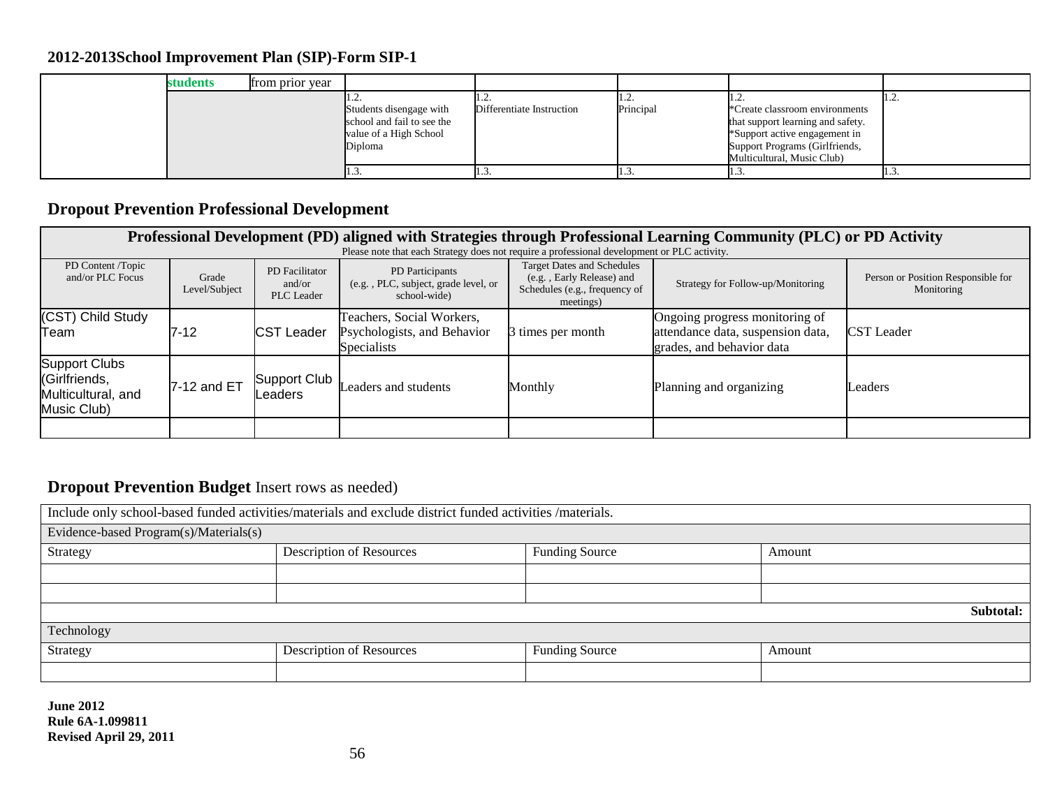## 2012-2013School Improvement Plan (SIP)-Form SIP-1

| | students | from prior year | | | | | |
|---|---|---|---|---|---|---|---|
| | | | 1.2. Students disengage with school and fail to see the value of a High School Diploma | 1.2. Differentiate Instruction | 1.2. Principal | 1.2. *Create classroom environments that support learning and safety. *Support active engagement in Support Programs (Girlfriends, Multicultural, Music Club) | 1.2. |
| | | | 1.3. | 1.3. | 1.3. | 1.3. | 1.3. |

## Dropout Prevention Professional Development

| Professional Development (PD) aligned with Strategies through Professional Learning Community (PLC) or PD Activity<br>Please note that each Strategy does not require a professional development or PLC activity. | | | | | | |
|---|---|---|---|---|---|---|
| PD Content /Topic and/or PLC Focus | Grade Level/Subject | PD Facilitator and/or PLC Leader | PD Participants (e.g. , PLC, subject, grade level, or school-wide) | Target Dates and Schedules (e.g. , Early Release) and Schedules (e.g., frequency of meetings) | Strategy for Follow-up/Monitoring | Person or Position Responsible for Monitoring |
| (CST) Child Study Team | 7-12 | CST Leader | Teachers, Social Workers, Psychologists, and Behavior Specialists | 3 times per month | Ongoing progress monitoring of attendance data, suspension data, grades, and behavior data | CST Leader |
| Support Clubs (Girlfriends, Multicultural, and Music Club) | 7-12 and ET | Support Club Leaders | Leaders and students | Monthly | Planning and organizing | Leaders |
| | | | | | | |

## Dropout Prevention Budget Insert rows as needed)

| Include only school-based funded activities/materials and exclude district funded activities /materials. | | | |
|---|---|---|---|
| Evidence-based Program(s)/Materials(s) | | | |
| Strategy | Description of Resources | Funding Source | Amount |
| | | | |
| | | | |
| | | | **Subtotal:** |
| Technology | | | |
| Strategy | Description of Resources | Funding Source | Amount |
| | | | |

**June 2012**
**Rule 6A-1.099811**
**Revised April 29, 2011**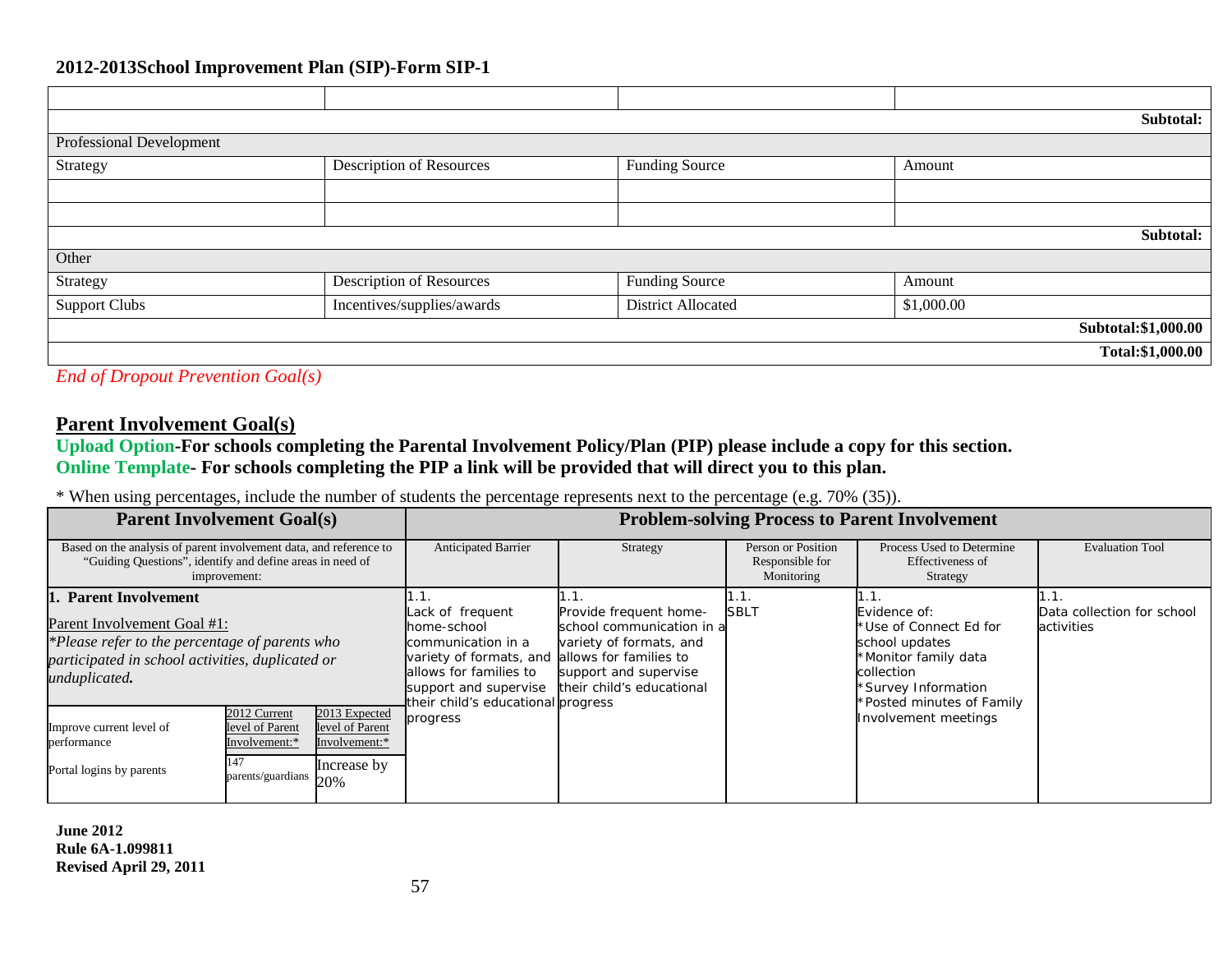**2012-2013School Improvement Plan (SIP)-Form SIP-1**

| | | | |
|---|---|---|---|
| | | | |
| | | | **Subtotal:** |
| Professional Development | | | |
| Strategy | Description of Resources | Funding Source | Amount |
| | | | |
| | | | |
| | | | **Subtotal:** |
| Other | | | |
| Strategy | Description of Resources | Funding Source | Amount |
| Support Clubs | Incentives/supplies/awards | District Allocated | $1,000.00 |
| | | | **Subtotal:$1,000.00** |
| | | | **Total:$1,000.00** |

*End of Dropout Prevention Goal(s)*

## Parent Involvement Goal(s)

**Upload Option-For schools completing the Parental Involvement Policy/Plan (PIP) please include a copy for this section.**
**Online Template- For schools completing the PIP a link will be provided that will direct you to this plan.**

* When using percentages, include the number of students the percentage represents next to the percentage (e.g. 70% (35)).

| Parent Involvement Goal(s) | | | Problem-solving Process to Parent Involvement | | | | |
|---|---|---|---|---|---|---|---|
| Based on the analysis of parent involvement data, and reference to "Guiding Questions", identify and define areas in need of improvement: | | | Anticipated Barrier | Strategy | Person or Position Responsible for Monitoring | Process Used to Determine Effectiveness of Strategy | Evaluation Tool |
| **1. Parent Involvement**<br><br>Parent Involvement Goal #1:<br>*Please refer to the percentage of parents who participated in school activities, duplicated or unduplicated.* | | | 1.1.<br>Lack of frequent home-school communication in a variety of formats, and allows for families to support and supervise their child's educational progress | 1.1.<br>Provide frequent home-school communication in a variety of formats, and allows for families to support and supervise their child's educational progress | 1.1.<br>SBLT | 1.1.<br>Evidence of:<br>*Use of Connect Ed for school updates<br>*Monitor family data collection<br>*Survey Information<br>*Posted minutes of Family Involvement meetings | 1.1.<br>Data collection for school activities |
| Improve current level of performance | 2012 Current level of Parent Involvement:* | 2013 Expected level of Parent Involvement:* | | | | | |
| Portal logins by parents | 147 parents/guardians | Increase by 20% | | | | | |

**June 2012**
**Rule 6A-1.099811**
**Revised April 29, 2011**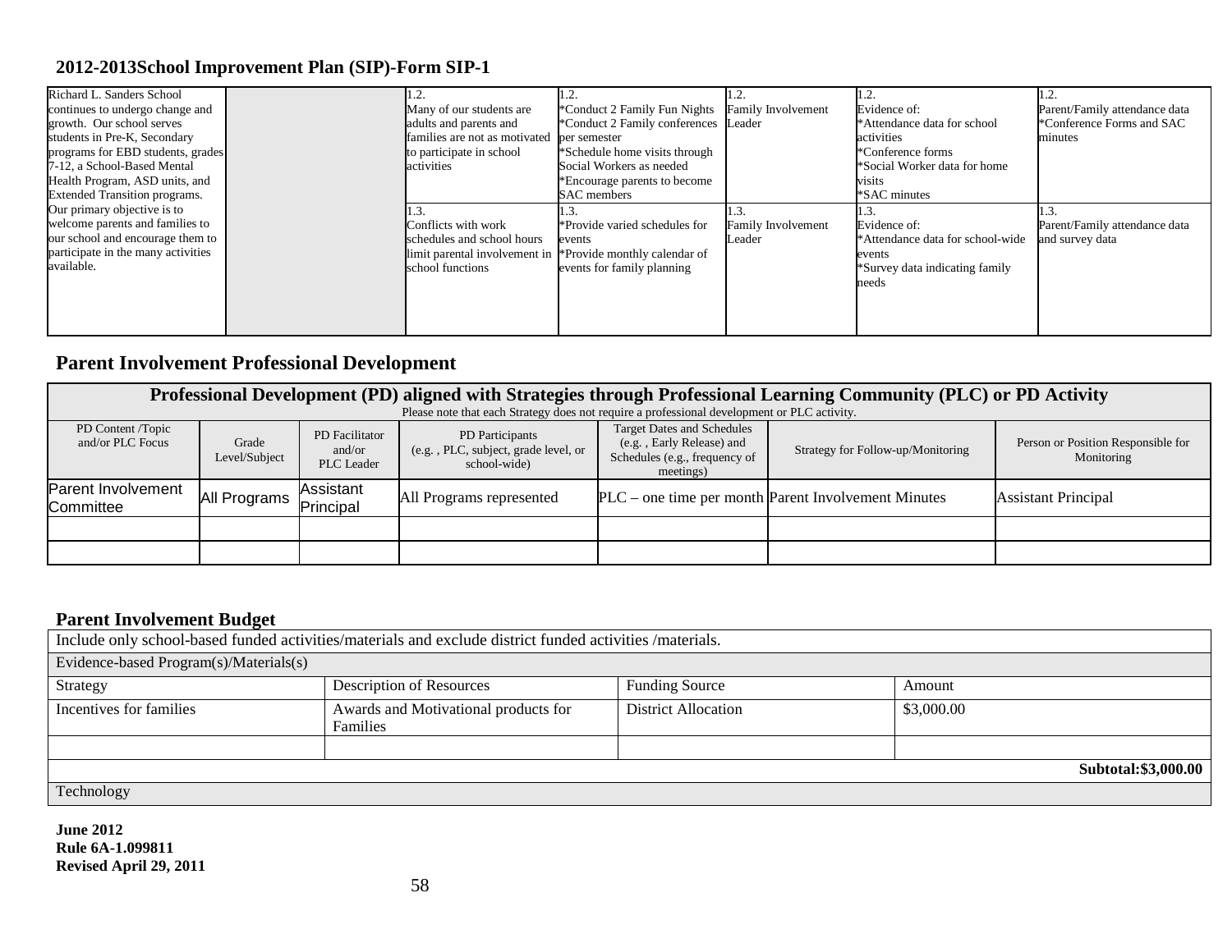## 2012-2013School Improvement Plan (SIP)-Form SIP-1

| | | | | | | |
|---|---|---|---|---|---|---|
| Richard L. Sanders School continues to undergo change and growth. Our school serves students in Pre-K, Secondary programs for EBD students, grades 7-12, a School-Based Mental Health Program, ASD units, and Extended Transition programs. Our primary objective is to welcome parents and families to our school and encourage them to participate in the many activities available. | | 1.2.<br>Many of our students are adults and parents and families are not as motivated to participate in school activities | 1.2.<br>*Conduct 2 Family Fun Nights<br>*Conduct 2 Family conferences per semester<br>*Schedule home visits through Social Workers as needed<br>*Encourage parents to become SAC members | 1.2.<br>Family Involvement Leader | 1.2.<br>Evidence of:<br>*Attendance data for school activities<br>*Conference forms<br>*Social Worker data for home visits<br>*SAC minutes | 1.2.<br>Parent/Family attendance data<br>*Conference Forms and SAC minutes |
| | | 1.3.<br>Conflicts with work schedules and school hours limit parental involvement in school functions | 1.3.<br>*Provide varied schedules for events<br>*Provide monthly calendar of events for family planning | 1.3.<br>Family Involvement Leader | 1.3.<br>Evidence of:<br>*Attendance data for school-wide events<br>*Survey data indicating family needs | 1.3.<br>Parent/Family attendance data and survey data |

## Parent Involvement Professional Development

| Professional Development (PD) aligned with Strategies through Professional Learning Community (PLC) or PD Activity<br>Please note that each Strategy does not require a professional development or PLC activity. | | | | | | |
|---|---|---|---|---|---|---|
| PD Content /Topic and/or PLC Focus | Grade Level/Subject | PD Facilitator and/or PLC Leader | PD Participants (e.g. , PLC, subject, grade level, or school-wide) | Target Dates and Schedules (e.g. , Early Release) and Schedules (e.g., frequency of meetings) | Strategy for Follow-up/Monitoring | Person or Position Responsible for Monitoring |
| Parent Involvement Committee | All Programs | Assistant Principal | All Programs represented | PLC – one time per month | Parent Involvement Minutes | Assistant Principal |
| | | | | | | |
| | | | | | | |

## Parent Involvement Budget

| Include only school-based funded activities/materials and exclude district funded activities /materials. | | | |
|---|---|---|---|
| Evidence-based Program(s)/Materials(s) | | | |
| Strategy | Description of Resources | Funding Source | Amount |
| Incentives for families | Awards and Motivational products for Families | District Allocation | $3,000.00 |
| | | | |
| | | | **Subtotal:$3,000.00** |
| Technology | | | |

**June 2012**
**Rule 6A-1.099811**
**Revised April 29, 2011**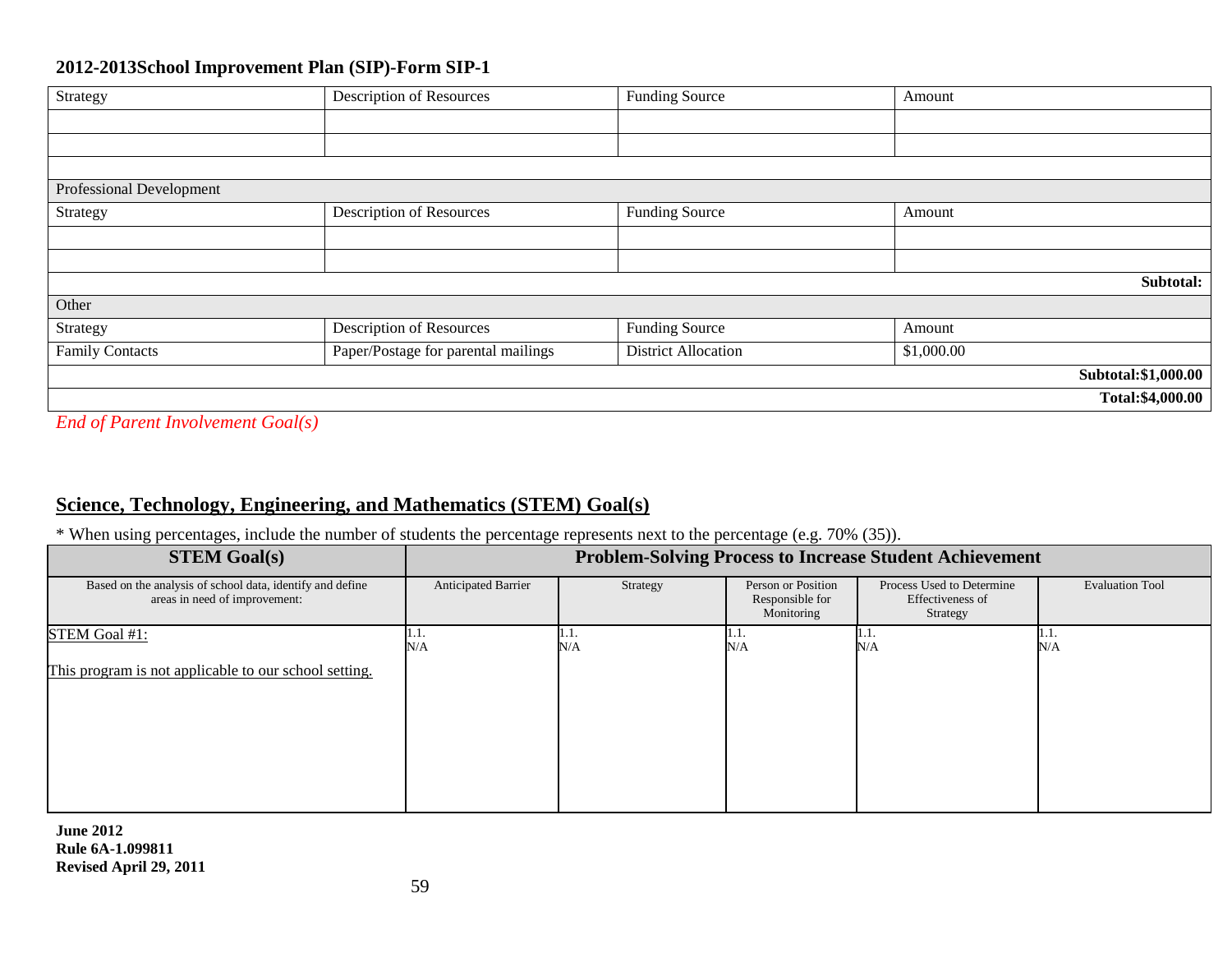**2012-2013School Improvement Plan (SIP)-Form SIP-1**

| Strategy | Description of Resources | Funding Source | Amount |
|---|---|---|---|
| | | | |
| | | | |
| | | | |
| Professional Development | | | |
| Strategy | Description of Resources | Funding Source | Amount |
| | | | |
| | | | |
| | | | **Subtotal:** |
| Other | | | |
| Strategy | Description of Resources | Funding Source | Amount |
| Family Contacts | Paper/Postage for parental mailings | District Allocation | $1,000.00 |
| | | | **Subtotal:$1,000.00** |
| | | | **Total:$4,000.00** |

*End of Parent Involvement Goal(s)*

## Science, Technology, Engineering, and Mathematics (STEM) Goal(s)

* When using percentages, include the number of students the percentage represents next to the percentage (e.g. 70% (35)).

| **STEM Goal(s)** | **Problem-Solving Process to Increase Student Achievement** | | | | |
|---|---|---|---|---|---|
| Based on the analysis of school data, identify and define areas in need of improvement: | Anticipated Barrier | Strategy | Person or Position Responsible for Monitoring | Process Used to Determine Effectiveness of Strategy | Evaluation Tool |
| STEM Goal #1:<br><br>This program is not applicable to our school setting. | 1.1.<br>N/A | 1.1.<br>N/A | 1.1.<br>N/A | 1.1.<br>N/A | 1.1.<br>N/A |

**June 2012**
**Rule 6A-1.099811**
**Revised April 29, 2011**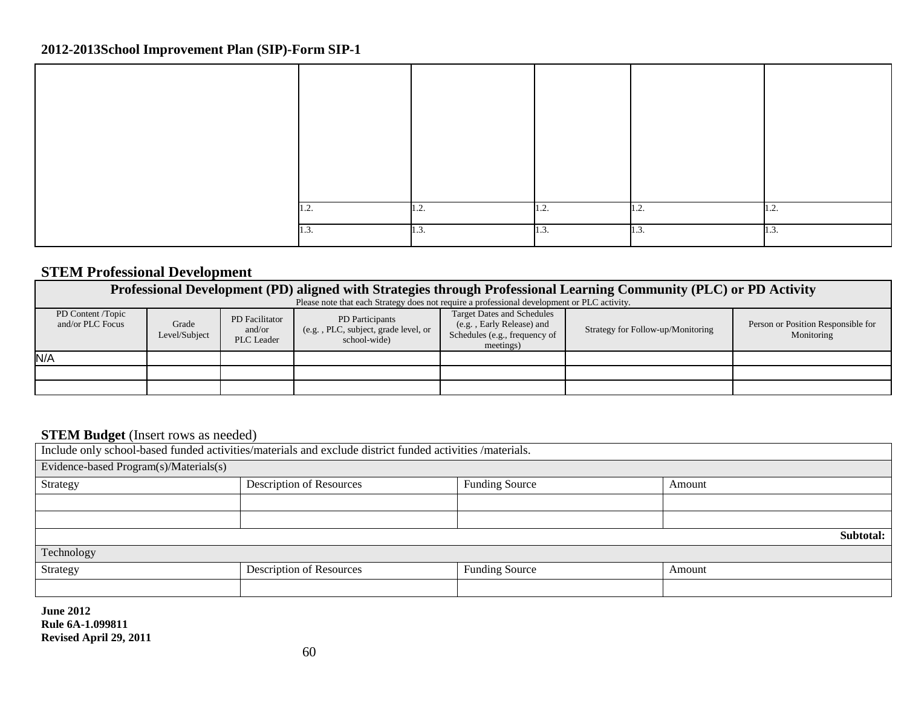**2012-2013School Improvement Plan (SIP)-Form SIP-1**

| | | | | | |
|---|---|---|---|---|---|
| | | | | | |
| | 1.2. | 1.2. | 1.2. | 1.2. | 1.2. |
| | 1.3. | 1.3. | 1.3. | 1.3. | 1.3. |

## STEM Professional Development

| **Professional Development (PD) aligned with Strategies through Professional Learning Community (PLC) or PD Activity** Please note that each Strategy does not require a professional development or PLC activity. | | | | | | |
|---|---|---|---|---|---|---|
| PD Content /Topic and/or PLC Focus | Grade Level/Subject | PD Facilitator and/or PLC Leader | PD Participants (e.g. , PLC, subject, grade level, or school-wide) | Target Dates and Schedules (e.g. , Early Release) and Schedules (e.g., frequency of meetings) | Strategy for Follow-up/Monitoring | Person or Position Responsible for Monitoring |
| N/A | | | | | | |
| | | | | | | |
| | | | | | | |

**STEM Budget** (Insert rows as needed)

| Include only school-based funded activities/materials and exclude district funded activities /materials. | | | |
|---|---|---|---|
| Evidence-based Program(s)/Materials(s) | | | |
| Strategy | Description of Resources | Funding Source | Amount |
| | | | |
| | | | |
| | | | **Subtotal:** |
| Technology | | | |
| Strategy | Description of Resources | Funding Source | Amount |
| | | | |

**June 2012**
**Rule 6A-1.099811**
**Revised April 29, 2011**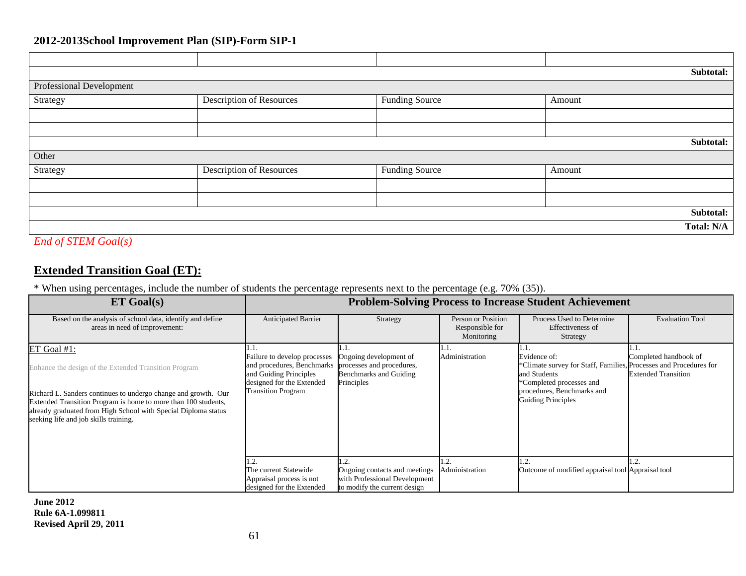**2012-2013School Improvement Plan (SIP)-Form SIP-1**

| | | | |
|---|---|---|---|
| | | | |
| | | | **Subtotal:** |
| Professional Development | | | |
| Strategy | Description of Resources | Funding Source | Amount |
| | | | |
| | | | |
| | | | **Subtotal:** |
| Other | | | |
| Strategy | Description of Resources | Funding Source | Amount |
| | | | |
| | | | |
| | | | **Subtotal:** |
| | | | **Total: N/A** |

*End of STEM Goal(s)*

## Extended Transition Goal (ET):

\* When using percentages, include the number of students the percentage represents next to the percentage (e.g. 70% (35)).

| **ET Goal(s)** | **Problem-Solving Process to Increase Student Achievement** | | | | |
|---|---|---|---|---|---|
| Based on the analysis of school data, identify and define areas in need of improvement: | Anticipated Barrier | Strategy | Person or Position Responsible for Monitoring | Process Used to Determine Effectiveness of Strategy | Evaluation Tool |
| ET Goal #1:<br><br>Enhance the design of the Extended Transition Program<br><br>Richard L. Sanders continues to undergo change and growth. Our Extended Transition Program is home to more than 100 students, already graduated from High School with Special Diploma status seeking life and job skills training. | 1.1.<br>Failure to develop processes and procedures, Benchmarks and Guiding Principles designed for the Extended Transition Program | 1.1.<br>Ongoing development of processes and procedures, Benchmarks and Guiding Principles | 1.1.<br>Administration | 1.1.<br>Evidence of:<br>\*Climate survey for Staff, Families, and Students<br>\*Completed processes and procedures, Benchmarks and Guiding Principles | 1.1.<br>Completed handbook of Processes and Procedures for Extended Transition |
| | 1.2.<br>The current Statewide Appraisal process is not designed for the Extended | 1.2.<br>Ongoing contacts and meetings with Professional Development to modify the current design | 1.2.<br>Administration | 1.2.<br>Outcome of modified appraisal tool | 1.2.<br>Appraisal tool |

**June 2012**
**Rule 6A-1.099811**
**Revised April 29, 2011**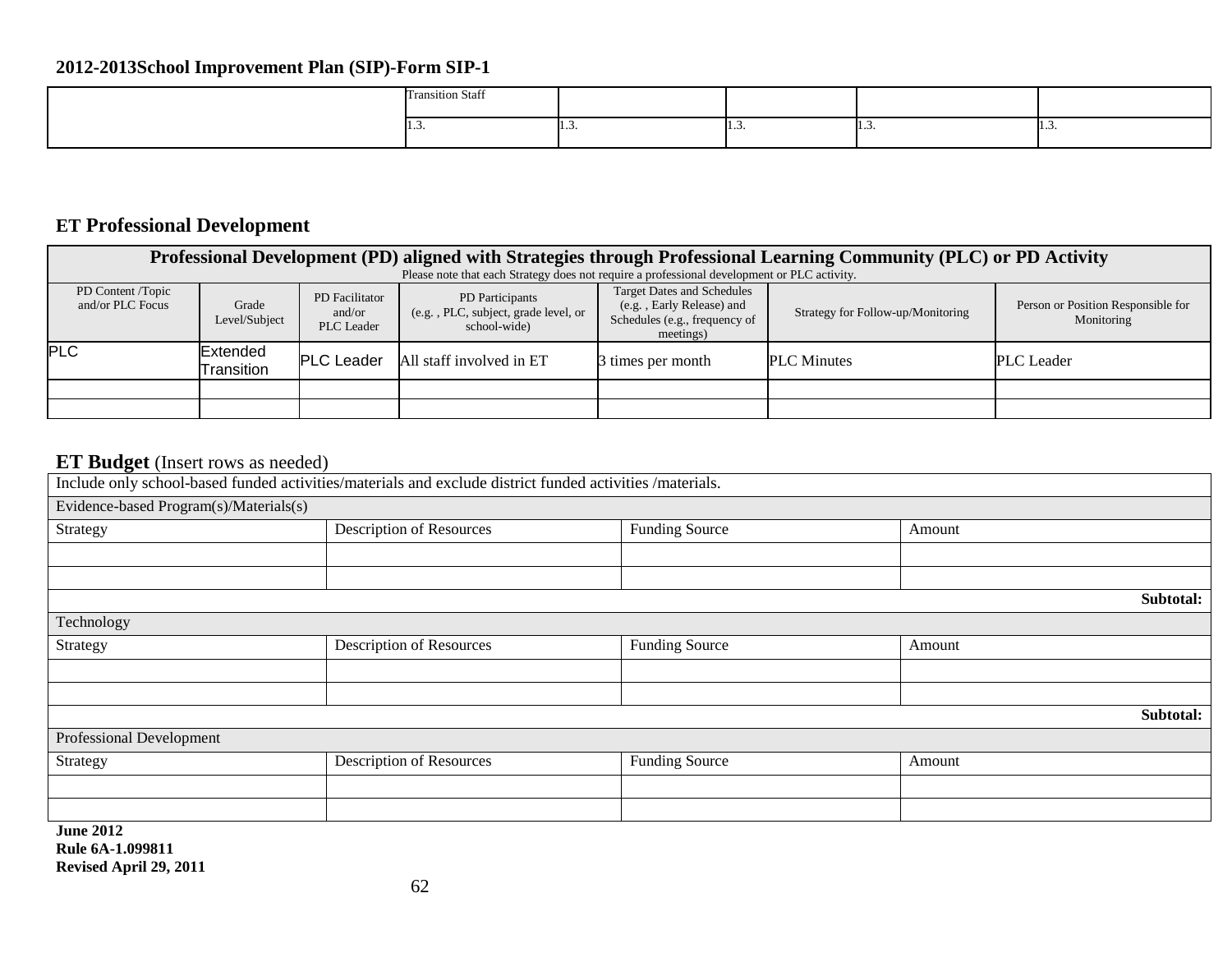**2012-2013School Improvement Plan (SIP)-Form SIP-1**

| | | | | | |
|---|---|---|---|---|---|
| | Transition Staff | | | | |
| | 1.3. | 1.3. | 1.3. | 1.3. | 1.3. |

## ET Professional Development

| Professional Development (PD) aligned with Strategies through Professional Learning Community (PLC) or PD Activity<br>Please note that each Strategy does not require a professional development or PLC activity. | | | | | | |
|---|---|---|---|---|---|---|
| PD Content /Topic and/or PLC Focus | Grade Level/Subject | PD Facilitator and/or PLC Leader | PD Participants (e.g. , PLC, subject, grade level, or school-wide) | Target Dates and Schedules (e.g. , Early Release) and Schedules (e.g., frequency of meetings) | Strategy for Follow-up/Monitoring | Person or Position Responsible for Monitoring |
| PLC | Extended Transition | PLC Leader | All staff involved in ET | 3 times per month | PLC Minutes | PLC Leader |
| | | | | | | |
| | | | | | | |

## ET Budget (Insert rows as needed)

| Include only school-based funded activities/materials and exclude district funded activities /materials. | | | |
|---|---|---|---|
| Evidence-based Program(s)/Materials(s) | | | |
| Strategy | Description of Resources | Funding Source | Amount |
| | | | |
| | | | |
| | | | **Subtotal:** |
| Technology | | | |
| Strategy | Description of Resources | Funding Source | Amount |
| | | | |
| | | | |
| | | | **Subtotal:** |
| Professional Development | | | |
| Strategy | Description of Resources | Funding Source | Amount |
| | | | |
| | | | |

**June 2012**
**Rule 6A-1.099811**
**Revised April 29, 2011**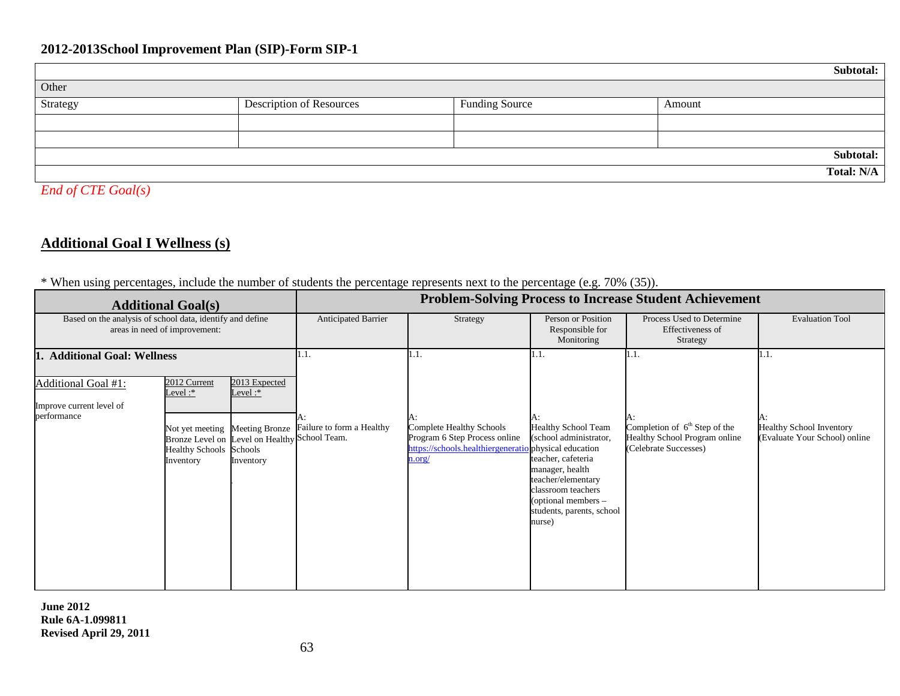## 2012-2013School Improvement Plan (SIP)-Form SIP-1

| | | | Subtotal: |
|---|---|---|---|
| Other | | | |
| Strategy | Description of Resources | Funding Source | Amount |
| | | | |
| | | | |
| | | | Subtotal: |
| | | | Total: N/A |

*End of CTE Goal(s)*

## Additional Goal I Wellness (s)

* When using percentages, include the number of students the percentage represents next to the percentage (e.g. 70% (35)).

| Additional Goal(s) | | | Problem-Solving Process to Increase Student Achievement | | | | |
|---|---|---|---|---|---|---|---|
| Based on the analysis of school data, identify and define areas in need of improvement: | | | Anticipated Barrier | Strategy | Person or Position Responsible for Monitoring | Process Used to Determine Effectiveness of Strategy | Evaluation Tool |
| **1. Additional Goal: Wellness** | | | 1.1. | 1.1. | 1.1. | 1.1. | 1.1. |
| Additional Goal #1:<br><br>Improve current level of performance | 2012 Current Level :* | 2013 Expected Level :* | A:<br>Failure to form a Healthy School Team. | A:<br>Complete Healthy Schools Program 6 Step Process online https://schools.healthiergeneration.org/ | A:<br>Healthy School Team (school administrator, physical education teacher, cafeteria manager, health teacher/elementary classroom teachers (optional members – students, parents, school nurse) | A:<br>Completion of 6th Step of the Healthy School Program online (Celebrate Successes) | A:<br>Healthy School Inventory (Evaluate Your School) online |
| | Not yet meeting Bronze Level on Healthy Schools Inventory | Meeting Bronze Level on Healthy Schools Inventory | | | | | |

**June 2012**
**Rule 6A-1.099811**
**Revised April 29, 2011**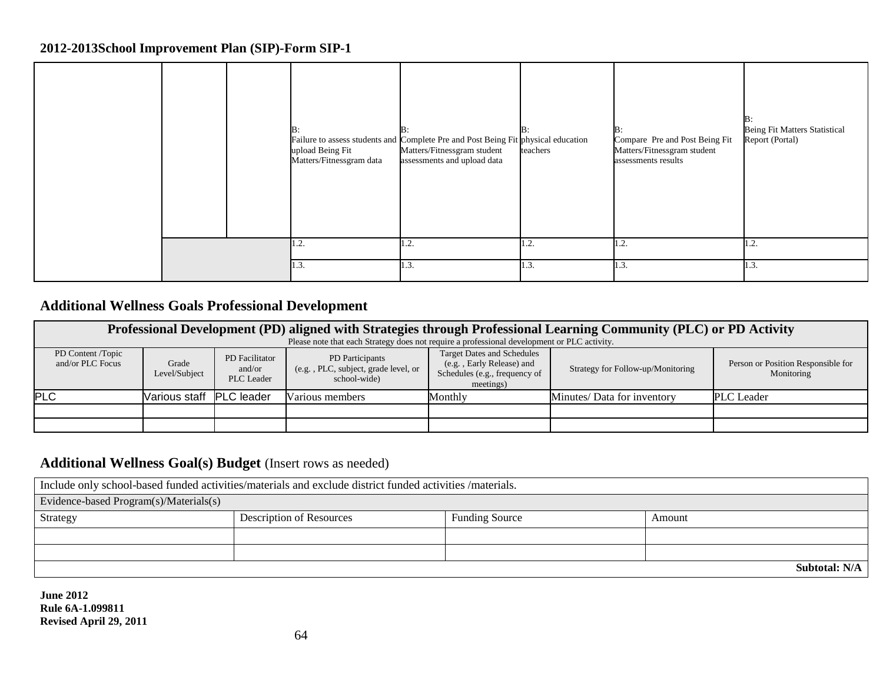**2012-2013School Improvement Plan (SIP)-Form SIP-1**

| | | | | | | | |
|---|---|---|---|---|---|---|---|
| | | | B:<br>Failure to assess students and upload Being Fit Matters/Fitnessgram data | B:<br>Complete Pre and Post Being Fit Matters/Fitnessgram student assessments and upload data | B:<br>physical education teachers | B:<br>Compare Pre and Post Being Fit Matters/Fitnessgram student assessments results | B:<br>Being Fit Matters Statistical Report (Portal) |
| | | | 1.2. | 1.2. | 1.2. | 1.2. | 1.2. |
| | | | 1.3. | 1.3. | 1.3. | 1.3. | 1.3. |

## Additional Wellness Goals Professional Development

| Professional Development (PD) aligned with Strategies through Professional Learning Community (PLC) or PD Activity<br>Please note that each Strategy does not require a professional development or PLC activity. | | | | | | |
|---|---|---|---|---|---|---|
| PD Content /Topic and/or PLC Focus | Grade Level/Subject | PD Facilitator and/or PLC Leader | PD Participants (e.g. , PLC, subject, grade level, or school-wide) | Target Dates and Schedules (e.g. , Early Release) and Schedules (e.g., frequency of meetings) | Strategy for Follow-up/Monitoring | Person or Position Responsible for Monitoring |
| PLC | Various staff | PLC leader | Various members | Monthly | Minutes/ Data for inventory | PLC Leader |
| | | | | | | |
| | | | | | | |

## Additional Wellness Goal(s) Budget (Insert rows as needed)

| Include only school-based funded activities/materials and exclude district funded activities /materials. | | | |
|---|---|---|---|
| Evidence-based Program(s)/Materials(s) | | | |
| Strategy | Description of Resources | Funding Source | Amount |
| | | | |
| | | | |
| | | | **Subtotal: N/A** |

**June 2012**
**Rule 6A-1.099811**
**Revised April 29, 2011**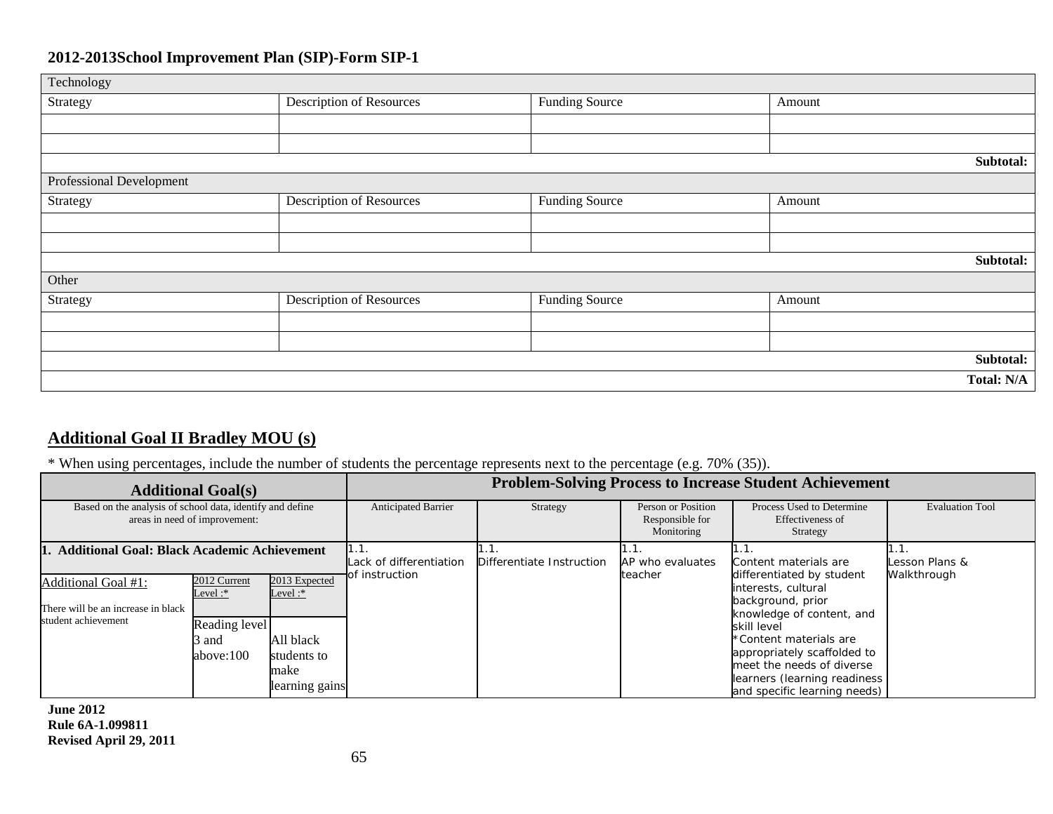**2012-2013School Improvement Plan (SIP)-Form SIP-1**

| Technology | | | |
|---|---|---|---|
| Strategy | Description of Resources | Funding Source | Amount |
| | | | |
| | | | |
| | | | **Subtotal:** |
| Professional Development | | | |
| Strategy | Description of Resources | Funding Source | Amount |
| | | | |
| | | | |
| | | | **Subtotal:** |
| Other | | | |
| Strategy | Description of Resources | Funding Source | Amount |
| | | | |
| | | | |
| | | | **Subtotal:** |
| | | | **Total: N/A** |

## Additional Goal II Bradley MOU (s)

\* When using percentages, include the number of students the percentage represents next to the percentage (e.g. 70% (35)).

| **Additional Goal(s)** | | | **Problem-Solving Process to Increase Student Achievement** | | | | |
|---|---|---|---|---|---|---|---|
| Based on the analysis of school data, identify and define areas in need of improvement: | | | Anticipated Barrier | Strategy | Person or Position Responsible for Monitoring | Process Used to Determine Effectiveness of Strategy | Evaluation Tool |
| **1. Additional Goal: Black Academic Achievement** | | | 1.1.<br>Lack of differentiation of instruction | 1.1.<br>Differentiate Instruction | 1.1.<br>AP who evaluates teacher | 1.1.<br>Content materials are differentiated by student interests, cultural background, prior knowledge of content, and skill level<br>*Content materials are appropriately scaffolded to meet the needs of diverse learners (learning readiness and specific learning needs) | 1.1.<br>Lesson Plans & Walkthrough |
| Additional Goal #1:<br><br>There will be an increase in black student achievement | 2012 Current Level :* | 2013 Expected Level :* | | | | | |
| | Reading level 3 and above:100 | All black students to make learning gains | | | | | |

**June 2012**
**Rule 6A-1.099811**
**Revised April 29, 2011**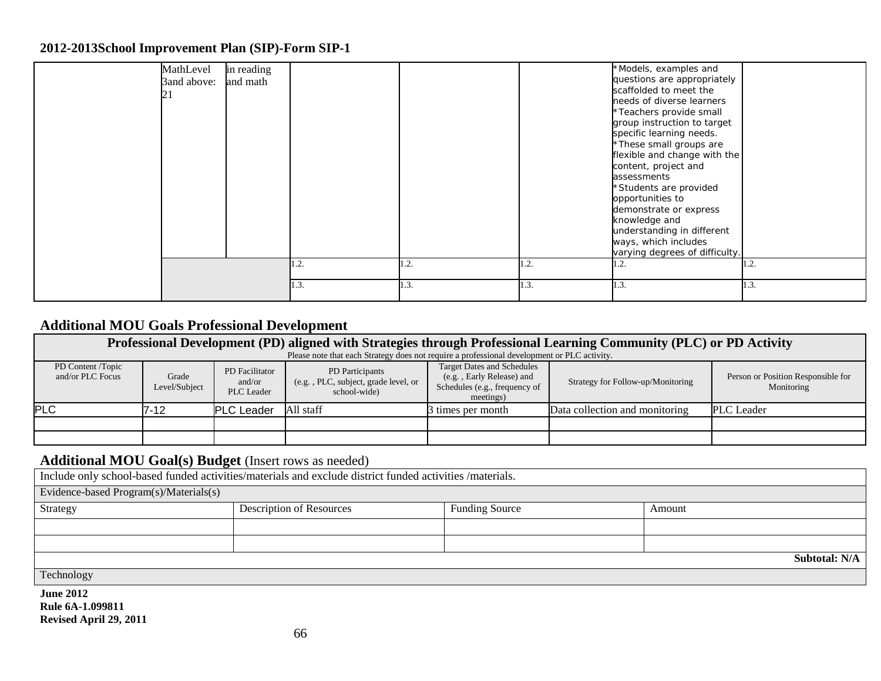## 2012-2013School Improvement Plan (SIP)-Form SIP-1

| | | | | | | | |
|---|---|---|---|---|---|---|---|
| | MathLevel 3and above: 21 | in reading and math | | | | *Models, examples and questions are appropriately scaffolded to meet the needs of diverse learners *Teachers provide small group instruction to target specific learning needs. *These small groups are flexible and change with the content, project and assessments *Students are provided opportunities to demonstrate or express knowledge and understanding in different ways, which includes varying degrees of difficulty. | |
| | | | 1.2. | 1.2. | 1.2. | 1.2. | 1.2. |
| | | | 1.3. | 1.3. | 1.3. | 1.3. | 1.3. |

## Additional MOU Goals Professional Development

| Professional Development (PD) aligned with Strategies through Professional Learning Community (PLC) or PD Activity<br>Please note that each Strategy does not require a professional development or PLC activity. | | | | | | |
|---|---|---|---|---|---|---|
| PD Content /Topic and/or PLC Focus | Grade Level/Subject | PD Facilitator and/or PLC Leader | PD Participants (e.g. , PLC, subject, grade level, or school-wide) | Target Dates and Schedules (e.g. , Early Release) and Schedules (e.g., frequency of meetings) | Strategy for Follow-up/Monitoring | Person or Position Responsible for Monitoring |
| PLC | 7-12 | PLC Leader | All staff | 3 times per month | Data collection and monitoring | PLC Leader |
| | | | | | | |
| | | | | | | |

## Additional MOU Goal(s) Budget (Insert rows as needed)

| Include only school-based funded activities/materials and exclude district funded activities /materials. | | | |
|---|---|---|---|
| Evidence-based Program(s)/Materials(s) | | | |
| Strategy | Description of Resources | Funding Source | Amount |
| | | | |
| | | | |
| | | | **Subtotal: N/A** |
| Technology | | | |

**June 2012**
**Rule 6A-1.099811**
**Revised April 29, 2011**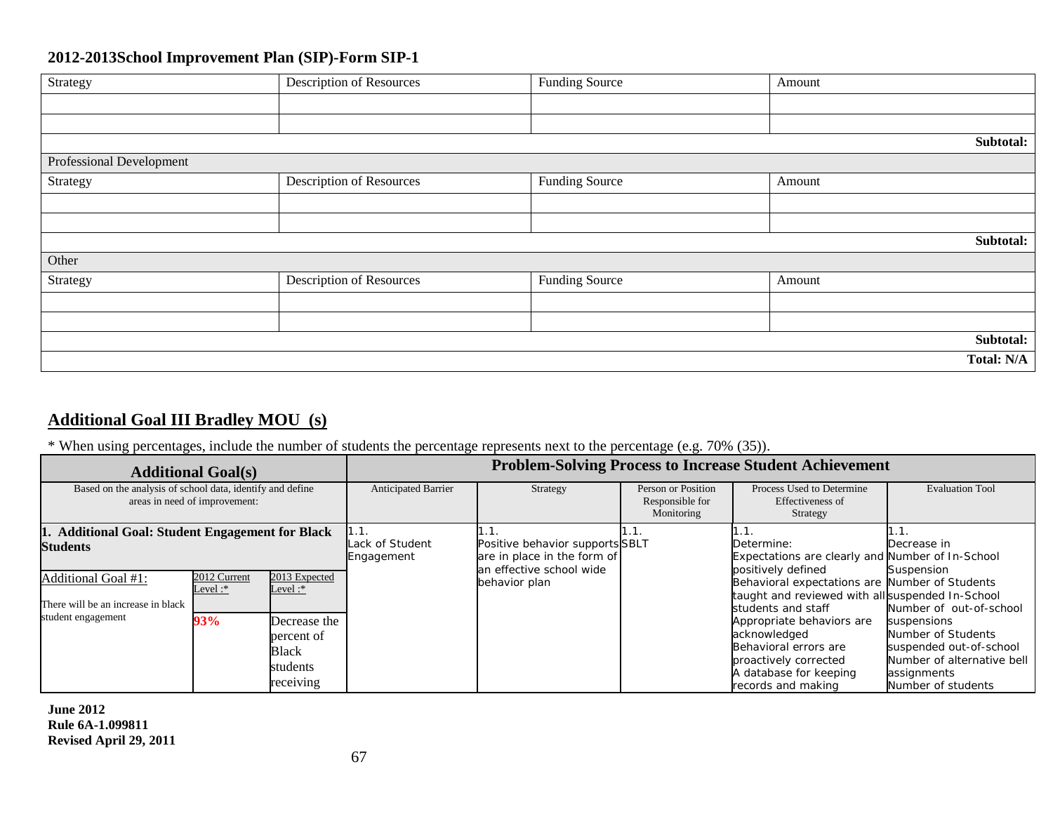## 2012-2013School Improvement Plan (SIP)-Form SIP-1

| Strategy | Description of Resources | Funding Source | Amount |
|---|---|---|---|
| | | | |
| | | | |
| | | | **Subtotal:** |
| Professional Development | | | |
| Strategy | Description of Resources | Funding Source | Amount |
| | | | |
| | | | |
| | | | **Subtotal:** |
| Other | | | |
| Strategy | Description of Resources | Funding Source | Amount |
| | | | |
| | | | |
| | | | **Subtotal:** |
| | | | **Total: N/A** |

## Additional Goal III Bradley MOU (s)

* When using percentages, include the number of students the percentage represents next to the percentage (e.g. 70% (35)).

| Additional Goal(s) | | | Problem-Solving Process to Increase Student Achievement | | | | |
|---|---|---|---|---|---|---|---|
| Based on the analysis of school data, identify and define areas in need of improvement: | | | Anticipated Barrier | Strategy | Person or Position Responsible for Monitoring | Process Used to Determine Effectiveness of Strategy | Evaluation Tool |
| **1. Additional Goal: Student Engagement for Black Students** | | | 1.1. Lack of Student Engagement | 1.1. Positive behavior supports are in place in the form of an effective school wide behavior plan | 1.1. SBLT | 1.1. Determine: Expectations are clearly and positively defined Behavioral expectations are taught and reviewed with all students and staff Appropriate behaviors are acknowledged Behavioral errors are proactively corrected A database for keeping records and making | 1.1. Decrease in Number of In-School Suspension Number of Students suspended In-School Number of out-of-school suspensions Number of Students suspended out-of-school Number of alternative bell assignments Number of students |
| Additional Goal #1: There will be an increase in black student engagement | 2012 Current Level :* | 2013 Expected Level :* | | | | | |
| | **93%** | Decrease the percent of Black students receiving | | | | | |

**June 2012**
**Rule 6A-1.099811**
**Revised April 29, 2011**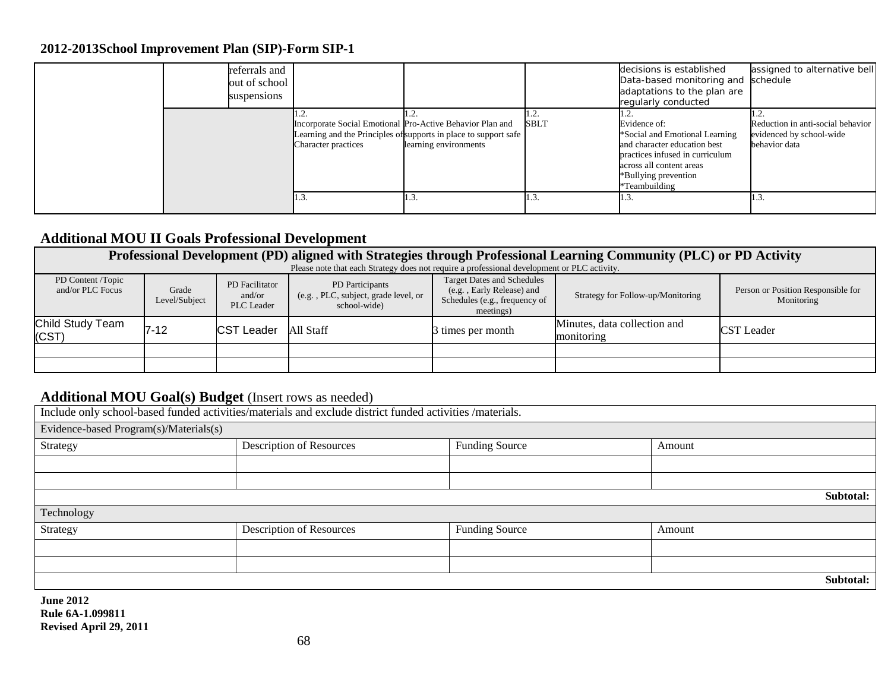## 2012-2013School Improvement Plan (SIP)-Form SIP-1

| | | | | | | | |
|---|---|---|---|---|---|---|---|
| | | referrals and out of school suspensions | | | | decisions is established Data-based monitoring and adaptations to the plan are regularly conducted | assigned to alternative bell schedule |
| | | | 1.2. Incorporate Social Emotional Learning and the Principles of Character practices | 1.2. Pro-Active Behavior Plan and supports in place to support safe learning environments | 1.2. SBLT | 1.2. Evidence of: *Social and Emotional Learning and character education best practices infused in curriculum across all content areas *Bullying prevention *Teambuilding | 1.2. Reduction in anti-social behavior evidenced by school-wide behavior data |
| | | | 1.3. | 1.3. | 1.3. | 1.3. | 1.3. |

## Additional MOU II Goals Professional Development

| Professional Development (PD) aligned with Strategies through Professional Learning Community (PLC) or PD Activity<br>Please note that each Strategy does not require a professional development or PLC activity. | | | | | | |
|---|---|---|---|---|---|---|
| PD Content /Topic and/or PLC Focus | Grade Level/Subject | PD Facilitator and/or PLC Leader | PD Participants (e.g. , PLC, subject, grade level, or school-wide) | Target Dates and Schedules (e.g. , Early Release) and Schedules (e.g., frequency of meetings) | Strategy for Follow-up/Monitoring | Person or Position Responsible for Monitoring |
| Child Study Team (CST) | 7-12 | CST Leader | All Staff | 3 times per month | Minutes, data collection and monitoring | CST Leader |
| | | | | | | |
| | | | | | | |

## Additional MOU Goal(s) Budget (Insert rows as needed)

| Include only school-based funded activities/materials and exclude district funded activities /materials. | | | |
|---|---|---|---|
| **Evidence-based Program(s)/Materials(s)** | | | |
| Strategy | Description of Resources | Funding Source | Amount |
| | | | |
| | | | |
| | | | **Subtotal:** |
| **Technology** | | | |
| Strategy | Description of Resources | Funding Source | Amount |
| | | | |
| | | | |
| | | | **Subtotal:** |

**June 2012**
**Rule 6A-1.099811**
**Revised April 29, 2011**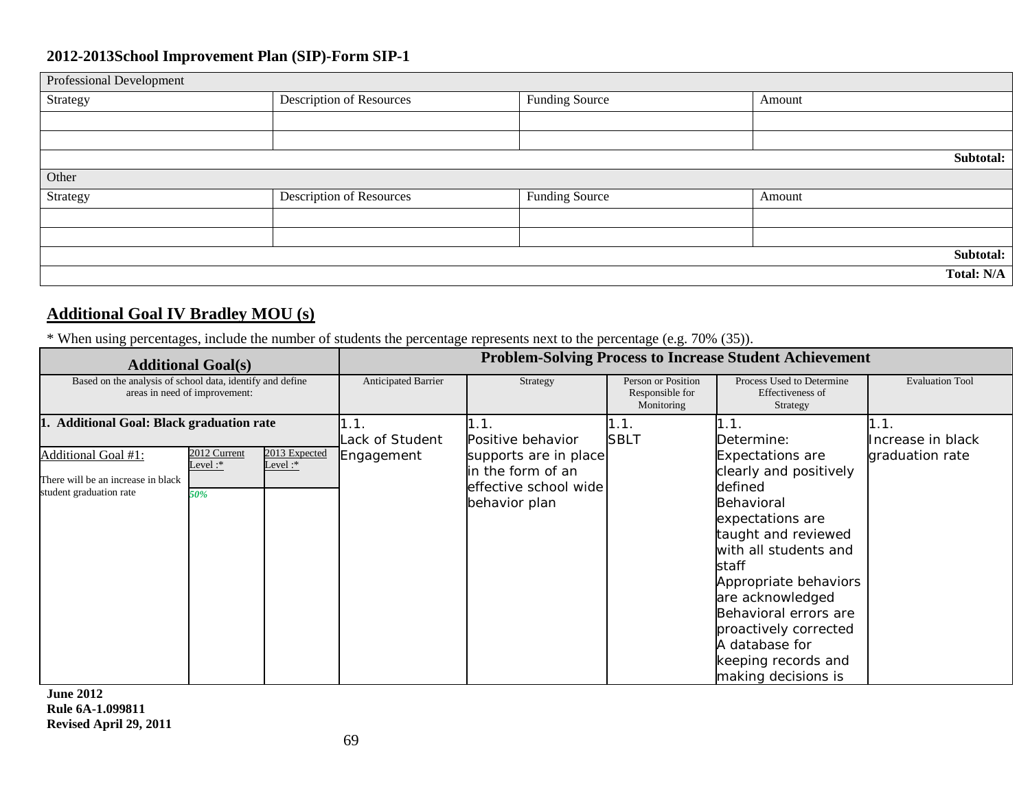## 2012-2013School Improvement Plan (SIP)-Form SIP-1

| Professional Development | | | |
|---|---|---|---|
| Strategy | Description of Resources | Funding Source | Amount |
| | | | |
| | | | |
| | | | **Subtotal:** |
| Other | | | |
| Strategy | Description of Resources | Funding Source | Amount |
| | | | |
| | | | |
| | | | **Subtotal:** |
| | | | **Total: N/A** |

## Additional Goal IV Bradley MOU (s)

\* When using percentages, include the number of students the percentage represents next to the percentage (e.g. 70% (35)).

| **Additional Goal(s)** | | | **Problem-Solving Process to Increase Student Achievement** | | | | |
|---|---|---|---|---|---|---|---|
| Based on the analysis of school data, identify and define areas in need of improvement: | | | Anticipated Barrier | Strategy | Person or Position Responsible for Monitoring | Process Used to Determine Effectiveness of Strategy | Evaluation Tool |
| **1. Additional Goal: Black graduation rate** | | | 1.1. Lack of Student Engagement | 1.1. Positive behavior supports are in place in the form of an effective school wide behavior plan | 1.1. SBLT | 1.1. Determine: Expectations are clearly and positively defined Behavioral expectations are taught and reviewed with all students and staff Appropriate behaviors are acknowledged Behavioral errors are proactively corrected A database for keeping records and making decisions is | 1.1. Increase in black graduation rate |
| Additional Goal #1: There will be an increase in black student graduation rate | 2012 Current Level :* | 2013 Expected Level :* | | | | | |
| | *50%* | | | | | | |

**June 2012**
**Rule 6A-1.099811**
**Revised April 29, 2011**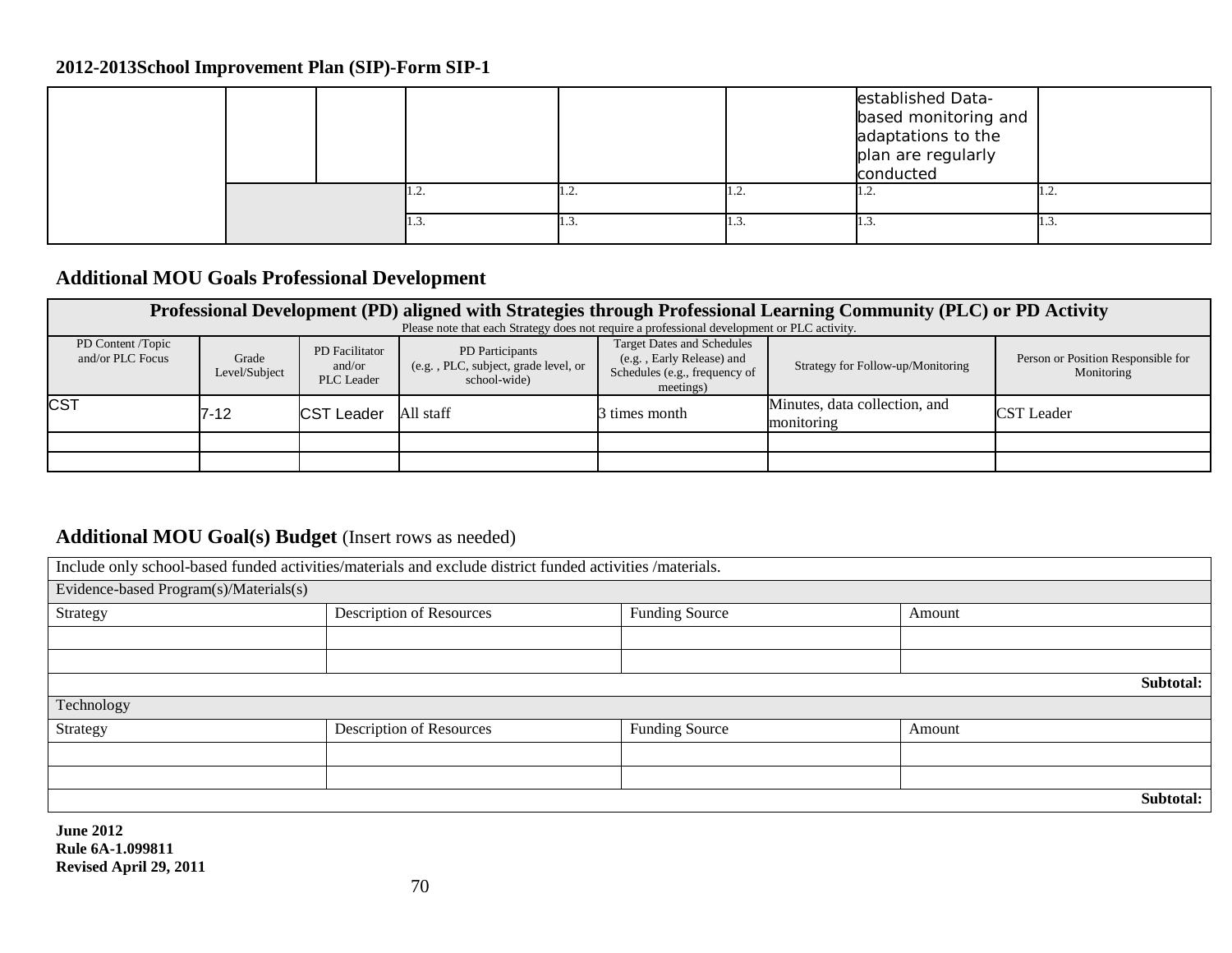## 2012-2013School Improvement Plan (SIP)-Form SIP-1

| | | | | | | | |
|---|---|---|---|---|---|---|---|
| | | | | | | established Data-based monitoring and adaptations to the plan are regularly conducted | |
| | | | 1.2. | 1.2. | 1.2. | 1.2. | 1.2. |
| | | | 1.3. | 1.3. | 1.3. | 1.3. | 1.3. |

## Additional MOU Goals Professional Development

| Professional Development (PD) aligned with Strategies through Professional Learning Community (PLC) or PD Activity<br>Please note that each Strategy does not require a professional development or PLC activity. | | | | | | |
|---|---|---|---|---|---|---|
| PD Content /Topic and/or PLC Focus | Grade Level/Subject | PD Facilitator and/or PLC Leader | PD Participants (e.g. , PLC, subject, grade level, or school-wide) | Target Dates and Schedules (e.g. , Early Release) and Schedules (e.g., frequency of meetings) | Strategy for Follow-up/Monitoring | Person or Position Responsible for Monitoring |
| CST | 7-12 | CST Leader | All staff | 3 times month | Minutes, data collection, and monitoring | CST Leader |
| | | | | | | |
| | | | | | | |

## Additional MOU Goal(s) Budget (Insert rows as needed)

| Include only school-based funded activities/materials and exclude district funded activities /materials. | | | |
|---|---|---|---|
| Evidence-based Program(s)/Materials(s) | | | |
| Strategy | Description of Resources | Funding Source | Amount |
| | | | |
| | | | |
| | | | **Subtotal:** |
| Technology | | | |
| Strategy | Description of Resources | Funding Source | Amount |
| | | | |
| | | | |
| | | | **Subtotal:** |

**June 2012**
**Rule 6A-1.099811**
**Revised April 29, 2011**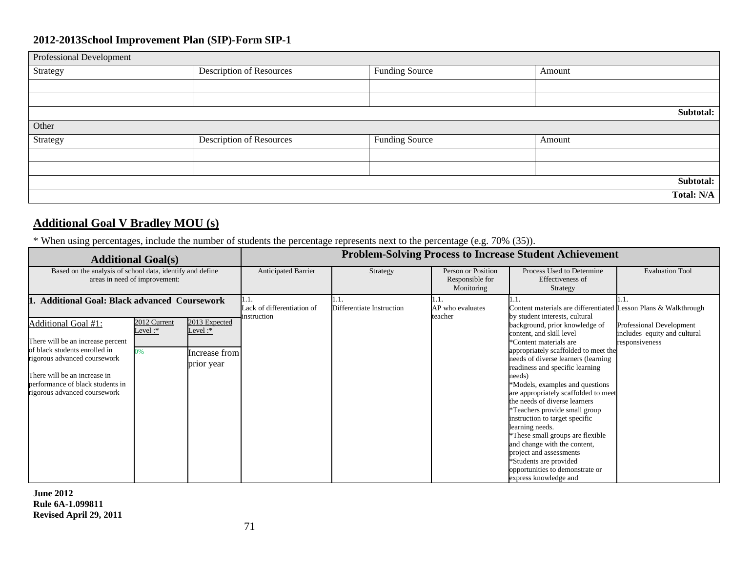**2012-2013School Improvement Plan (SIP)-Form SIP-1**

| Professional Development | | | |
|---|---|---|---|
| Strategy | Description of Resources | Funding Source | Amount |
| | | | |
| | | | |
| | | | **Subtotal:** |

| Other | | | |
|---|---|---|---|
| Strategy | Description of Resources | Funding Source | Amount |
| | | | |
| | | | |
| | | | **Subtotal:** |
| | | | **Total: N/A** |

## Additional Goal V Bradley MOU (s)

* When using percentages, include the number of students the percentage represents next to the percentage (e.g. 70% (35)).

| **Additional Goal(s)** | | | **Problem-Solving Process to Increase Student Achievement** | | | | |
|---|---|---|---|---|---|---|---|
| Based on the analysis of school data, identify and define areas in need of improvement: | | | Anticipated Barrier | Strategy | Person or Position Responsible for Monitoring | Process Used to Determine Effectiveness of Strategy | Evaluation Tool |
| **1. Additional Goal: Black advanced Coursework** | | | 1.1. Lack of differentiation of instruction | 1.1. Differentiate Instruction | 1.1. AP who evaluates teacher | 1.1. Content materials are differentiated by student interests, cultural background, prior knowledge of content, and skill level *Content materials are appropriately scaffolded to meet the needs of diverse learners (learning readiness and specific learning needs) *Models, examples and questions are appropriately scaffolded to meet the needs of diverse learners *Teachers provide small group instruction to target specific learning needs. *These small groups are flexible and change with the content, project and assessments *Students are provided opportunities to demonstrate or express knowledge and | 1.1. Lesson Plans & Walkthrough Professional Development includes equity and cultural responsiveness |
| Additional Goal #1: There will be an increase percent of black students enrolled in rigorous advanced coursework There will be an increase in performance of black students in rigorous advanced coursework | 2012 Current Level :* | 2013 Expected Level :* | | | | | |
| | 0% | Increase from prior year | | | | | |

**June 2012**
**Rule 6A-1.099811**
**Revised April 29, 2011**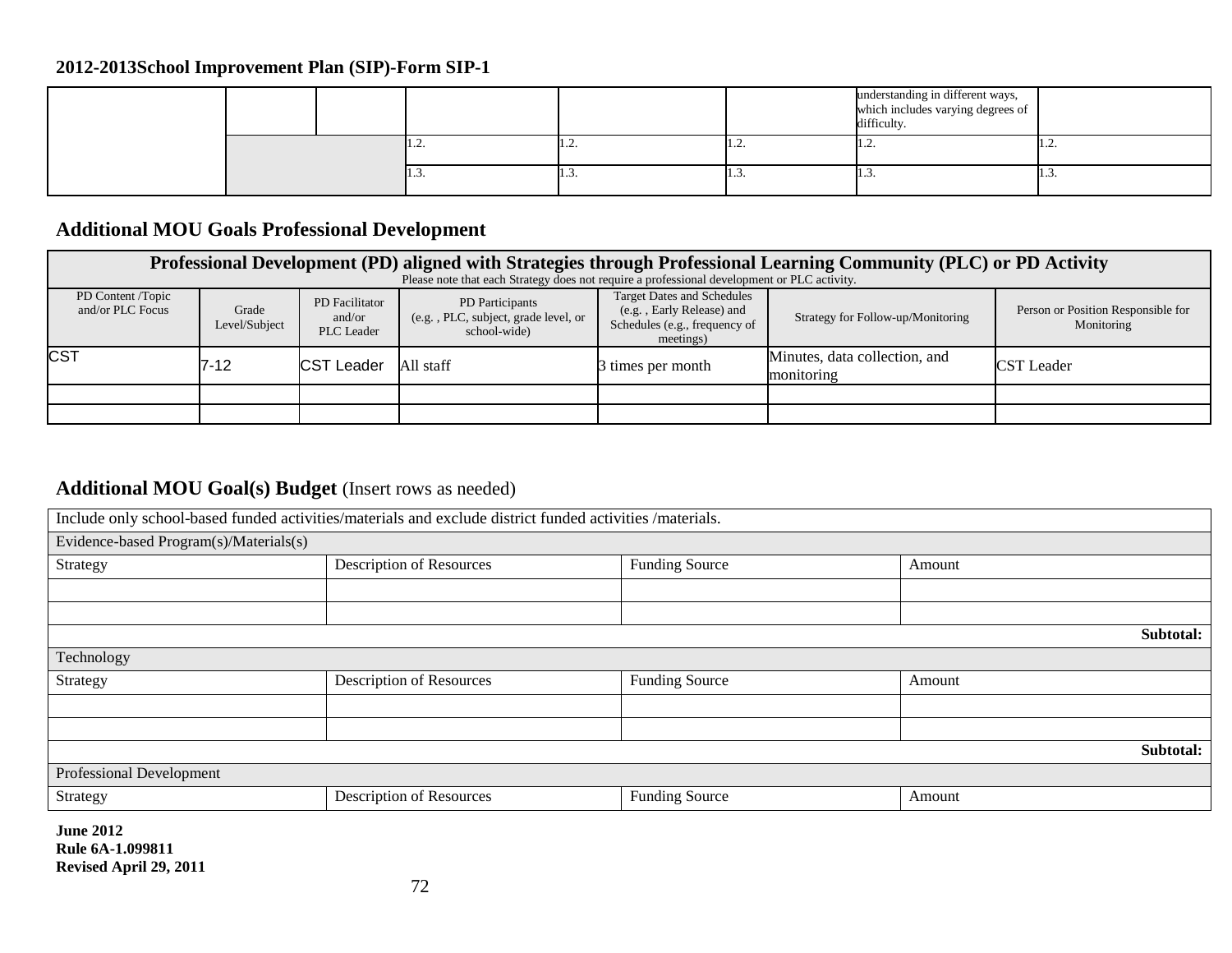## 2012-2013School Improvement Plan (SIP)-Form SIP-1

| | | | | | | | |
|---|---|---|---|---|---|---|---|
| | | | | | | understanding in different ways, which includes varying degrees of difficulty. | |
| | | | 1.2. | 1.2. | 1.2. | 1.2. | 1.2. |
| | | | 1.3. | 1.3. | 1.3. | 1.3. | 1.3. |

## Additional MOU Goals Professional Development

| Professional Development (PD) aligned with Strategies through Professional Learning Community (PLC) or PD Activity<br>Please note that each Strategy does not require a professional development or PLC activity. | | | | | | |
|---|---|---|---|---|---|---|
| PD Content /Topic and/or PLC Focus | Grade Level/Subject | PD Facilitator and/or PLC Leader | PD Participants (e.g. , PLC, subject, grade level, or school-wide) | Target Dates and Schedules (e.g. , Early Release) and Schedules (e.g., frequency of meetings) | Strategy for Follow-up/Monitoring | Person or Position Responsible for Monitoring |
| CST | 7-12 | CST Leader | All staff | 3 times per month | Minutes, data collection, and monitoring | CST Leader |
| | | | | | | |
| | | | | | | |

## Additional MOU Goal(s) Budget (Insert rows as needed)

| Include only school-based funded activities/materials and exclude district funded activities /materials. | | | |
|---|---|---|---|
| Evidence-based Program(s)/Materials(s) | | | |
| Strategy | Description of Resources | Funding Source | Amount |
| | | | |
| | | | |
| | | | **Subtotal:** |
| Technology | | | |
| Strategy | Description of Resources | Funding Source | Amount |
| | | | |
| | | | |
| | | | **Subtotal:** |
| Professional Development | | | |
| Strategy | Description of Resources | Funding Source | Amount |

**June 2012**
**Rule 6A-1.099811**
**Revised April 29, 2011**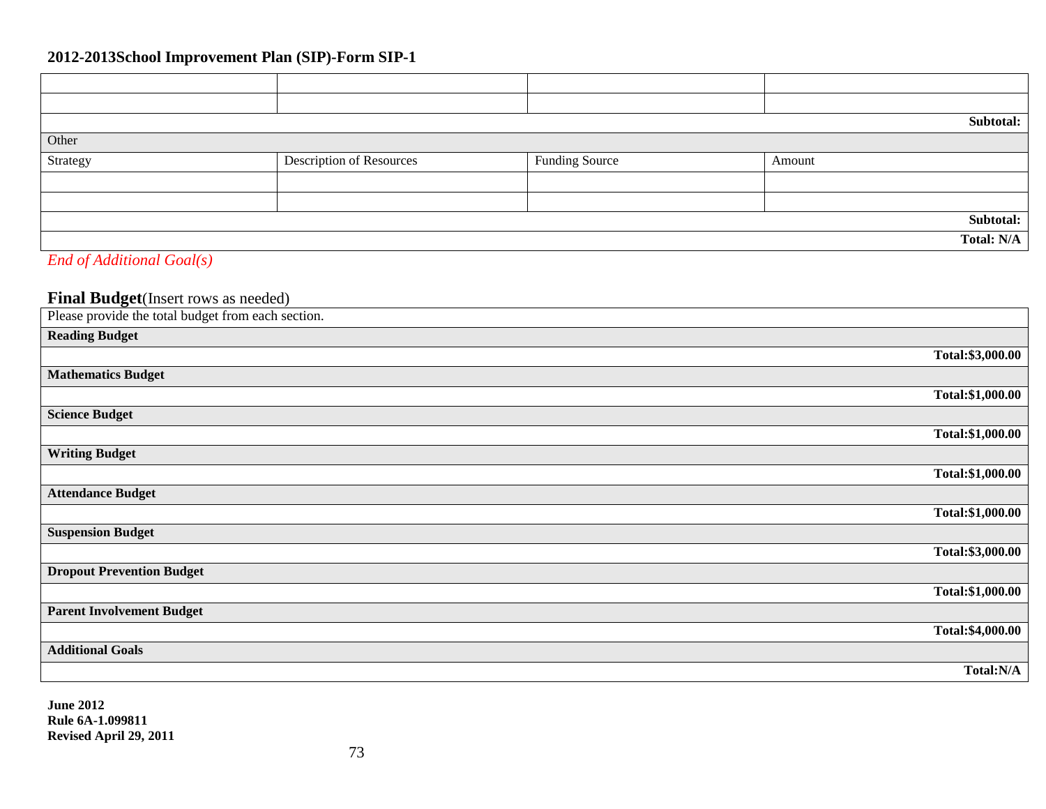## 2012-2013School Improvement Plan (SIP)-Form SIP-1

| | | | |
|---|---|---|---|
| | | | |
| | | | |
| | | | **Subtotal:** |
| Other | | | |
| Strategy | Description of Resources | Funding Source | Amount |
| | | | |
| | | | |
| | | | **Subtotal:** |
| | | | **Total: N/A** |

*End of Additional Goal(s)*

## **Final Budget**(Insert rows as needed)

| Please provide the total budget from each section. |
|---|
| **Reading Budget** |
| **Total:$3,000.00** |
| **Mathematics Budget** |
| **Total:$1,000.00** |
| **Science Budget** |
| **Total:$1,000.00** |
| **Writing Budget** |
| **Total:$1,000.00** |
| **Attendance Budget** |
| **Total:$1,000.00** |
| **Suspension Budget** |
| **Total:$3,000.00** |
| **Dropout Prevention Budget** |
| **Total:$1,000.00** |
| **Parent Involvement Budget** |
| **Total:$4,000.00** |
| **Additional Goals** |
| **Total:N/A** |

**June 2012**
**Rule 6A-1.099811**
**Revised April 29, 2011**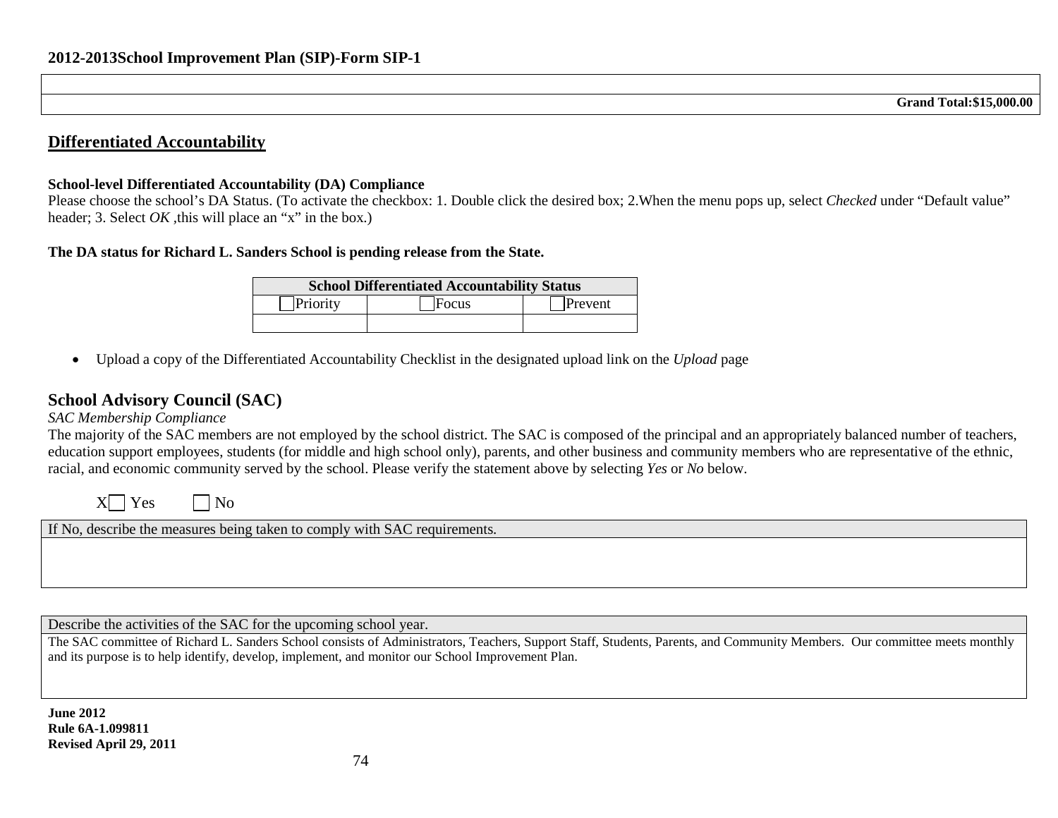| |
|---|
| **Grand Total:$15,000.00** |

## Differentiated Accountability

**School-level Differentiated Accountability (DA) Compliance**

Please choose the school's DA Status. (To activate the checkbox: 1. Double click the desired box; 2.When the menu pops up, select *Checked* under "Default value" header; 3. Select *OK* ,this will place an "x" in the box.)

**The DA status for Richard L. Sanders School is pending release from the State.**

| School Differentiated Accountability Status | | |
|---|---|---|
| ☐ Priority | ☐ Focus | ☐ Prevent |
| | | |

- Upload a copy of the Differentiated Accountability Checklist in the designated upload link on the *Upload* page

## School Advisory Council (SAC)

*SAC Membership Compliance*

The majority of the SAC members are not employed by the school district. The SAC is composed of the principal and an appropriately balanced number of teachers, education support employees, students (for middle and high school only), parents, and other business and community members who are representative of the ethnic, racial, and economic community served by the school. Please verify the statement above by selecting *Yes* or *No* below.

X☐ Yes ☐ No

| If No, describe the measures being taken to comply with SAC requirements. |
|---|
| |

| Describe the activities of the SAC for the upcoming school year. |
|---|
| The SAC committee of Richard L. Sanders School consists of Administrators, Teachers, Support Staff, Students, Parents, and Community Members. Our committee meets monthly and its purpose is to help identify, develop, implement, and monitor our School Improvement Plan. |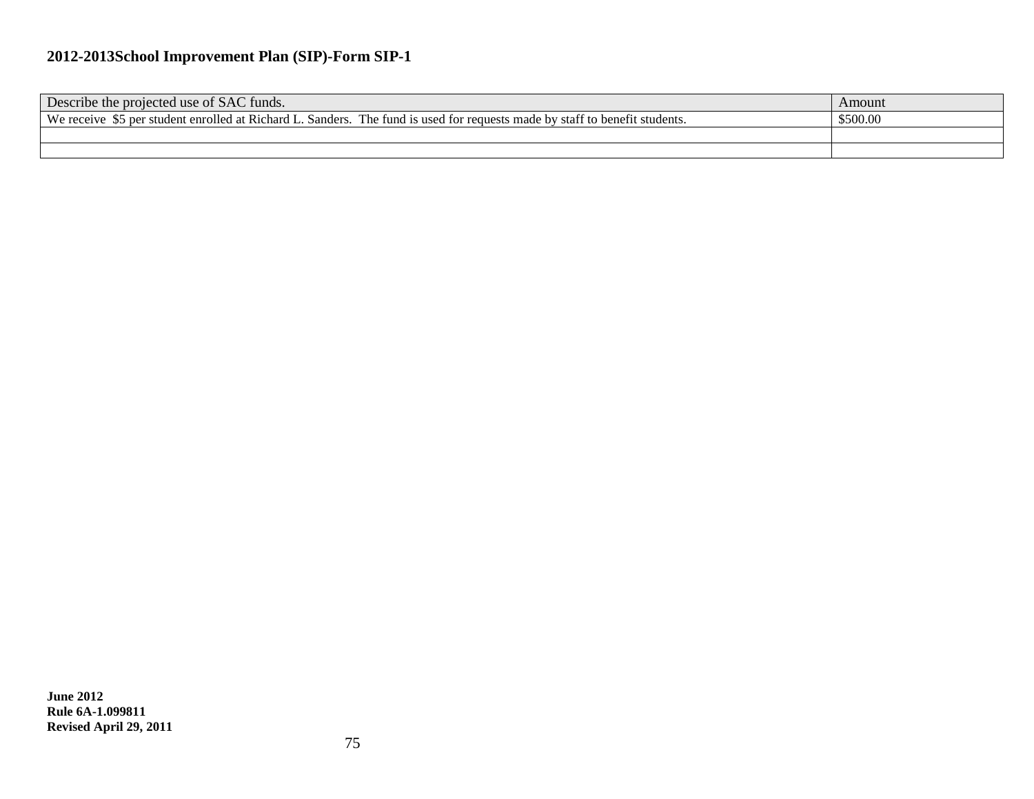**2012-2013School Improvement Plan (SIP)-Form SIP-1**

| Describe the projected use of SAC funds. | Amount |
|---|---|
| We receive  $5 per student enrolled at Richard L. Sanders.  The fund is used for requests made by staff to benefit students. | $500.00 |
| | |
| | |

**June 2012**
**Rule 6A-1.099811**
**Revised April 29, 2011**